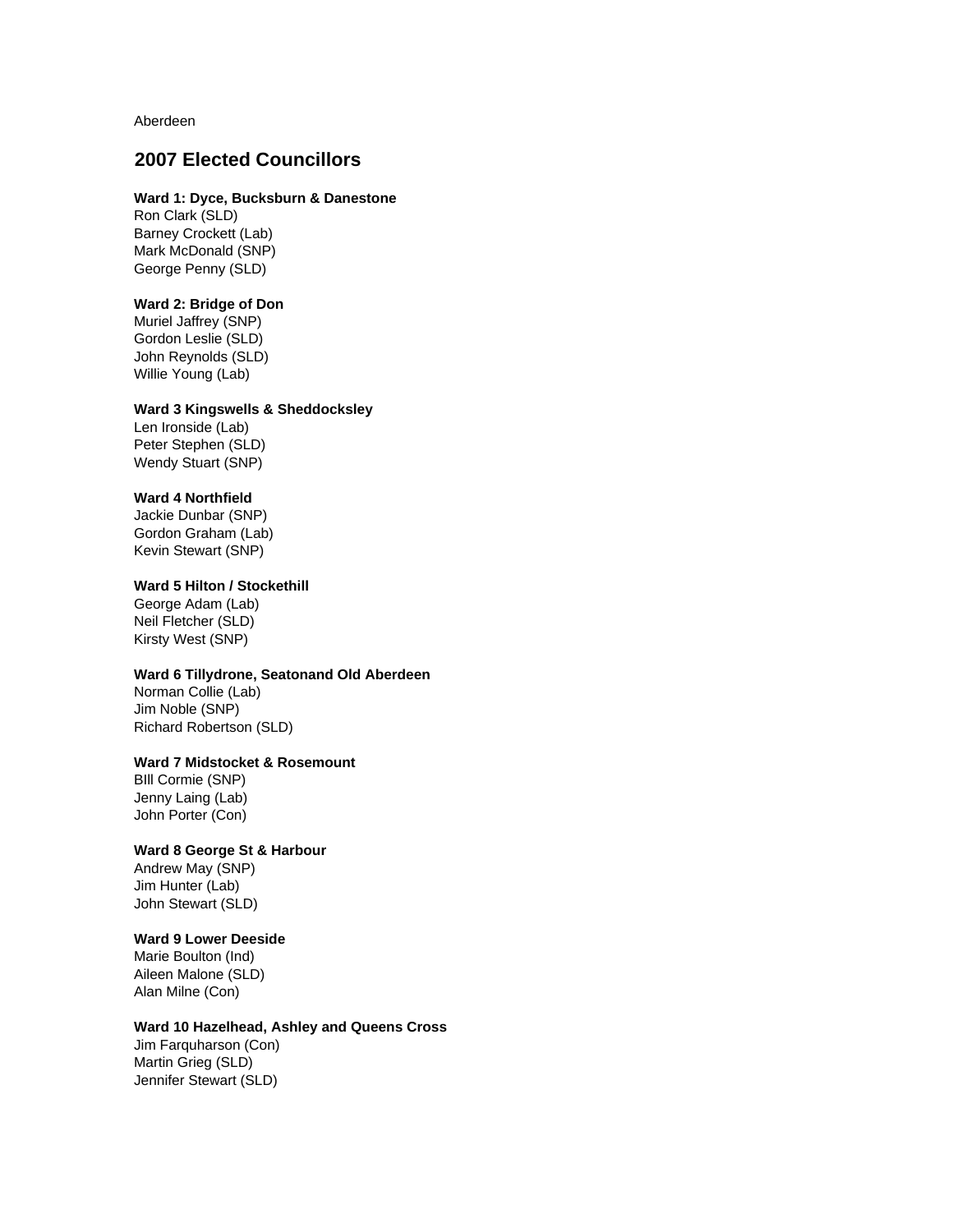Aberdeen

## 2007 Elected Councillors

**Ward 1: Dyce, Bucksburn & Danestone**
Ron Clark (SLD)
Barney Crockett (Lab)
Mark McDonald (SNP)
George Penny (SLD)

**Ward 2: Bridge of Don**
Muriel Jaffrey (SNP)
Gordon Leslie (SLD)
John Reynolds (SLD)
Willie Young (Lab)

**Ward 3 Kingswells & Sheddocksley**
Len Ironside (Lab)
Peter Stephen (SLD)
Wendy Stuart (SNP)

**Ward 4 Northfield**
Jackie Dunbar (SNP)
Gordon Graham (Lab)
Kevin Stewart (SNP)

**Ward 5 Hilton / Stockethill**
George Adam (Lab)
Neil Fletcher (SLD)
Kirsty West (SNP)

**Ward 6 Tillydrone, Seatonand Old Aberdeen**
Norman Collie (Lab)
Jim Noble (SNP)
Richard Robertson (SLD)

**Ward 7 Midstocket & Rosemount**
BIll Cormie (SNP)
Jenny Laing (Lab)
John Porter (Con)

**Ward 8 George St & Harbour**
Andrew May (SNP)
Jim Hunter (Lab)
John Stewart (SLD)

**Ward 9 Lower Deeside**
Marie Boulton (Ind)
Aileen Malone (SLD)
Alan Milne (Con)

**Ward 10 Hazelhead, Ashley and Queens Cross**
Jim Farquharson (Con)
Martin Grieg (SLD)
Jennifer Stewart (SLD)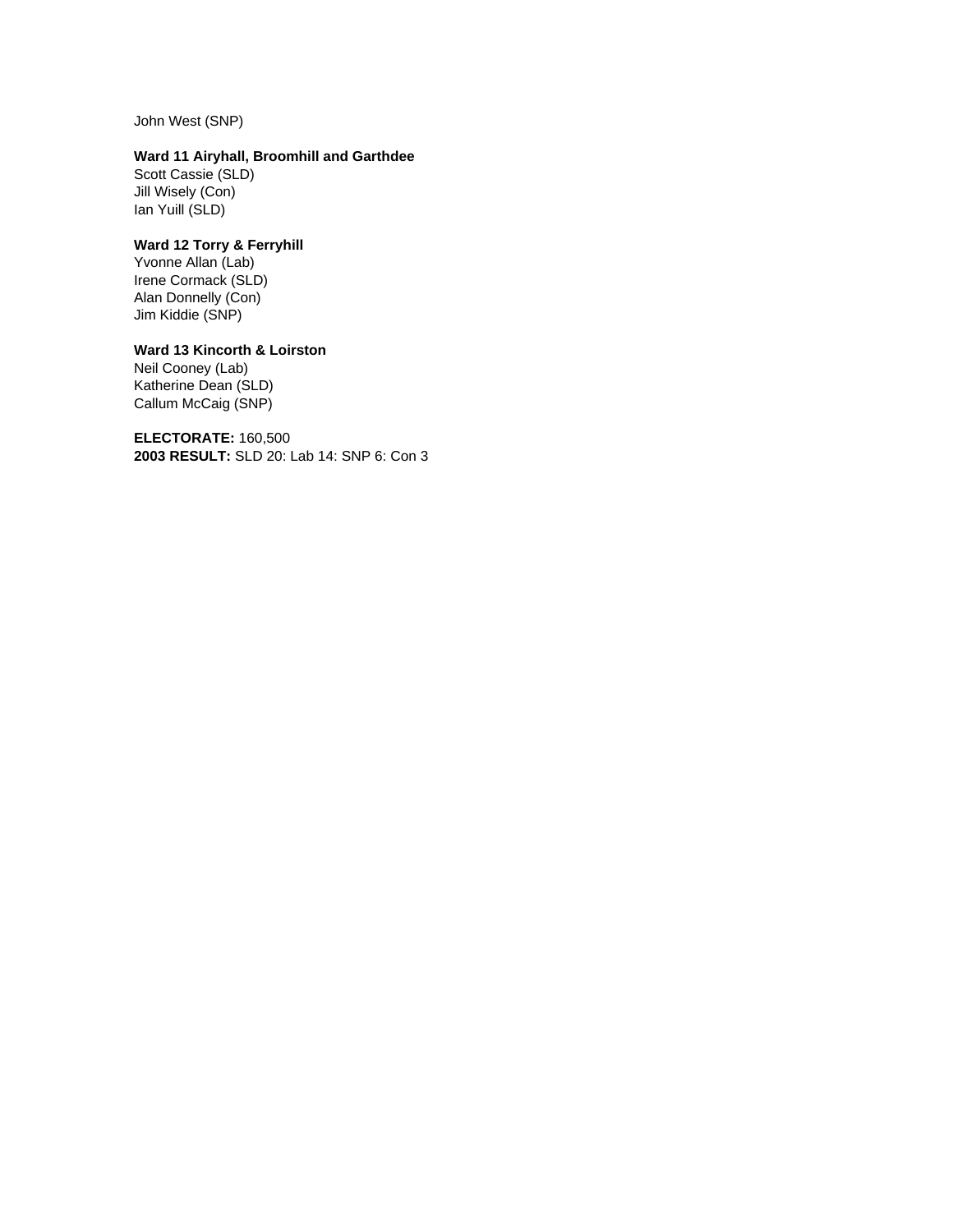John West (SNP)

**Ward 11 Airyhall, Broomhill and Garthdee**
Scott Cassie (SLD)
Jill Wisely (Con)
Ian Yuill (SLD)

**Ward 12 Torry & Ferryhill**
Yvonne Allan (Lab)
Irene Cormack (SLD)
Alan Donnelly (Con)
Jim Kiddie (SNP)

**Ward 13 Kincorth & Loirston**
Neil Cooney (Lab)
Katherine Dean (SLD)
Callum McCaig (SNP)

**ELECTORATE:** 160,500
**2003 RESULT:** SLD 20: Lab 14: SNP 6: Con 3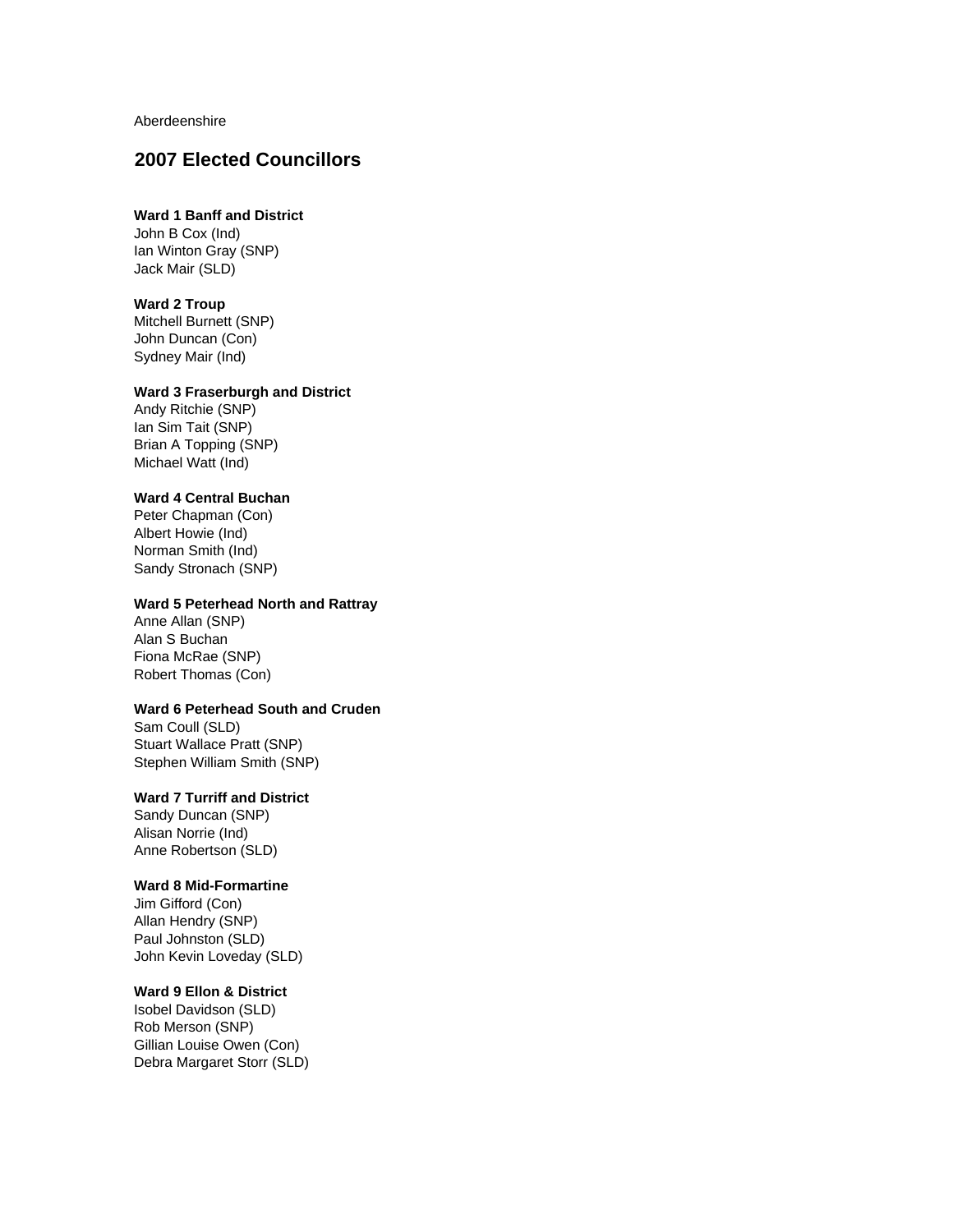Aberdeenshire

## 2007 Elected Councillors

**Ward 1 Banff and District**
John B Cox (Ind)
Ian Winton Gray (SNP)
Jack Mair (SLD)

**Ward 2 Troup**
Mitchell Burnett (SNP)
John Duncan (Con)
Sydney Mair (Ind)

**Ward 3 Fraserburgh and District**
Andy Ritchie (SNP)
Ian Sim Tait (SNP)
Brian A Topping (SNP)
Michael Watt (Ind)

**Ward 4 Central Buchan**
Peter Chapman (Con)
Albert Howie (Ind)
Norman Smith (Ind)
Sandy Stronach (SNP)

**Ward 5 Peterhead North and Rattray**
Anne Allan (SNP)
Alan S Buchan
Fiona McRae (SNP)
Robert Thomas (Con)

**Ward 6 Peterhead South and Cruden**
Sam Coull (SLD)
Stuart Wallace Pratt (SNP)
Stephen William Smith (SNP)

**Ward 7 Turriff and District**
Sandy Duncan (SNP)
Alisan Norrie (Ind)
Anne Robertson (SLD)

**Ward 8 Mid-Formartine**
Jim Gifford (Con)
Allan Hendry (SNP)
Paul Johnston (SLD)
John Kevin Loveday (SLD)

**Ward 9 Ellon & District**
Isobel Davidson (SLD)
Rob Merson (SNP)
Gillian Louise Owen (Con)
Debra Margaret Storr (SLD)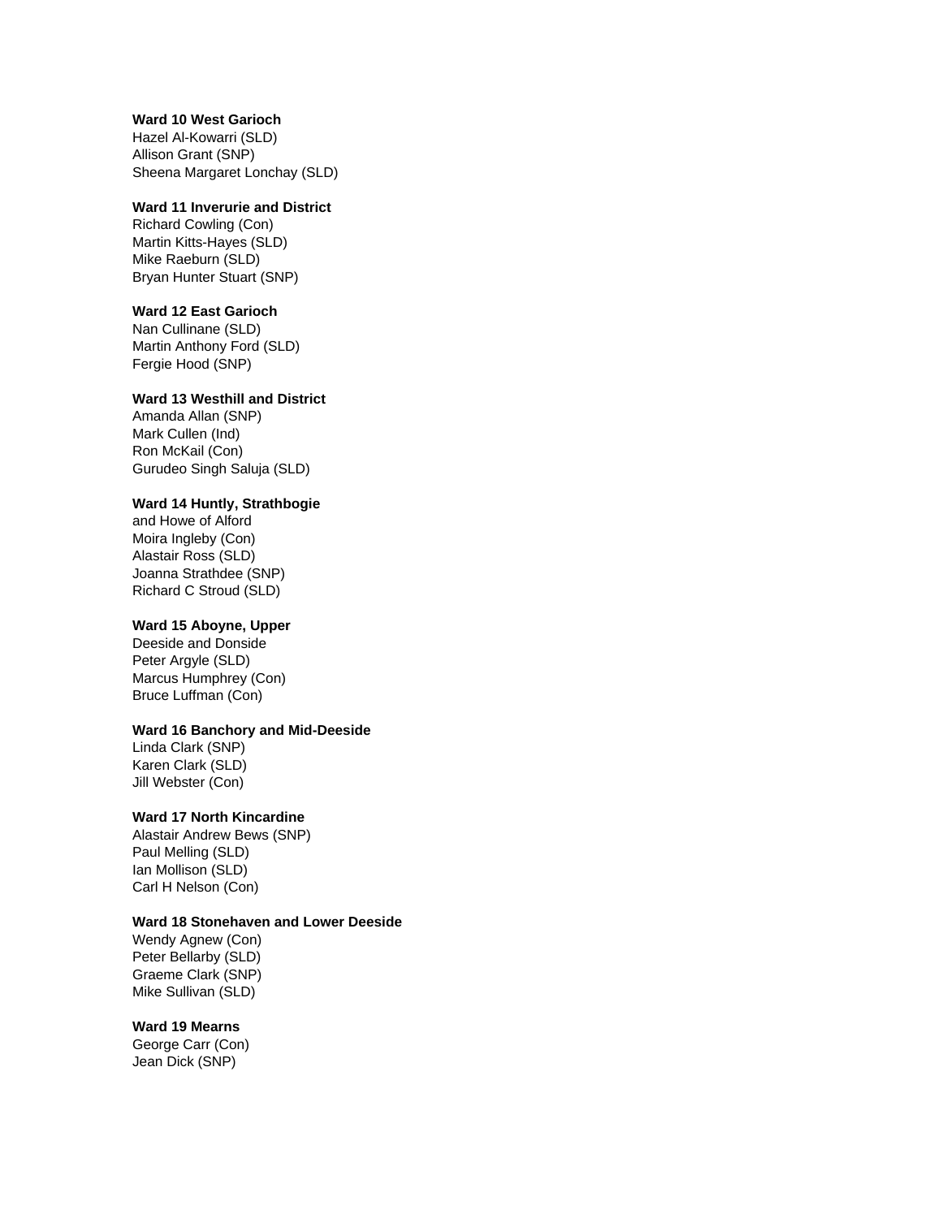**Ward 10 West Garioch**
Hazel Al-Kowarri (SLD)
Allison Grant (SNP)
Sheena Margaret Lonchay (SLD)

**Ward 11 Inverurie and District**
Richard Cowling (Con)
Martin Kitts-Hayes (SLD)
Mike Raeburn (SLD)
Bryan Hunter Stuart (SNP)

**Ward 12 East Garioch**
Nan Cullinane (SLD)
Martin Anthony Ford (SLD)
Fergie Hood (SNP)

**Ward 13 Westhill and District**
Amanda Allan (SNP)
Mark Cullen (Ind)
Ron McKail (Con)
Gurudeo Singh Saluja (SLD)

**Ward 14 Huntly, Strathbogie**
and Howe of Alford
Moira Ingleby (Con)
Alastair Ross (SLD)
Joanna Strathdee (SNP)
Richard C Stroud (SLD)

**Ward 15 Aboyne, Upper**
Deeside and Donside
Peter Argyle (SLD)
Marcus Humphrey (Con)
Bruce Luffman (Con)

**Ward 16 Banchory and Mid-Deeside**
Linda Clark (SNP)
Karen Clark (SLD)
Jill Webster (Con)

**Ward 17 North Kincardine**
Alastair Andrew Bews (SNP)
Paul Melling (SLD)
Ian Mollison (SLD)
Carl H Nelson (Con)

**Ward 18 Stonehaven and Lower Deeside**
Wendy Agnew (Con)
Peter Bellarby (SLD)
Graeme Clark (SNP)
Mike Sullivan (SLD)

**Ward 19 Mearns**
George Carr (Con)
Jean Dick (SNP)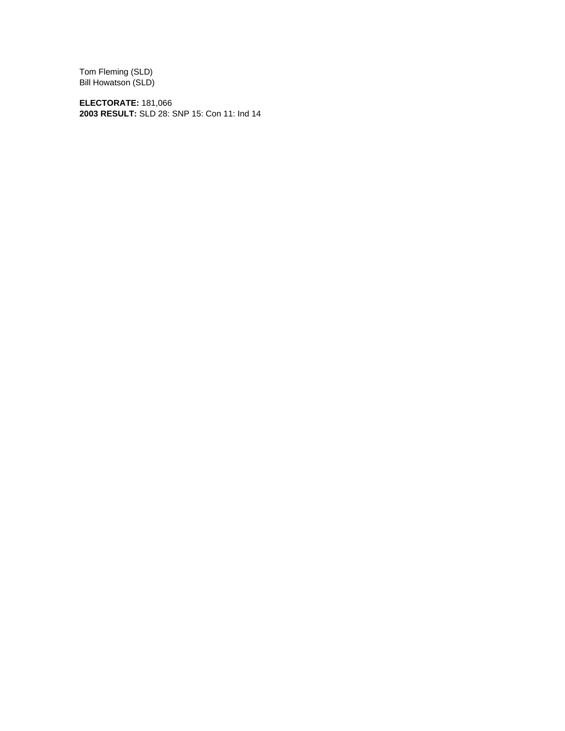Tom Fleming (SLD)
Bill Howatson (SLD)

**ELECTORATE:** 181,066
**2003 RESULT:** SLD 28: SNP 15: Con 11: Ind 14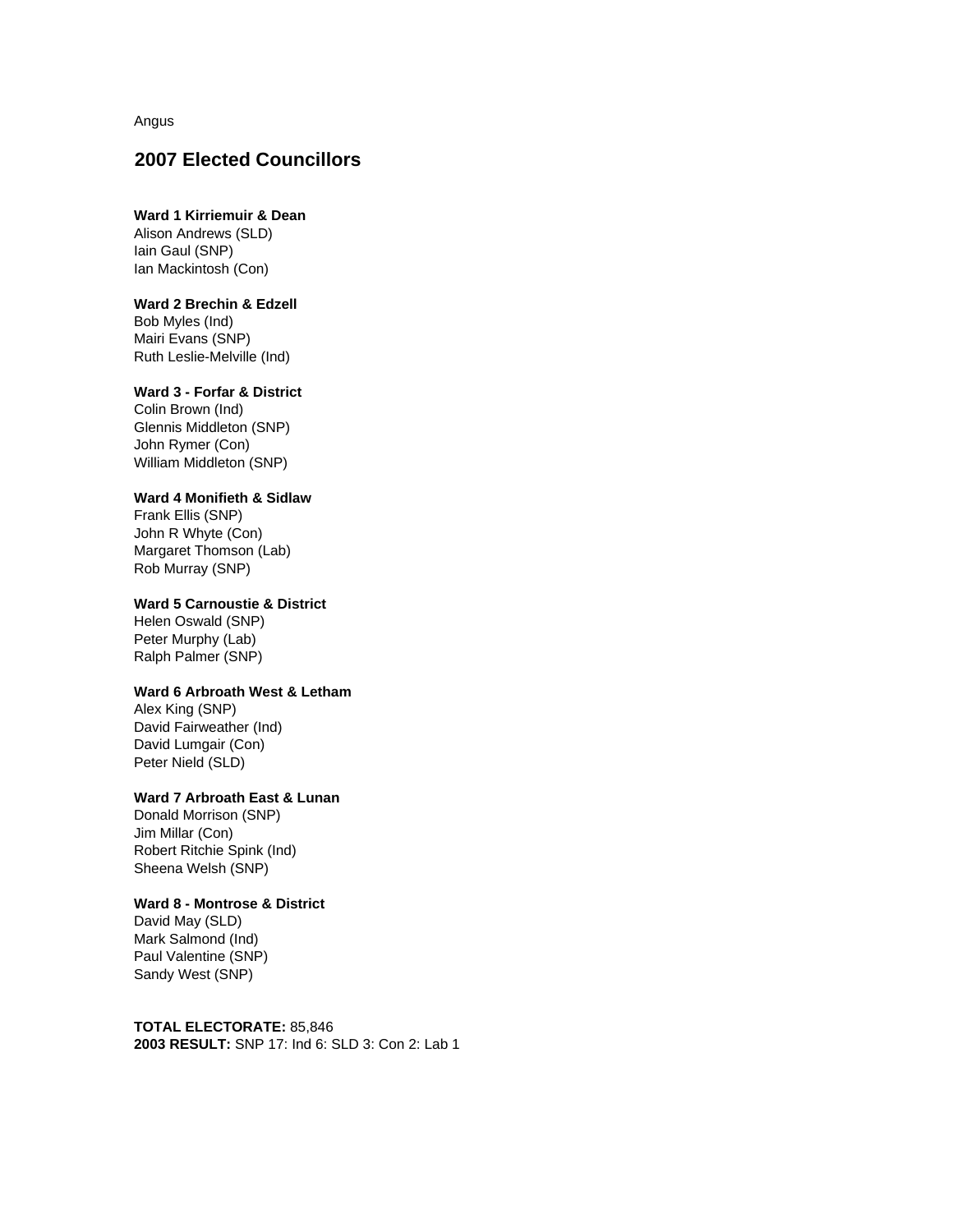Angus

## 2007 Elected Councillors

**Ward 1 Kirriemuir & Dean**
Alison Andrews (SLD)
Iain Gaul (SNP)
Ian Mackintosh (Con)

**Ward 2 Brechin & Edzell**
Bob Myles (Ind)
Mairi Evans (SNP)
Ruth Leslie-Melville (Ind)

**Ward 3 - Forfar & District**
Colin Brown (Ind)
Glennis Middleton (SNP)
John Rymer (Con)
William Middleton (SNP)

**Ward 4 Monifieth & Sidlaw**
Frank Ellis (SNP)
John R Whyte (Con)
Margaret Thomson (Lab)
Rob Murray (SNP)

**Ward 5 Carnoustie & District**
Helen Oswald (SNP)
Peter Murphy (Lab)
Ralph Palmer (SNP)

**Ward 6 Arbroath West & Letham**
Alex King (SNP)
David Fairweather (Ind)
David Lumgair (Con)
Peter Nield (SLD)

**Ward 7 Arbroath East & Lunan**
Donald Morrison (SNP)
Jim Millar (Con)
Robert Ritchie Spink (Ind)
Sheena Welsh (SNP)

**Ward 8 - Montrose & District**
David May (SLD)
Mark Salmond (Ind)
Paul Valentine (SNP)
Sandy West (SNP)

**TOTAL ELECTORATE:** 85,846
**2003 RESULT:** SNP 17: Ind 6: SLD 3: Con 2: Lab 1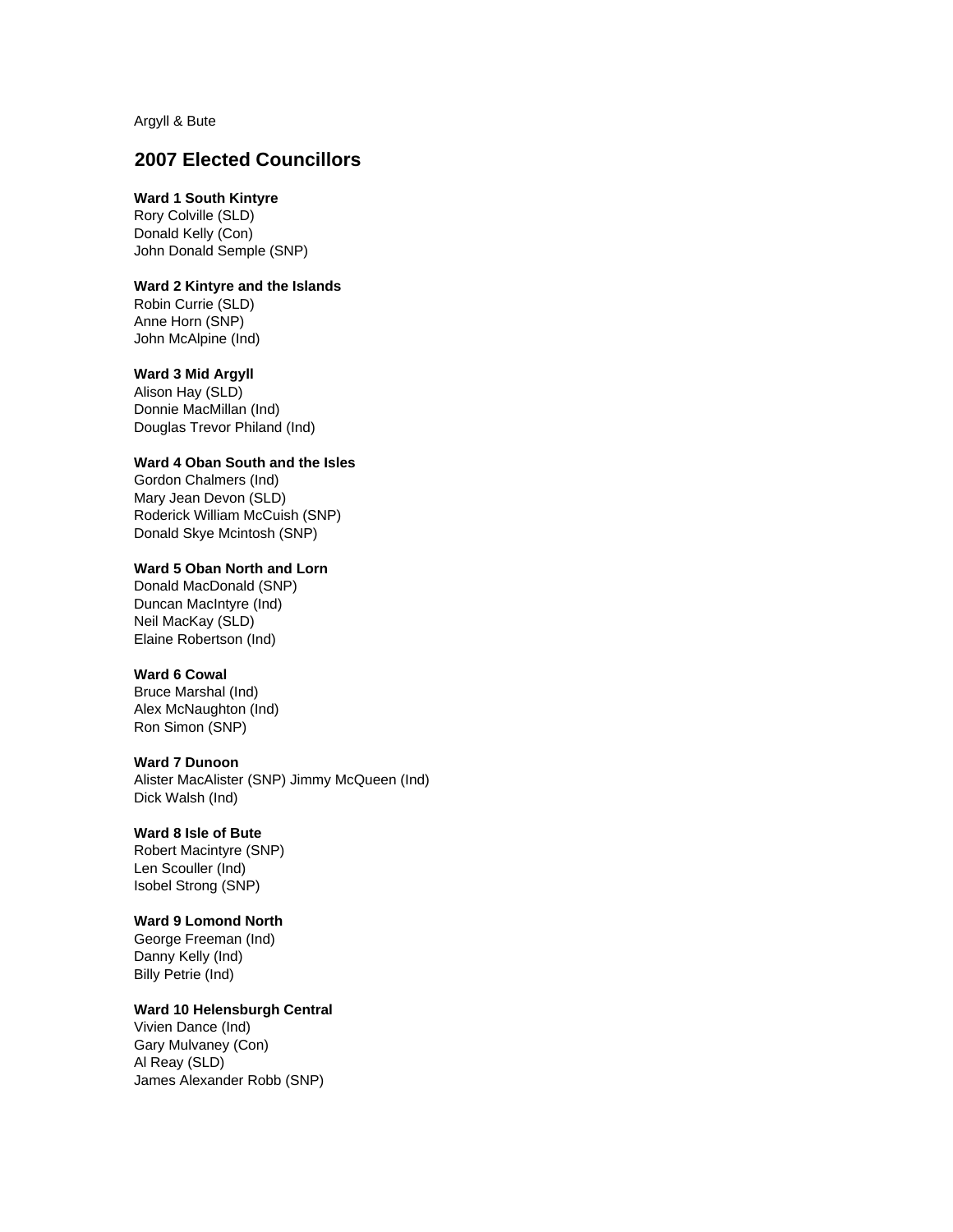Argyll & Bute

## 2007 Elected Councillors

**Ward 1 South Kintyre**
Rory Colville (SLD)
Donald Kelly (Con)
John Donald Semple (SNP)

**Ward 2 Kintyre and the Islands**
Robin Currie (SLD)
Anne Horn (SNP)
John McAlpine (Ind)

**Ward 3 Mid Argyll**
Alison Hay (SLD)
Donnie MacMillan (Ind)
Douglas Trevor Philand (Ind)

**Ward 4 Oban South and the Isles**
Gordon Chalmers (Ind)
Mary Jean Devon (SLD)
Roderick William McCuish (SNP)
Donald Skye Mcintosh (SNP)

**Ward 5 Oban North and Lorn**
Donald MacDonald (SNP)
Duncan MacIntyre (Ind)
Neil MacKay (SLD)
Elaine Robertson (Ind)

**Ward 6 Cowal**
Bruce Marshal (Ind)
Alex McNaughton (Ind)
Ron Simon (SNP)

**Ward 7 Dunoon**
Alister MacAlister (SNP) Jimmy McQueen (Ind)
Dick Walsh (Ind)

**Ward 8 Isle of Bute**
Robert Macintyre (SNP)
Len Scouller (Ind)
Isobel Strong (SNP)

**Ward 9 Lomond North**
George Freeman (Ind)
Danny Kelly (Ind)
Billy Petrie (Ind)

**Ward 10 Helensburgh Central**
Vivien Dance (Ind)
Gary Mulvaney (Con)
Al Reay (SLD)
James Alexander Robb (SNP)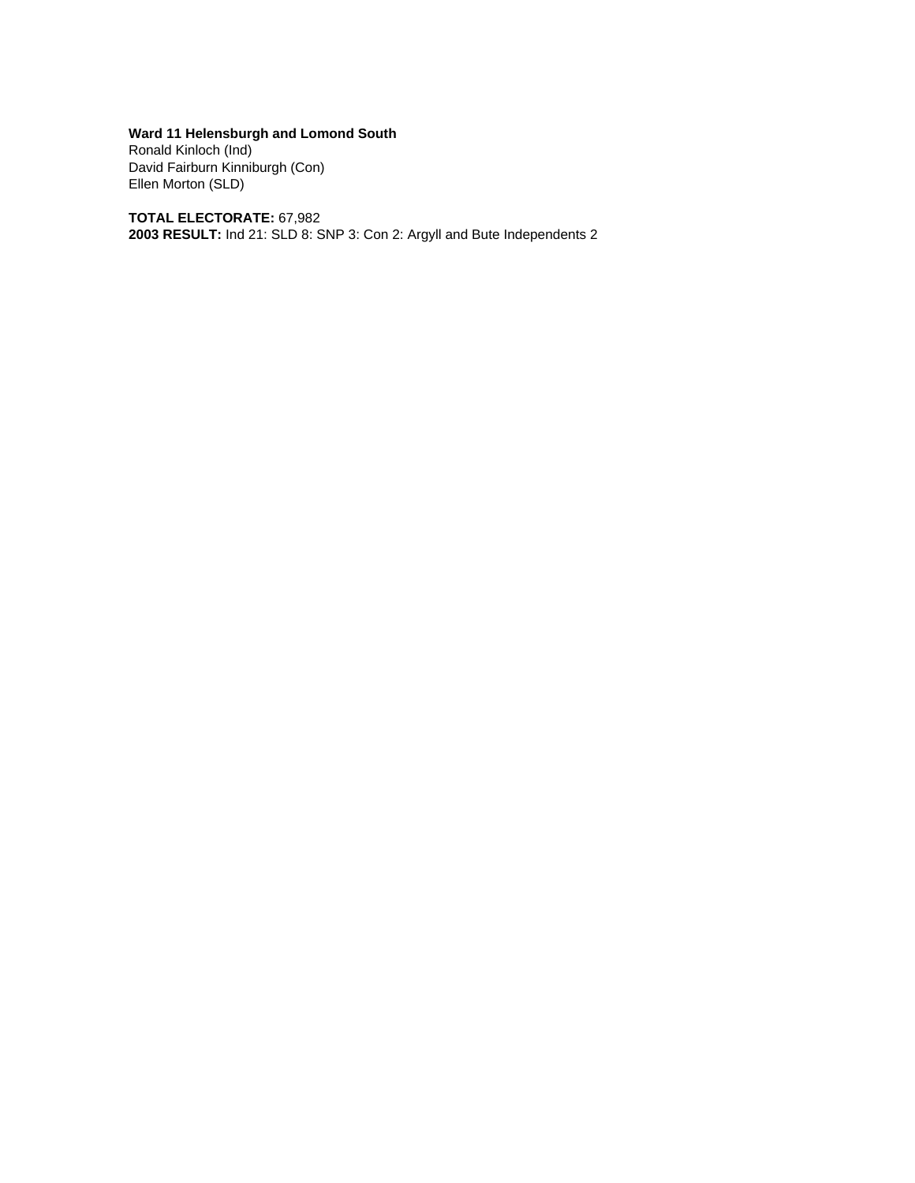**Ward 11 Helensburgh and Lomond South**
Ronald Kinloch (Ind)
David Fairburn Kinniburgh (Con)
Ellen Morton (SLD)

**TOTAL ELECTORATE:** 67,982
**2003 RESULT:** Ind 21: SLD 8: SNP 3: Con 2: Argyll and Bute Independents 2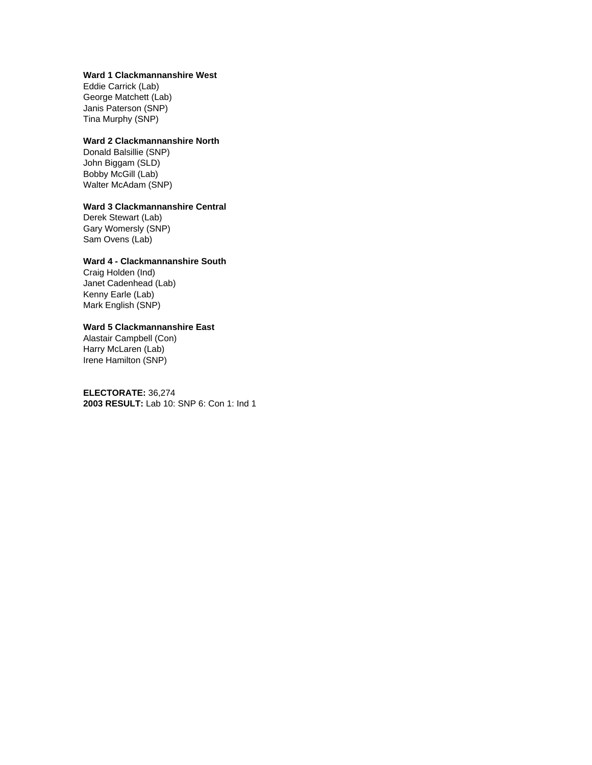**Ward 1 Clackmannanshire West**
Eddie Carrick (Lab)
George Matchett (Lab)
Janis Paterson (SNP)
Tina Murphy (SNP)

**Ward 2 Clackmannanshire North**
Donald Balsillie (SNP)
John Biggam (SLD)
Bobby McGill (Lab)
Walter McAdam (SNP)

**Ward 3 Clackmannanshire Central**
Derek Stewart (Lab)
Gary Womersly (SNP)
Sam Ovens (Lab)

**Ward 4 - Clackmannanshire South**
Craig Holden (Ind)
Janet Cadenhead (Lab)
Kenny Earle (Lab)
Mark English (SNP)

**Ward 5 Clackmannanshire East**
Alastair Campbell (Con)
Harry McLaren (Lab)
Irene Hamilton (SNP)

**ELECTORATE:** 36,274
**2003 RESULT:** Lab 10: SNP 6: Con 1: Ind 1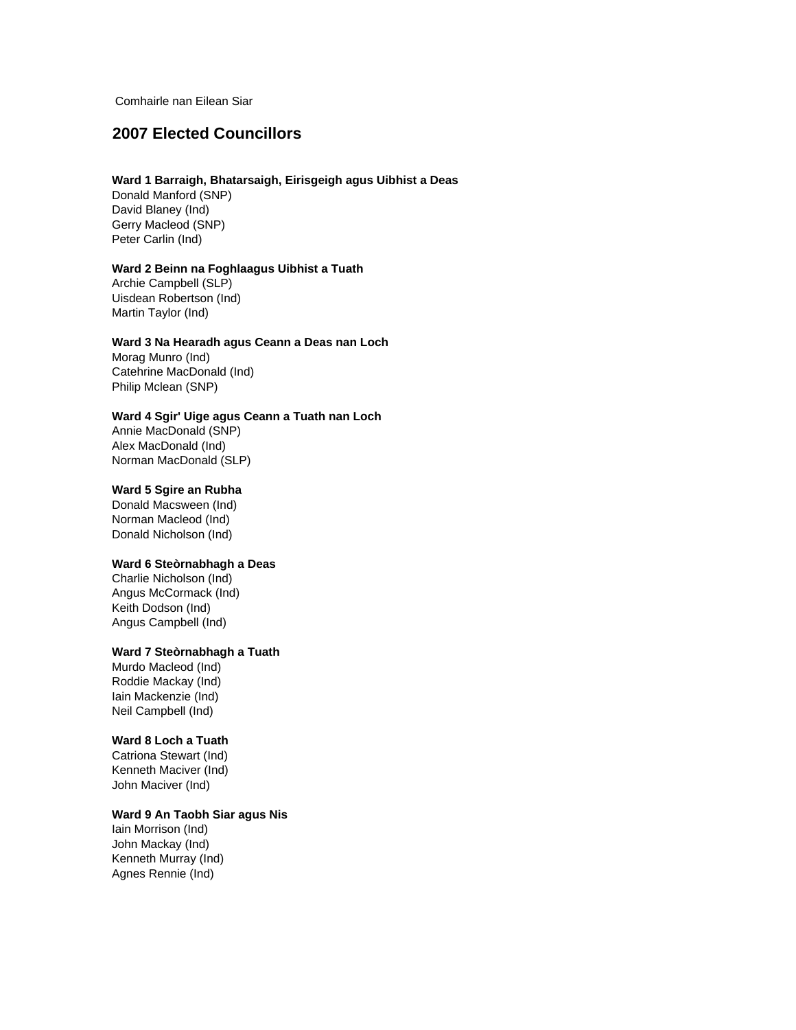Comhairle nan Eilean Siar

## 2007 Elected Councillors

**Ward 1 Barraigh, Bhatarsaigh, Eirisgeigh agus Uibhist a Deas**

Donald Manford (SNP)
David Blaney (Ind)
Gerry Macleod (SNP)
Peter Carlin (Ind)

**Ward 2 Beinn na Foghlaagus Uibhist a Tuath**

Archie Campbell (SLP)
Uisdean Robertson (Ind)
Martin Taylor (Ind)

**Ward 3 Na Hearadh agus Ceann a Deas nan Loch**

Morag Munro (Ind)
Catehrine MacDonald (Ind)
Philip Mclean (SNP)

**Ward 4 Sgir' Uige agus Ceann a Tuath nan Loch**

Annie MacDonald (SNP)
Alex MacDonald (Ind)
Norman MacDonald (SLP)

**Ward 5 Sgire an Rubha**

Donald Macsween (Ind)
Norman Macleod (Ind)
Donald Nicholson (Ind)

**Ward 6 Steòrnabhagh a Deas**

Charlie Nicholson (Ind)
Angus McCormack (Ind)
Keith Dodson (Ind)
Angus Campbell (Ind)

**Ward 7 Steòrnabhagh a Tuath**

Murdo Macleod (Ind)
Roddie Mackay (Ind)
Iain Mackenzie (Ind)
Neil Campbell (Ind)

**Ward 8 Loch a Tuath**

Catriona Stewart (Ind)
Kenneth Maciver (Ind)
John Maciver (Ind)

**Ward 9 An Taobh Siar agus Nis**

Iain Morrison (Ind)
John Mackay (Ind)
Kenneth Murray (Ind)
Agnes Rennie (Ind)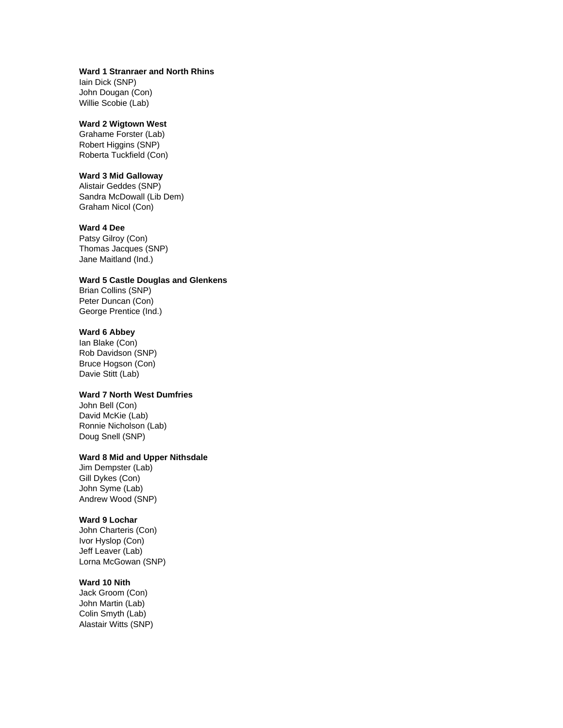**Ward 1 Stranraer and North Rhins**
Iain Dick (SNP)
John Dougan (Con)
Willie Scobie (Lab)

**Ward 2 Wigtown West**
Grahame Forster (Lab)
Robert Higgins (SNP)
Roberta Tuckfield (Con)

**Ward 3 Mid Galloway**
Alistair Geddes (SNP)
Sandra McDowall (Lib Dem)
Graham Nicol (Con)

**Ward 4 Dee**
Patsy Gilroy (Con)
Thomas Jacques (SNP)
Jane Maitland (Ind.)

**Ward 5 Castle Douglas and Glenkens**
Brian Collins (SNP)
Peter Duncan (Con)
George Prentice (Ind.)

**Ward 6 Abbey**
Ian Blake (Con)
Rob Davidson (SNP)
Bruce Hogson (Con)
Davie Stitt (Lab)

**Ward 7 North West Dumfries**
John Bell (Con)
David McKie (Lab)
Ronnie Nicholson (Lab)
Doug Snell (SNP)

**Ward 8 Mid and Upper Nithsdale**
Jim Dempster (Lab)
Gill Dykes (Con)
John Syme (Lab)
Andrew Wood (SNP)

**Ward 9 Lochar**
John Charteris (Con)
Ivor Hyslop (Con)
Jeff Leaver (Lab)
Lorna McGowan (SNP)

**Ward 10 Nith**
Jack Groom (Con)
John Martin (Lab)
Colin Smyth (Lab)
Alastair Witts (SNP)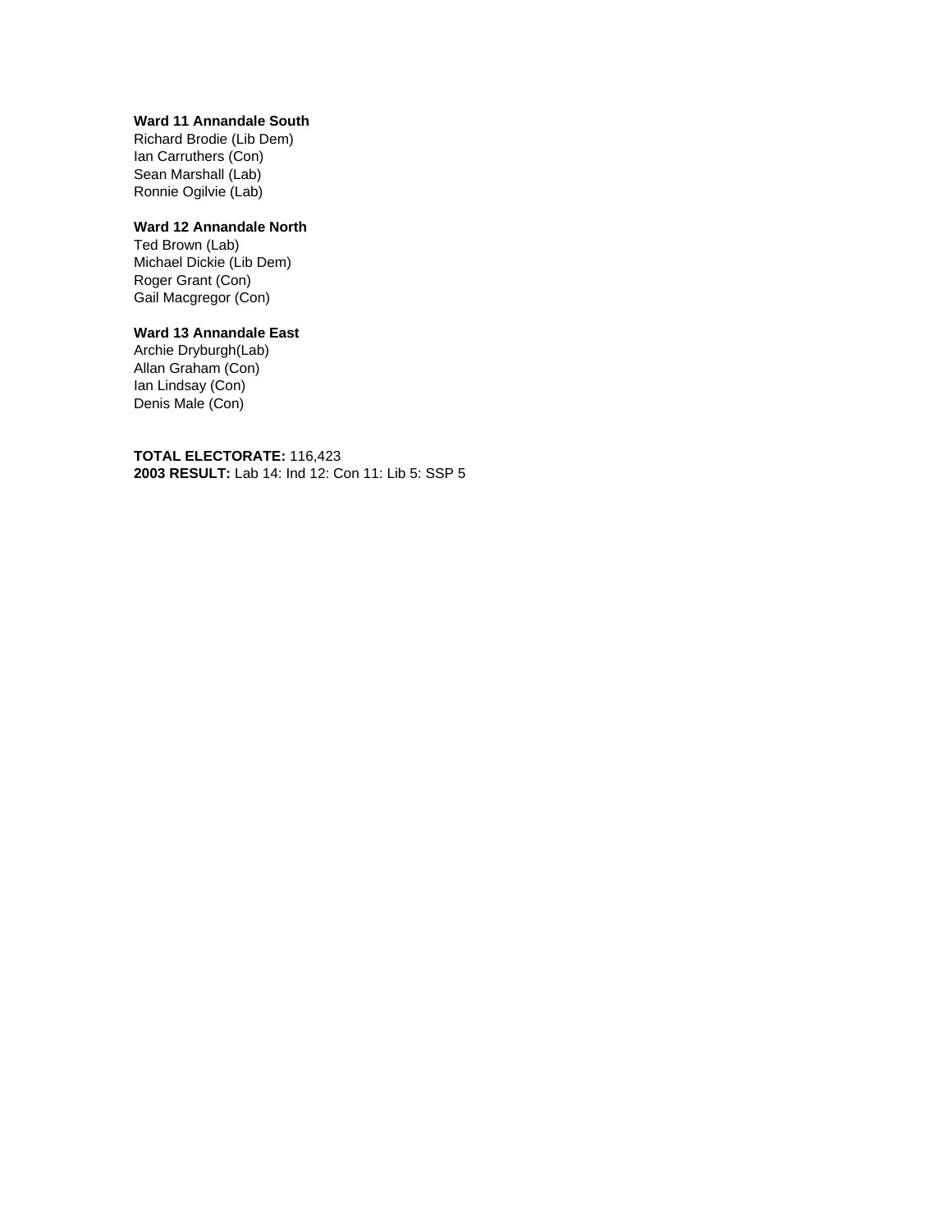**Ward 11 Annandale South**
Richard Brodie (Lib Dem)
Ian Carruthers (Con)
Sean Marshall (Lab)
Ronnie Ogilvie (Lab)

**Ward 12 Annandale North**
Ted Brown (Lab)
Michael Dickie (Lib Dem)
Roger Grant (Con)
Gail Macgregor (Con)

**Ward 13 Annandale East**
Archie Dryburgh(Lab)
Allan Graham (Con)
Ian Lindsay (Con)
Denis Male (Con)

**TOTAL ELECTORATE:** 116,423
**2003 RESULT:** Lab 14: Ind 12: Con 11: Lib 5: SSP 5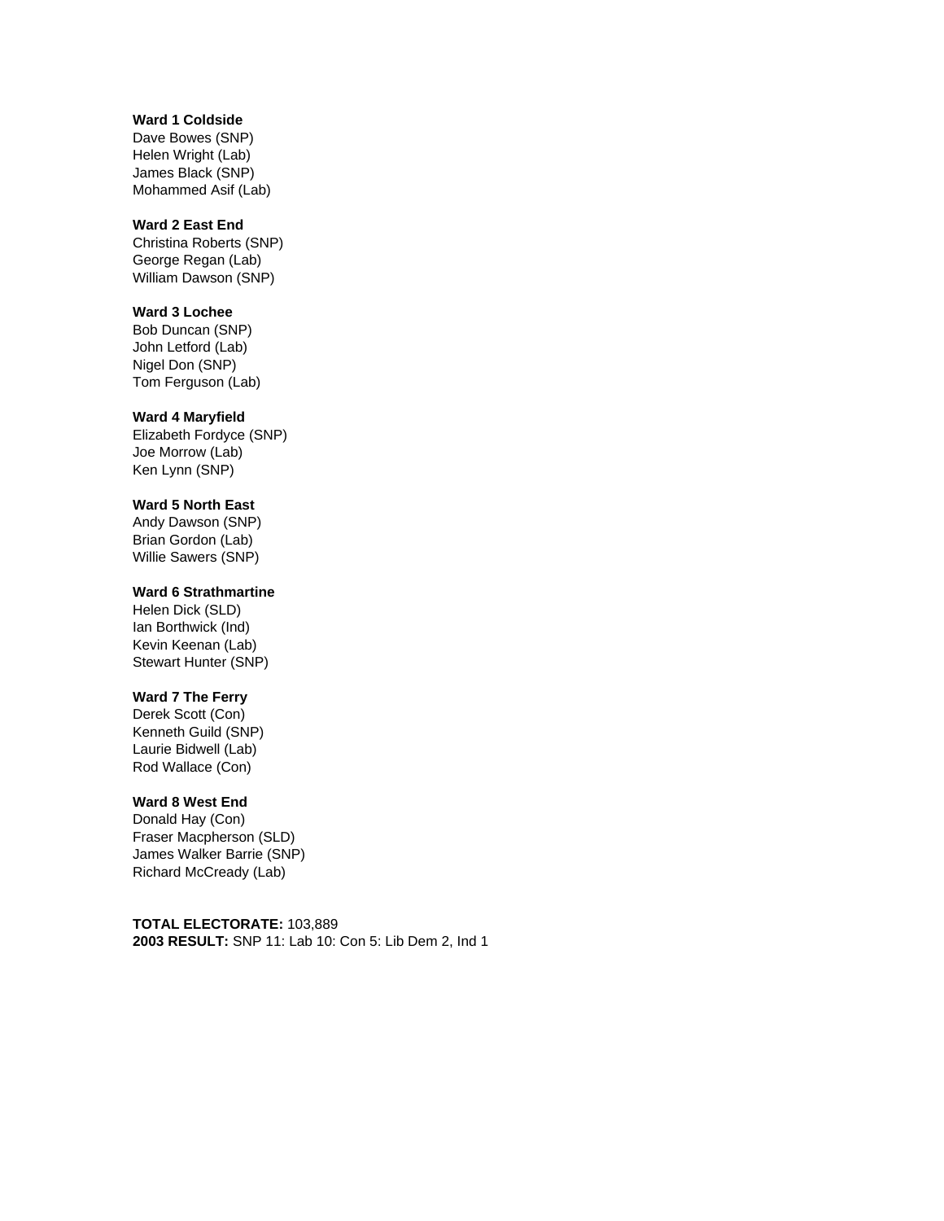**Ward 1 Coldside**
Dave Bowes (SNP)
Helen Wright (Lab)
James Black (SNP)
Mohammed Asif (Lab)

**Ward 2 East End**
Christina Roberts (SNP)
George Regan (Lab)
William Dawson (SNP)

**Ward 3 Lochee**
Bob Duncan (SNP)
John Letford (Lab)
Nigel Don (SNP)
Tom Ferguson (Lab)

**Ward 4 Maryfield**
Elizabeth Fordyce (SNP)
Joe Morrow (Lab)
Ken Lynn (SNP)

**Ward 5 North East**
Andy Dawson (SNP)
Brian Gordon (Lab)
Willie Sawers (SNP)

**Ward 6 Strathmartine**
Helen Dick (SLD)
Ian Borthwick (Ind)
Kevin Keenan (Lab)
Stewart Hunter (SNP)

**Ward 7 The Ferry**
Derek Scott (Con)
Kenneth Guild (SNP)
Laurie Bidwell (Lab)
Rod Wallace (Con)

**Ward 8 West End**
Donald Hay (Con)
Fraser Macpherson (SLD)
James Walker Barrie (SNP)
Richard McCready (Lab)

**TOTAL ELECTORATE:** 103,889
**2003 RESULT:** SNP 11: Lab 10: Con 5: Lib Dem 2, Ind 1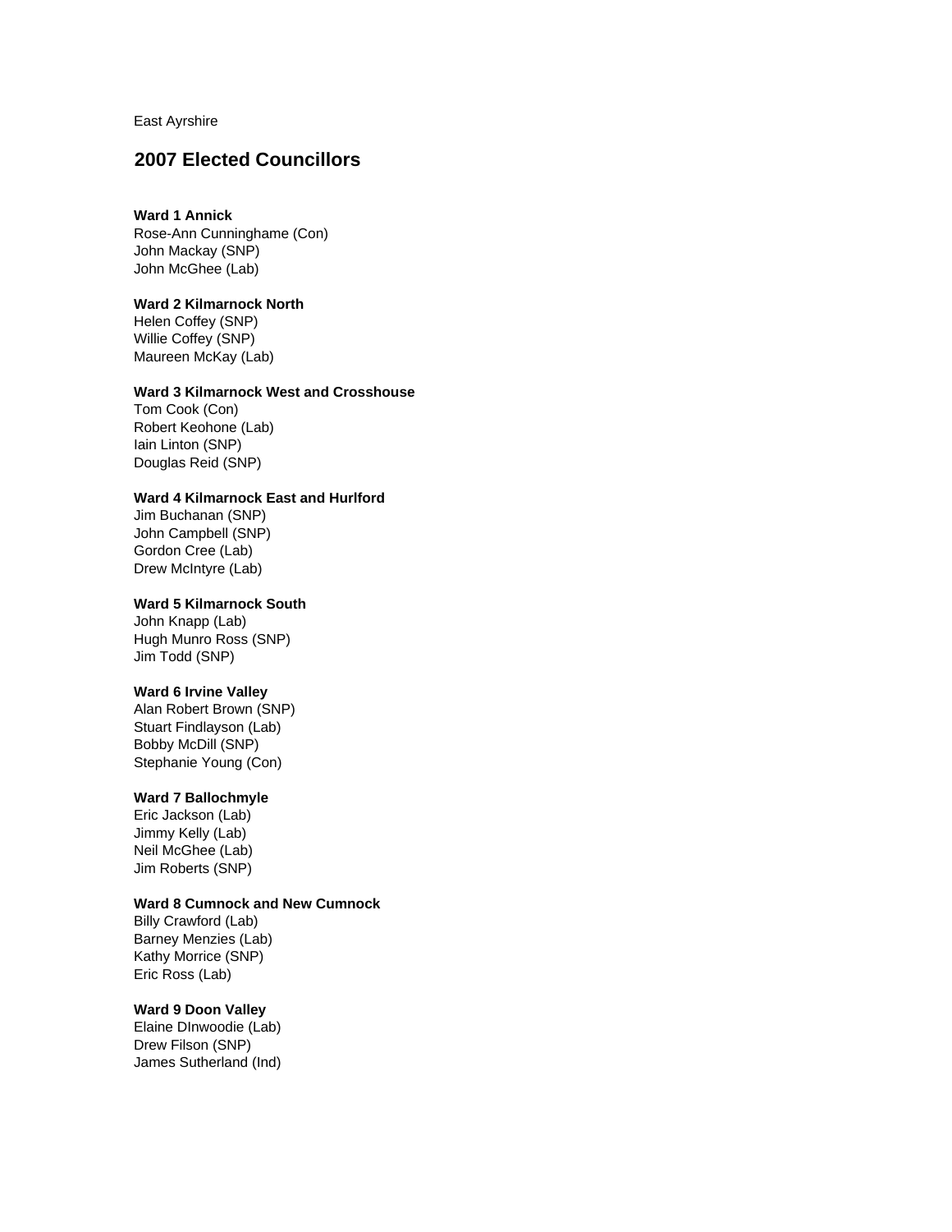East Ayrshire

## 2007 Elected Councillors

**Ward 1 Annick**
Rose-Ann Cunninghame (Con)
John Mackay (SNP)
John McGhee (Lab)

**Ward 2 Kilmarnock North**
Helen Coffey (SNP)
Willie Coffey (SNP)
Maureen McKay (Lab)

**Ward 3 Kilmarnock West and Crosshouse**
Tom Cook (Con)
Robert Keohone (Lab)
Iain Linton (SNP)
Douglas Reid (SNP)

**Ward 4 Kilmarnock East and Hurlford**
Jim Buchanan (SNP)
John Campbell (SNP)
Gordon Cree (Lab)
Drew McIntyre (Lab)

**Ward 5 Kilmarnock South**
John Knapp (Lab)
Hugh Munro Ross (SNP)
Jim Todd (SNP)

**Ward 6 Irvine Valley**
Alan Robert Brown (SNP)
Stuart Findlayson (Lab)
Bobby McDill (SNP)
Stephanie Young (Con)

**Ward 7 Ballochmyle**
Eric Jackson (Lab)
Jimmy Kelly (Lab)
Neil McGhee (Lab)
Jim Roberts (SNP)

**Ward 8 Cumnock and New Cumnock**
Billy Crawford (Lab)
Barney Menzies (Lab)
Kathy Morrice (SNP)
Eric Ross (Lab)

**Ward 9 Doon Valley**
Elaine DInwoodie (Lab)
Drew Filson (SNP)
James Sutherland (Ind)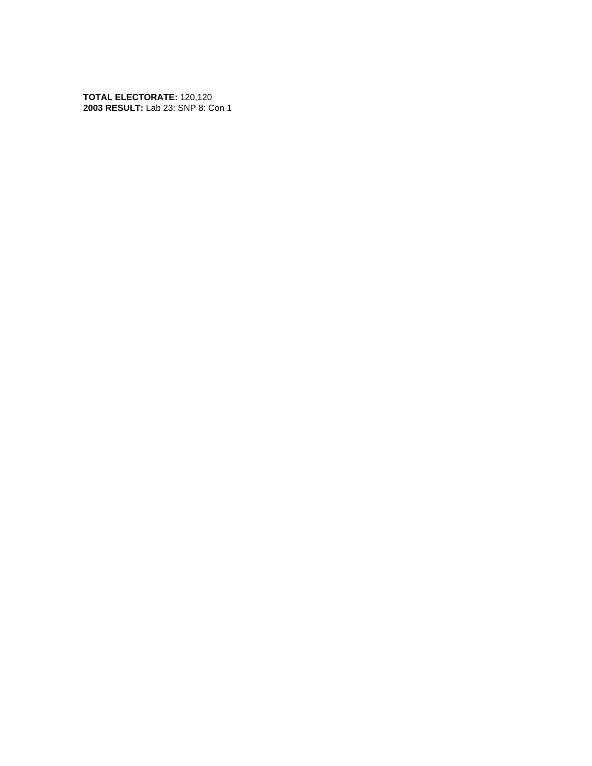**TOTAL ELECTORATE:** 120,120
**2003 RESULT:** Lab 23: SNP 8: Con 1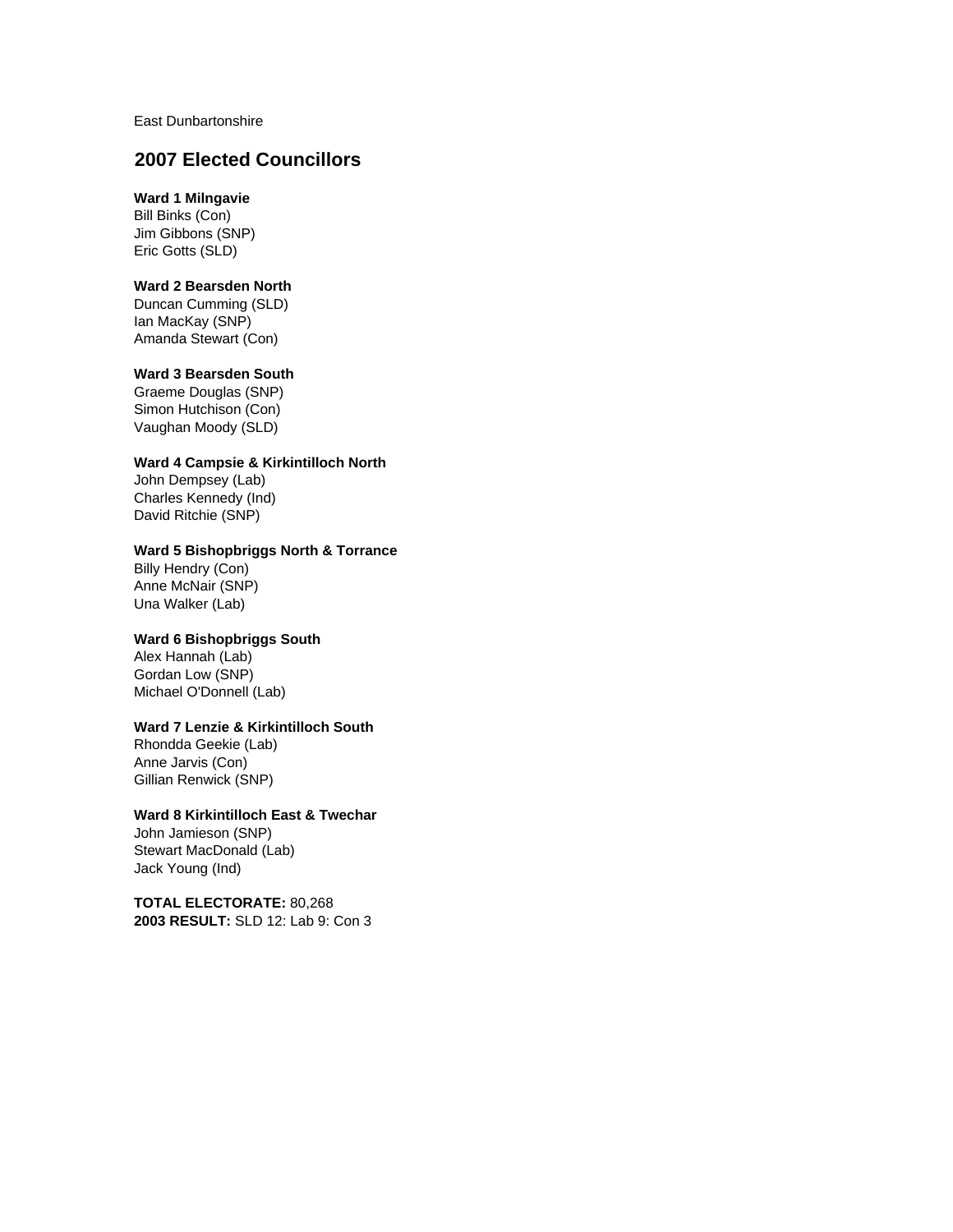East Dunbartonshire

## 2007 Elected Councillors

**Ward 1 Milngavie**
Bill Binks (Con)
Jim Gibbons (SNP)
Eric Gotts (SLD)

**Ward 2 Bearsden North**
Duncan Cumming (SLD)
Ian MacKay (SNP)
Amanda Stewart (Con)

**Ward 3 Bearsden South**
Graeme Douglas (SNP)
Simon Hutchison (Con)
Vaughan Moody (SLD)

**Ward 4 Campsie & Kirkintilloch North**
John Dempsey (Lab)
Charles Kennedy (Ind)
David Ritchie (SNP)

**Ward 5 Bishopbriggs North & Torrance**
Billy Hendry (Con)
Anne McNair (SNP)
Una Walker (Lab)

**Ward 6 Bishopbriggs South**
Alex Hannah (Lab)
Gordan Low (SNP)
Michael O'Donnell (Lab)

**Ward 7 Lenzie & Kirkintilloch South**
Rhondda Geekie (Lab)
Anne Jarvis (Con)
Gillian Renwick (SNP)

**Ward 8 Kirkintilloch East & Twechar**
John Jamieson (SNP)
Stewart MacDonald (Lab)
Jack Young (Ind)

**TOTAL ELECTORATE:** 80,268
**2003 RESULT:** SLD 12: Lab 9: Con 3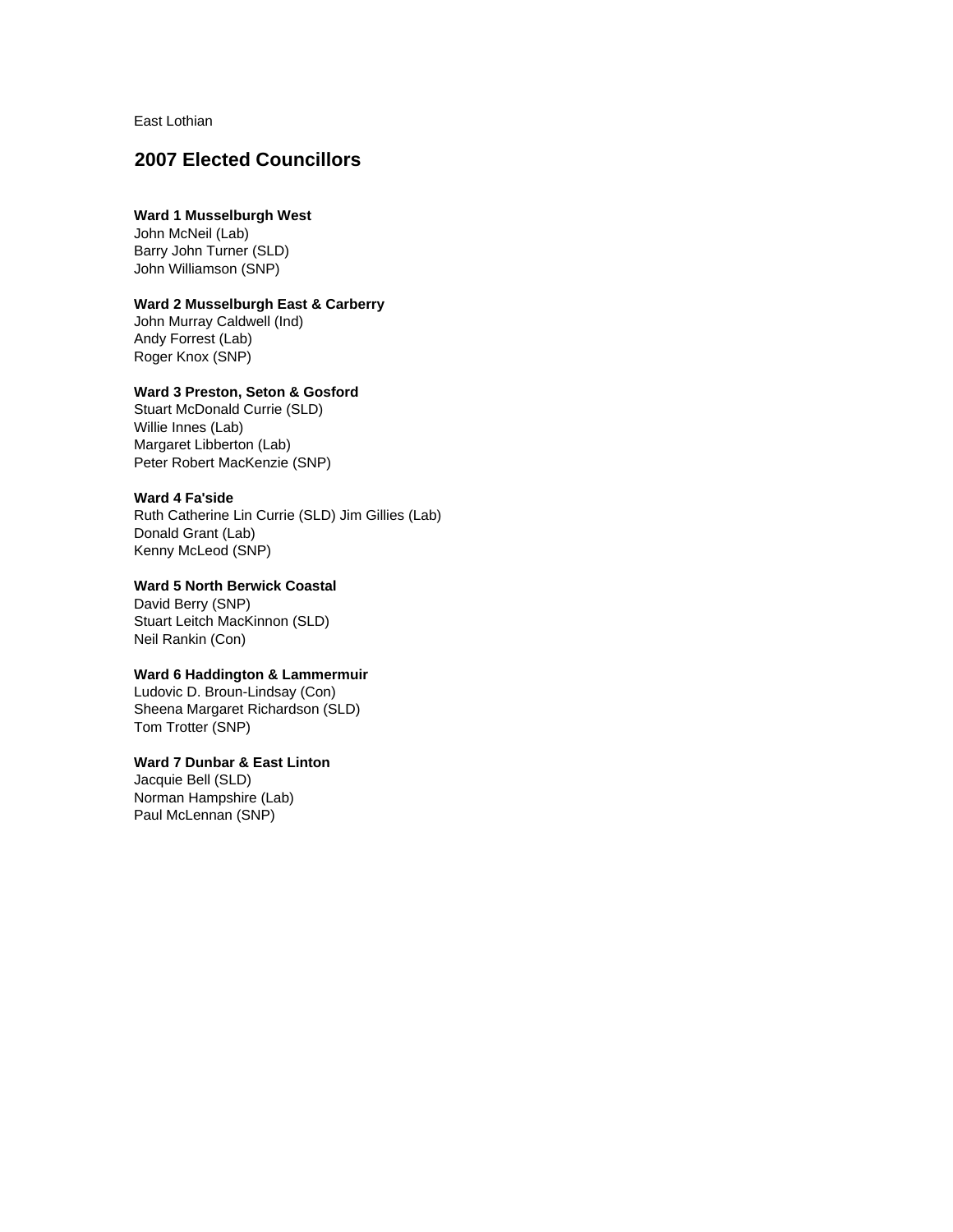East Lothian

## 2007 Elected Councillors

**Ward 1 Musselburgh West**
John McNeil (Lab)
Barry John Turner (SLD)
John Williamson (SNP)

**Ward 2 Musselburgh East & Carberry**
John Murray Caldwell (Ind)
Andy Forrest (Lab)
Roger Knox (SNP)

**Ward 3 Preston, Seton & Gosford**
Stuart McDonald Currie (SLD)
Willie Innes (Lab)
Margaret Libberton (Lab)
Peter Robert MacKenzie (SNP)

**Ward 4 Fa'side**
Ruth Catherine Lin Currie (SLD) Jim Gillies (Lab)
Donald Grant (Lab)
Kenny McLeod (SNP)

**Ward 5 North Berwick Coastal**
David Berry (SNP)
Stuart Leitch MacKinnon (SLD)
Neil Rankin (Con)

**Ward 6 Haddington & Lammermuir**
Ludovic D. Broun-Lindsay (Con)
Sheena Margaret Richardson (SLD)
Tom Trotter (SNP)

**Ward 7 Dunbar & East Linton**
Jacquie Bell (SLD)
Norman Hampshire (Lab)
Paul McLennan (SNP)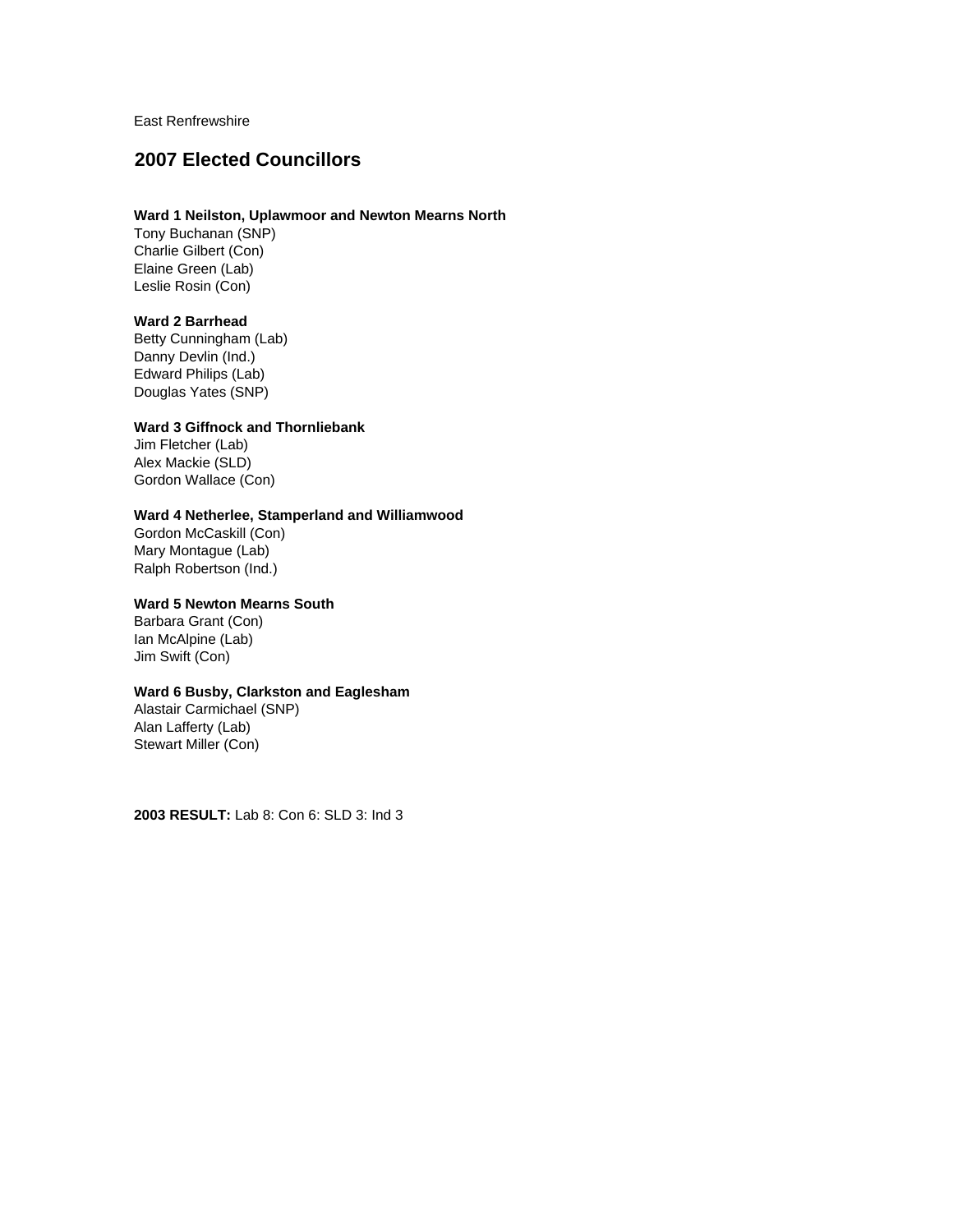East Renfrewshire

## 2007 Elected Councillors

**Ward 1 Neilston, Uplawmoor and Newton Mearns North**
Tony Buchanan (SNP)
Charlie Gilbert (Con)
Elaine Green (Lab)
Leslie Rosin (Con)

**Ward 2 Barrhead**
Betty Cunningham (Lab)
Danny Devlin (Ind.)
Edward Philips (Lab)
Douglas Yates (SNP)

**Ward 3 Giffnock and Thornliebank**
Jim Fletcher (Lab)
Alex Mackie (SLD)
Gordon Wallace (Con)

**Ward 4 Netherlee, Stamperland and Williamwood**
Gordon McCaskill (Con)
Mary Montague (Lab)
Ralph Robertson (Ind.)

**Ward 5 Newton Mearns South**
Barbara Grant (Con)
Ian McAlpine (Lab)
Jim Swift (Con)

**Ward 6 Busby, Clarkston and Eaglesham**
Alastair Carmichael (SNP)
Alan Lafferty (Lab)
Stewart Miller (Con)

**2003 RESULT:** Lab 8: Con 6: SLD 3: Ind 3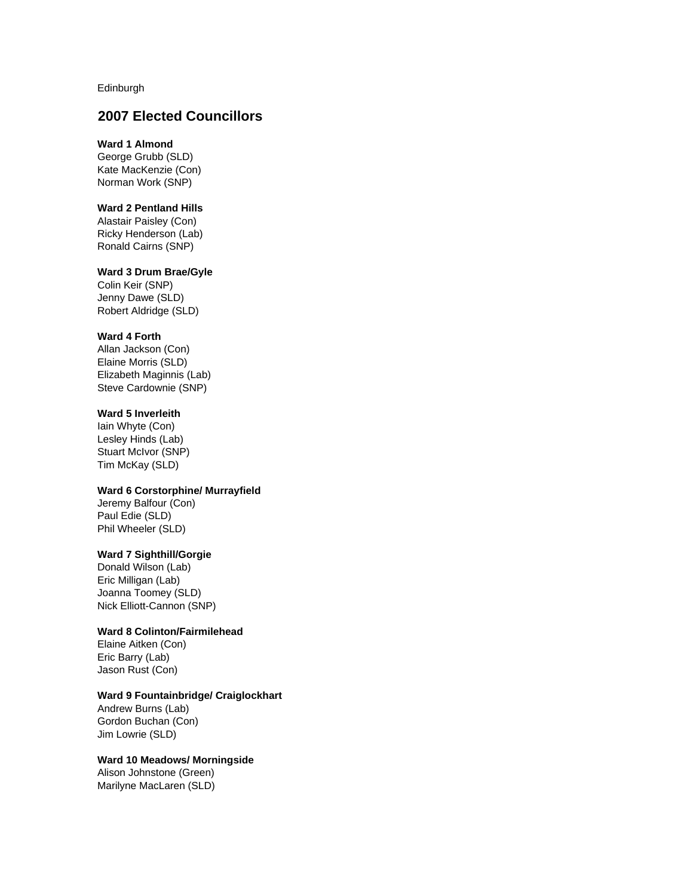Edinburgh

## 2007 Elected Councillors

**Ward 1 Almond**
George Grubb (SLD)
Kate MacKenzie (Con)
Norman Work (SNP)

**Ward 2 Pentland Hills**
Alastair Paisley (Con)
Ricky Henderson (Lab)
Ronald Cairns (SNP)

**Ward 3 Drum Brae/Gyle**
Colin Keir (SNP)
Jenny Dawe (SLD)
Robert Aldridge (SLD)

**Ward 4 Forth**
Allan Jackson (Con)
Elaine Morris (SLD)
Elizabeth Maginnis (Lab)
Steve Cardownie (SNP)

**Ward 5 Inverleith**
Iain Whyte (Con)
Lesley Hinds (Lab)
Stuart McIvor (SNP)
Tim McKay (SLD)

**Ward 6 Corstorphine/ Murrayfield**
Jeremy Balfour (Con)
Paul Edie (SLD)
Phil Wheeler (SLD)

**Ward 7 Sighthill/Gorgie**
Donald Wilson (Lab)
Eric Milligan (Lab)
Joanna Toomey (SLD)
Nick Elliott-Cannon (SNP)

**Ward 8 Colinton/Fairmilehead**
Elaine Aitken (Con)
Eric Barry (Lab)
Jason Rust (Con)

**Ward 9 Fountainbridge/ Craiglockhart**
Andrew Burns (Lab)
Gordon Buchan (Con)
Jim Lowrie (SLD)

**Ward 10 Meadows/ Morningside**
Alison Johnstone (Green)
Marilyne MacLaren (SLD)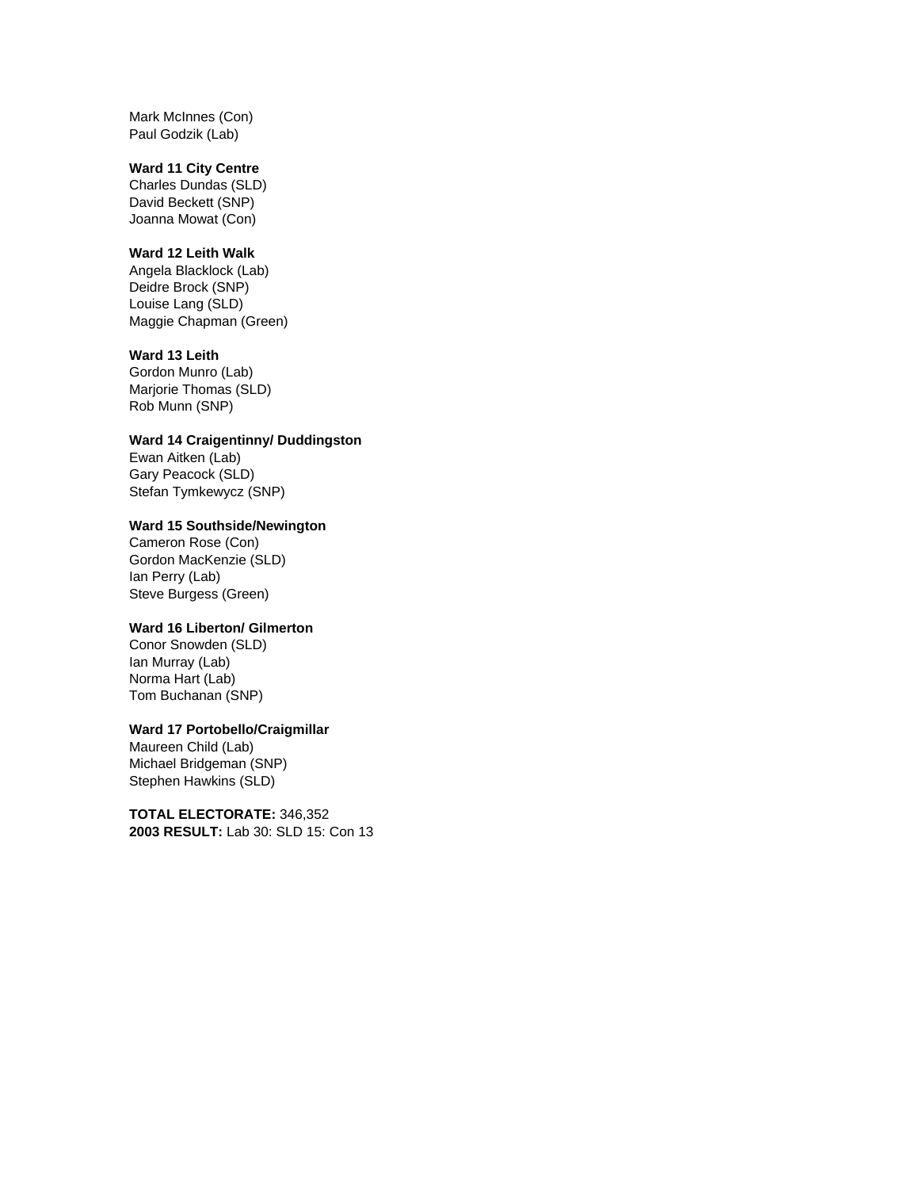Mark McInnes (Con)
Paul Godzik (Lab)

**Ward 11 City Centre**
Charles Dundas (SLD)
David Beckett (SNP)
Joanna Mowat (Con)

**Ward 12 Leith Walk**
Angela Blacklock (Lab)
Deidre Brock (SNP)
Louise Lang (SLD)
Maggie Chapman (Green)

**Ward 13 Leith**
Gordon Munro (Lab)
Marjorie Thomas (SLD)
Rob Munn (SNP)

**Ward 14 Craigentinny/ Duddingston**
Ewan Aitken (Lab)
Gary Peacock (SLD)
Stefan Tymkewycz (SNP)

**Ward 15 Southside/Newington**
Cameron Rose (Con)
Gordon MacKenzie (SLD)
Ian Perry (Lab)
Steve Burgess (Green)

**Ward 16 Liberton/ Gilmerton**
Conor Snowden (SLD)
Ian Murray (Lab)
Norma Hart (Lab)
Tom Buchanan (SNP)

**Ward 17 Portobello/Craigmillar**
Maureen Child (Lab)
Michael Bridgeman (SNP)
Stephen Hawkins (SLD)

**TOTAL ELECTORATE:** 346,352
**2003 RESULT:** Lab 30: SLD 15: Con 13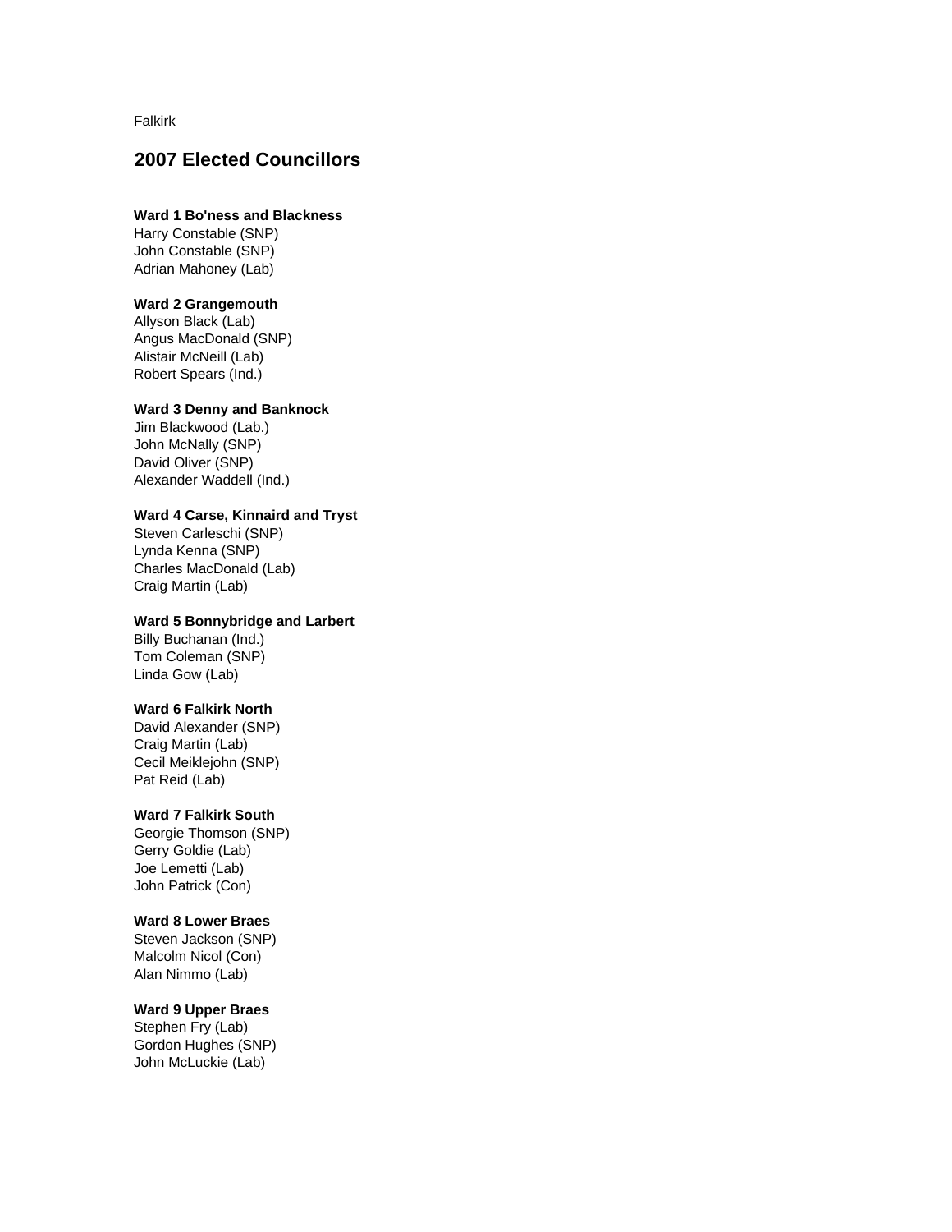Falkirk

## 2007 Elected Councillors

**Ward 1 Bo'ness and Blackness**
Harry Constable (SNP)
John Constable (SNP)
Adrian Mahoney (Lab)

**Ward 2 Grangemouth**
Allyson Black (Lab)
Angus MacDonald (SNP)
Alistair McNeill (Lab)
Robert Spears (Ind.)

**Ward 3 Denny and Banknock**
Jim Blackwood (Lab.)
John McNally (SNP)
David Oliver (SNP)
Alexander Waddell (Ind.)

**Ward 4 Carse, Kinnaird and Tryst**
Steven Carleschi (SNP)
Lynda Kenna (SNP)
Charles MacDonald (Lab)
Craig Martin (Lab)

**Ward 5 Bonnybridge and Larbert**
Billy Buchanan (Ind.)
Tom Coleman (SNP)
Linda Gow (Lab)

**Ward 6 Falkirk North**
David Alexander (SNP)
Craig Martin (Lab)
Cecil Meiklejohn (SNP)
Pat Reid (Lab)

**Ward 7 Falkirk South**
Georgie Thomson (SNP)
Gerry Goldie (Lab)
Joe Lemetti (Lab)
John Patrick (Con)

**Ward 8 Lower Braes**
Steven Jackson (SNP)
Malcolm Nicol (Con)
Alan Nimmo (Lab)

**Ward 9 Upper Braes**
Stephen Fry (Lab)
Gordon Hughes (SNP)
John McLuckie (Lab)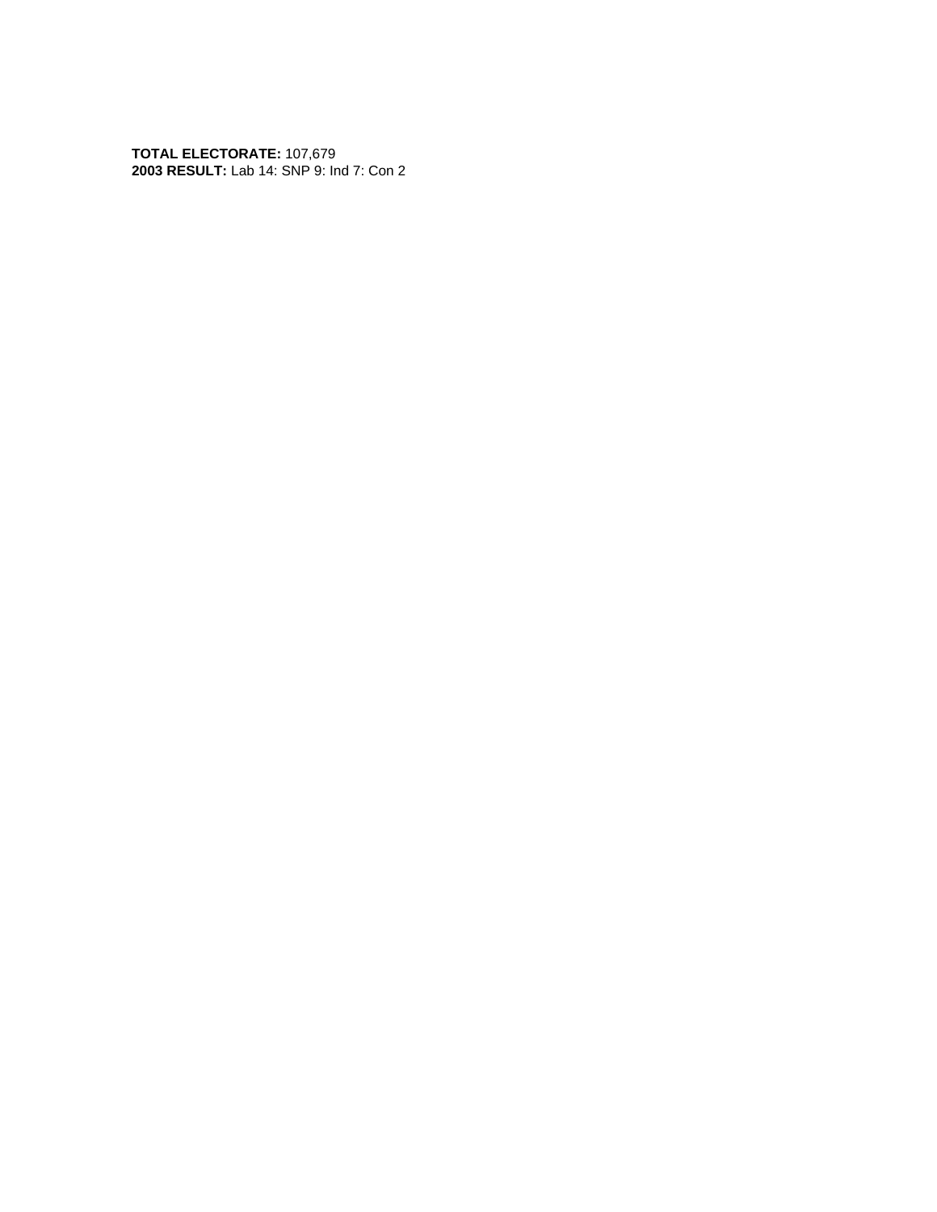**TOTAL ELECTORATE:** 107,679
**2003 RESULT:** Lab 14: SNP 9: Ind 7: Con 2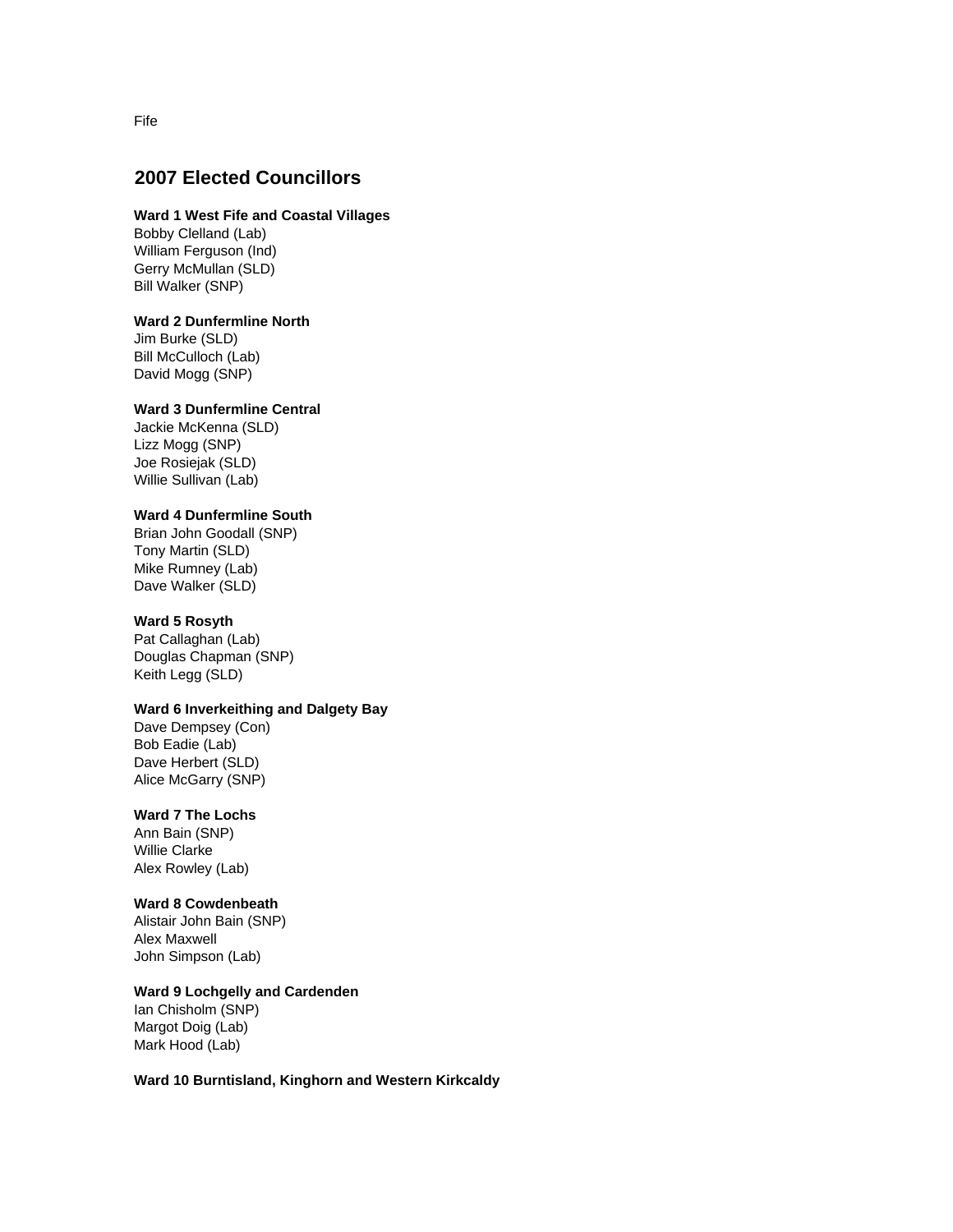Fife

## 2007 Elected Councillors

**Ward 1 West Fife and Coastal Villages**
Bobby Clelland (Lab)
William Ferguson (Ind)
Gerry McMullan (SLD)
Bill Walker (SNP)

**Ward 2 Dunfermline North**
Jim Burke (SLD)
Bill McCulloch (Lab)
David Mogg (SNP)

**Ward 3 Dunfermline Central**
Jackie McKenna (SLD)
Lizz Mogg (SNP)
Joe Rosiejak (SLD)
Willie Sullivan (Lab)

**Ward 4 Dunfermline South**
Brian John Goodall (SNP)
Tony Martin (SLD)
Mike Rumney (Lab)
Dave Walker (SLD)

**Ward 5 Rosyth**
Pat Callaghan (Lab)
Douglas Chapman (SNP)
Keith Legg (SLD)

**Ward 6 Inverkeithing and Dalgety Bay**
Dave Dempsey (Con)
Bob Eadie (Lab)
Dave Herbert (SLD)
Alice McGarry (SNP)

**Ward 7 The Lochs**
Ann Bain (SNP)
Willie Clarke
Alex Rowley (Lab)

**Ward 8 Cowdenbeath**
Alistair John Bain (SNP)
Alex Maxwell
John Simpson (Lab)

**Ward 9 Lochgelly and Cardenden**
Ian Chisholm (SNP)
Margot Doig (Lab)
Mark Hood (Lab)

**Ward 10 Burntisland, Kinghorn and Western Kirkcaldy**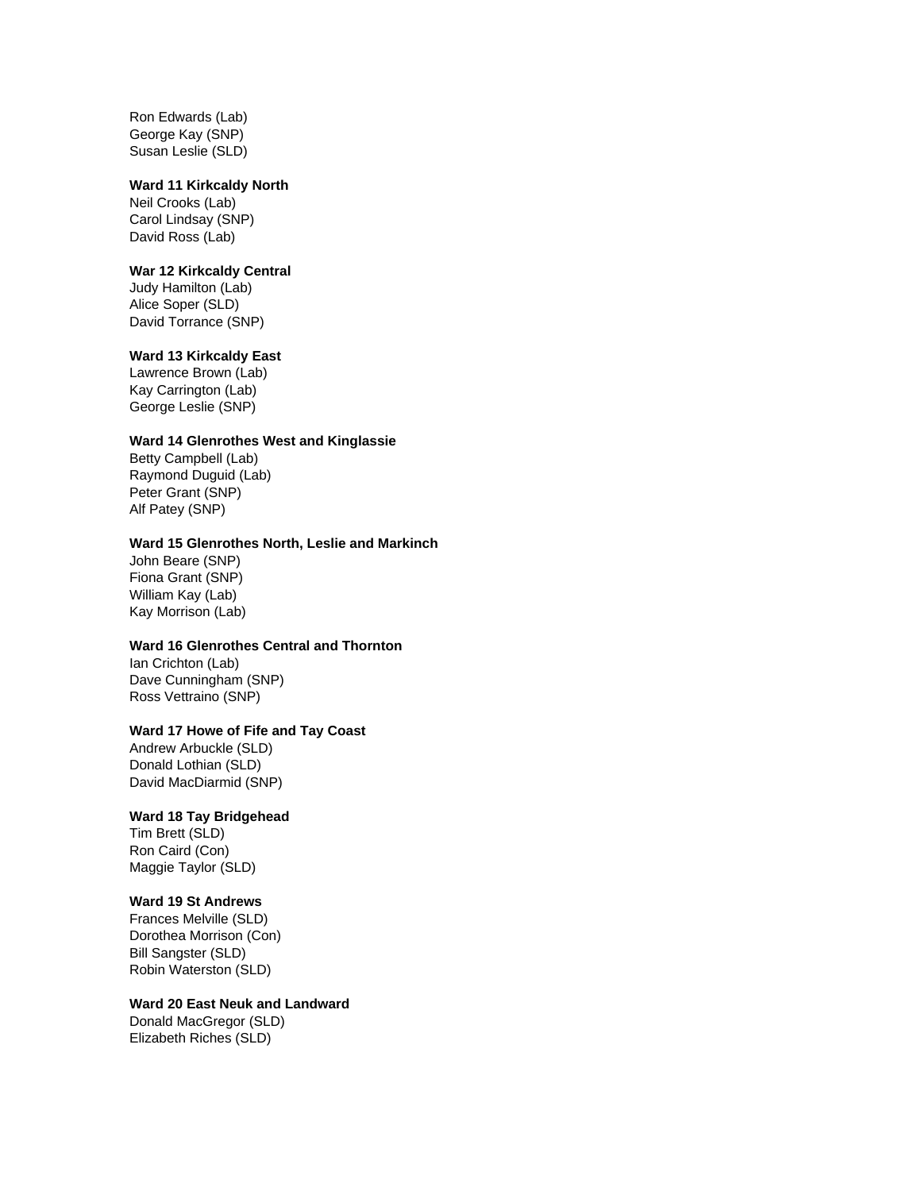Ron Edwards (Lab)
George Kay (SNP)
Susan Leslie (SLD)

**Ward 11 Kirkcaldy North**
Neil Crooks (Lab)
Carol Lindsay (SNP)
David Ross (Lab)

**War 12 Kirkcaldy Central**
Judy Hamilton (Lab)
Alice Soper (SLD)
David Torrance (SNP)

**Ward 13 Kirkcaldy East**
Lawrence Brown (Lab)
Kay Carrington (Lab)
George Leslie (SNP)

**Ward 14 Glenrothes West and Kinglassie**
Betty Campbell (Lab)
Raymond Duguid (Lab)
Peter Grant (SNP)
Alf Patey (SNP)

**Ward 15 Glenrothes North, Leslie and Markinch**
John Beare (SNP)
Fiona Grant (SNP)
William Kay (Lab)
Kay Morrison (Lab)

**Ward 16 Glenrothes Central and Thornton**
Ian Crichton (Lab)
Dave Cunningham (SNP)
Ross Vettraino (SNP)

**Ward 17 Howe of Fife and Tay Coast**
Andrew Arbuckle (SLD)
Donald Lothian (SLD)
David MacDiarmid (SNP)

**Ward 18 Tay Bridgehead**
Tim Brett (SLD)
Ron Caird (Con)
Maggie Taylor (SLD)

**Ward 19 St Andrews**
Frances Melville (SLD)
Dorothea Morrison (Con)
Bill Sangster (SLD)
Robin Waterston (SLD)

**Ward 20 East Neuk and Landward**
Donald MacGregor (SLD)
Elizabeth Riches (SLD)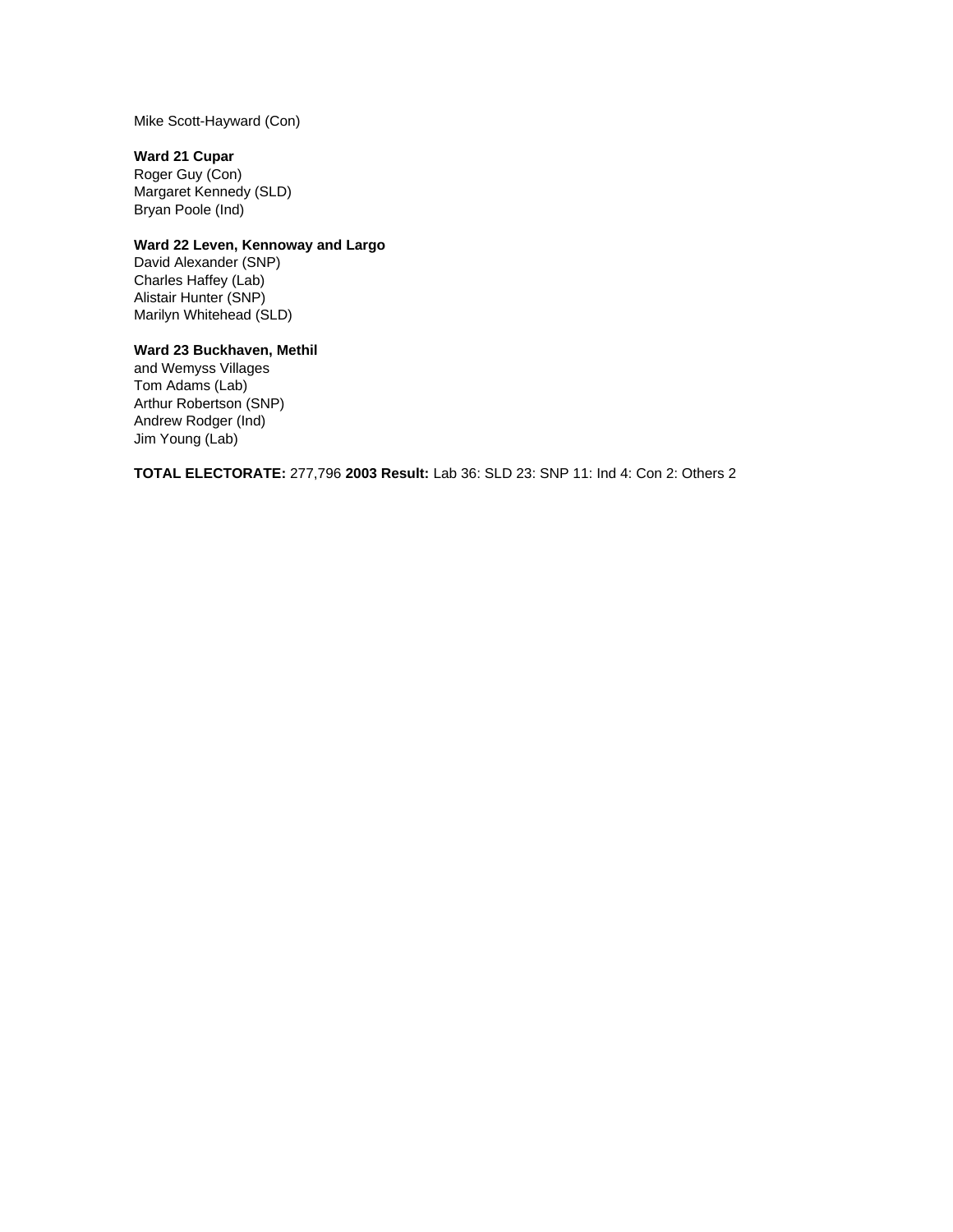Mike Scott-Hayward (Con)

**Ward 21 Cupar**
Roger Guy (Con)
Margaret Kennedy (SLD)
Bryan Poole (Ind)

**Ward 22 Leven, Kennoway and Largo**
David Alexander (SNP)
Charles Haffey (Lab)
Alistair Hunter (SNP)
Marilyn Whitehead (SLD)

**Ward 23 Buckhaven, Methil**
and Wemyss Villages
Tom Adams (Lab)
Arthur Robertson (SNP)
Andrew Rodger (Ind)
Jim Young (Lab)

**TOTAL ELECTORATE:** 277,796 **2003 Result:** Lab 36: SLD 23: SNP 11: Ind 4: Con 2: Others 2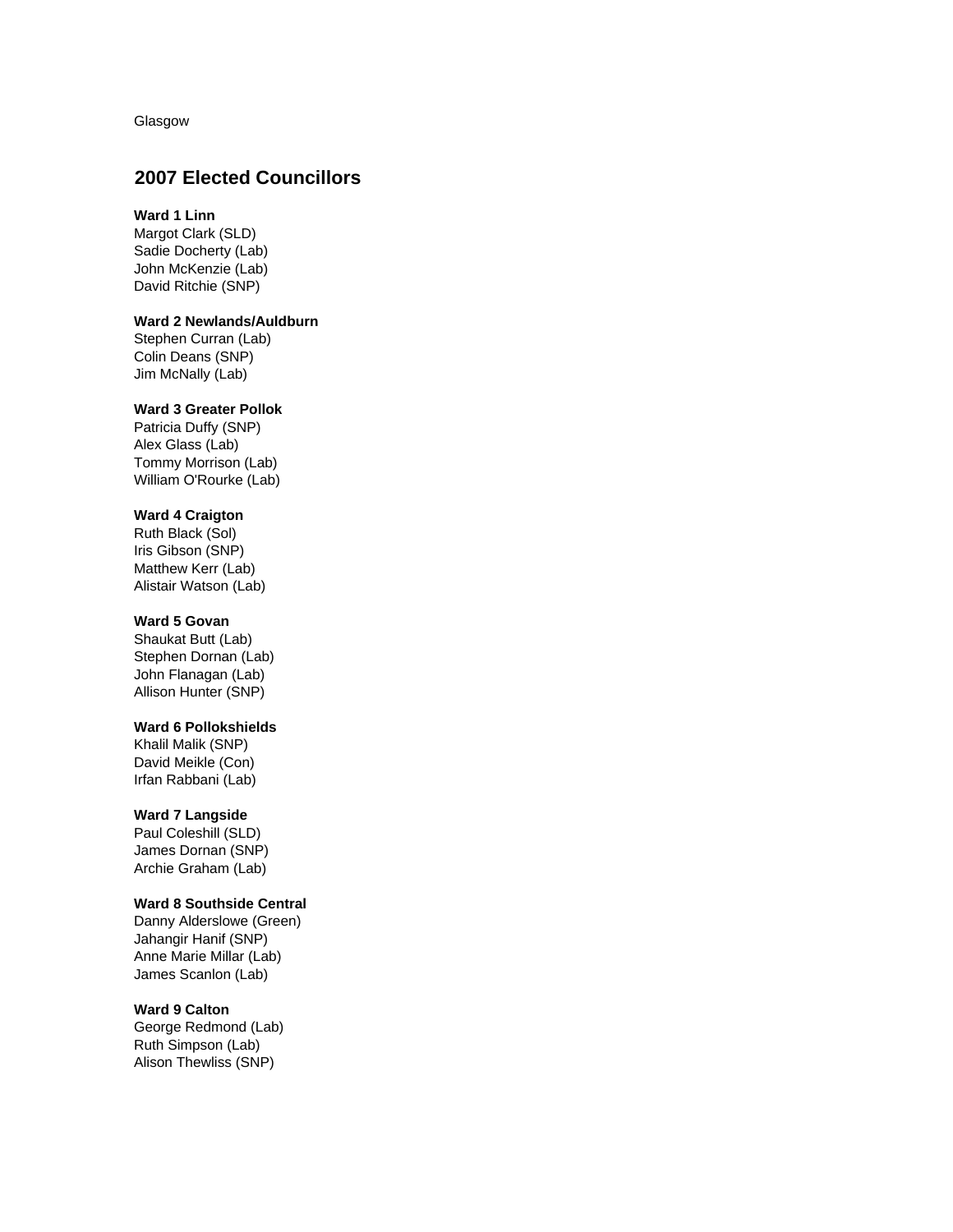Glasgow

## 2007 Elected Councillors

**Ward 1 Linn**
Margot Clark (SLD)
Sadie Docherty (Lab)
John McKenzie (Lab)
David Ritchie (SNP)

**Ward 2 Newlands/Auldburn**
Stephen Curran (Lab)
Colin Deans (SNP)
Jim McNally (Lab)

**Ward 3 Greater Pollok**
Patricia Duffy (SNP)
Alex Glass (Lab)
Tommy Morrison (Lab)
William O'Rourke (Lab)

**Ward 4 Craigton**
Ruth Black (Sol)
Iris Gibson (SNP)
Matthew Kerr (Lab)
Alistair Watson (Lab)

**Ward 5 Govan**
Shaukat Butt (Lab)
Stephen Dornan (Lab)
John Flanagan (Lab)
Allison Hunter (SNP)

**Ward 6 Pollokshields**
Khalil Malik (SNP)
David Meikle (Con)
Irfan Rabbani (Lab)

**Ward 7 Langside**
Paul Coleshill (SLD)
James Dornan (SNP)
Archie Graham (Lab)

**Ward 8 Southside Central**
Danny Alderslowe (Green)
Jahangir Hanif (SNP)
Anne Marie Millar (Lab)
James Scanlon (Lab)

**Ward 9 Calton**
George Redmond (Lab)
Ruth Simpson (Lab)
Alison Thewliss (SNP)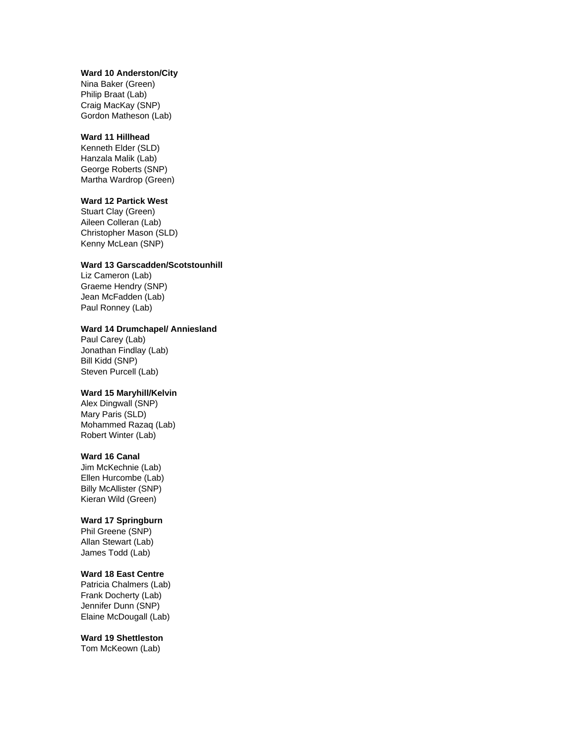**Ward 10 Anderston/City**
Nina Baker (Green)
Philip Braat (Lab)
Craig MacKay (SNP)
Gordon Matheson (Lab)

**Ward 11 Hillhead**
Kenneth Elder (SLD)
Hanzala Malik (Lab)
George Roberts (SNP)
Martha Wardrop (Green)

**Ward 12 Partick West**
Stuart Clay (Green)
Aileen Colleran (Lab)
Christopher Mason (SLD)
Kenny McLean (SNP)

**Ward 13 Garscadden/Scotstounhill**
Liz Cameron (Lab)
Graeme Hendry (SNP)
Jean McFadden (Lab)
Paul Ronney (Lab)

**Ward 14 Drumchapel/ Anniesland**
Paul Carey (Lab)
Jonathan Findlay (Lab)
Bill Kidd (SNP)
Steven Purcell (Lab)

**Ward 15 Maryhill/Kelvin**
Alex Dingwall (SNP)
Mary Paris (SLD)
Mohammed Razaq (Lab)
Robert Winter (Lab)

**Ward 16 Canal**
Jim McKechnie (Lab)
Ellen Hurcombe (Lab)
Billy McAllister (SNP)
Kieran Wild (Green)

**Ward 17 Springburn**
Phil Greene (SNP)
Allan Stewart (Lab)
James Todd (Lab)

**Ward 18 East Centre**
Patricia Chalmers (Lab)
Frank Docherty (Lab)
Jennifer Dunn (SNP)
Elaine McDougall (Lab)

**Ward 19 Shettleston**
Tom McKeown (Lab)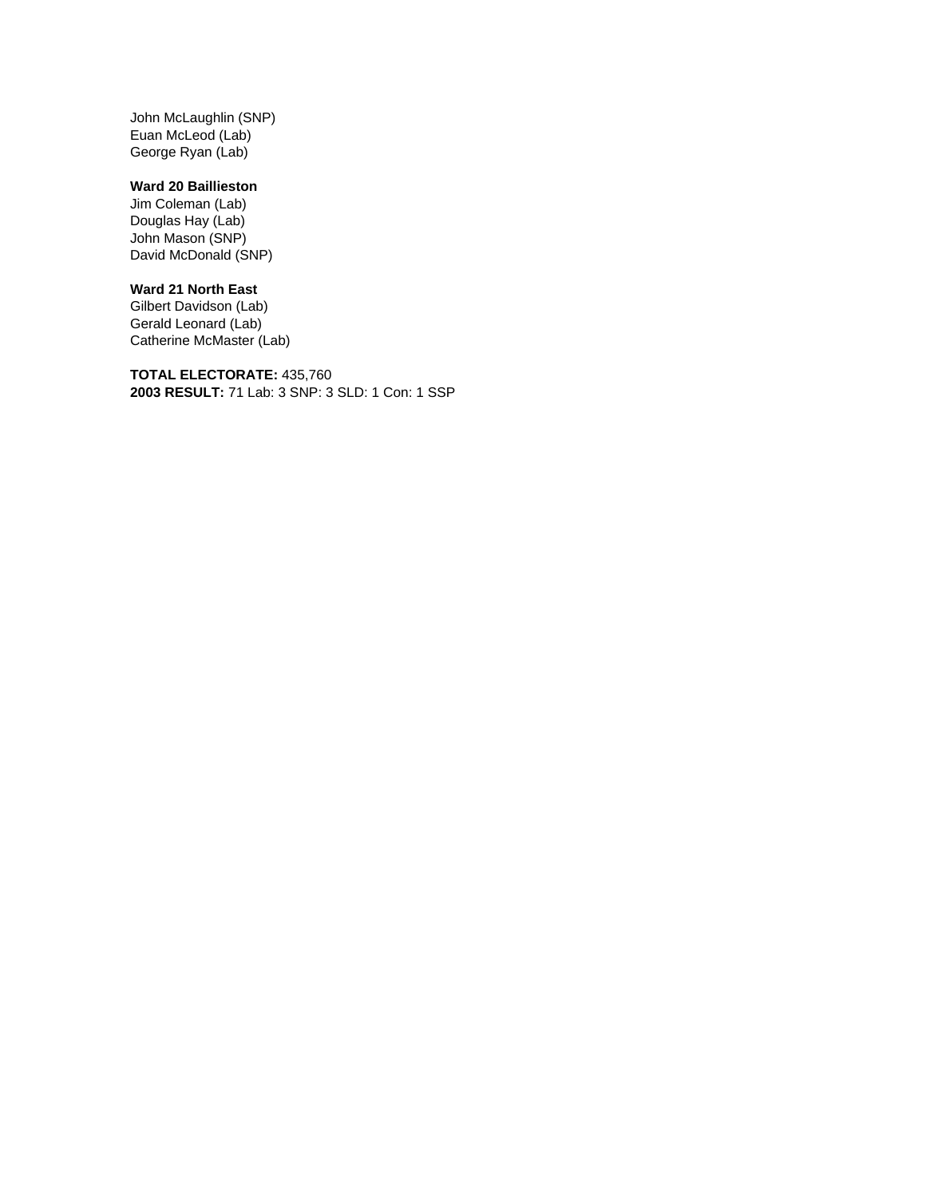John McLaughlin (SNP)
Euan McLeod (Lab)
George Ryan (Lab)

**Ward 20 Baillieston**
Jim Coleman (Lab)
Douglas Hay (Lab)
John Mason (SNP)
David McDonald (SNP)

**Ward 21 North East**
Gilbert Davidson (Lab)
Gerald Leonard (Lab)
Catherine McMaster (Lab)

**TOTAL ELECTORATE:** 435,760
**2003 RESULT:** 71 Lab: 3 SNP: 3 SLD: 1 Con: 1 SSP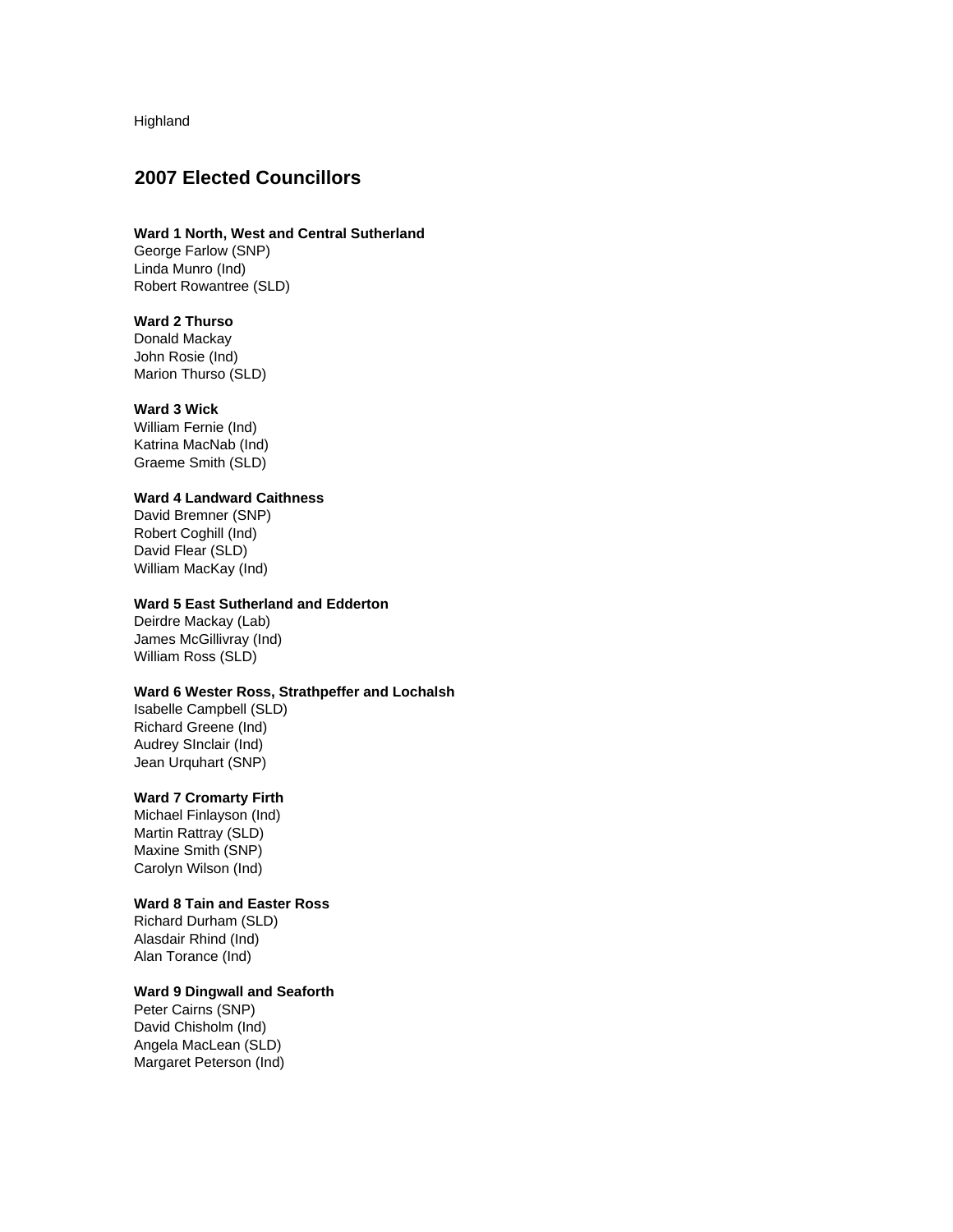Highland

## 2007 Elected Councillors

**Ward 1 North, West and Central Sutherland**
George Farlow (SNP)
Linda Munro (Ind)
Robert Rowantree (SLD)

**Ward 2 Thurso**
Donald Mackay
John Rosie (Ind)
Marion Thurso (SLD)

**Ward 3 Wick**
William Fernie (Ind)
Katrina MacNab (Ind)
Graeme Smith (SLD)

**Ward 4 Landward Caithness**
David Bremner (SNP)
Robert Coghill (Ind)
David Flear (SLD)
William MacKay (Ind)

**Ward 5 East Sutherland and Edderton**
Deirdre Mackay (Lab)
James McGillivray (Ind)
William Ross (SLD)

**Ward 6 Wester Ross, Strathpeffer and Lochalsh**
Isabelle Campbell (SLD)
Richard Greene (Ind)
Audrey SInclair (Ind)
Jean Urquhart (SNP)

**Ward 7 Cromarty Firth**
Michael Finlayson (Ind)
Martin Rattray (SLD)
Maxine Smith (SNP)
Carolyn Wilson (Ind)

**Ward 8 Tain and Easter Ross**
Richard Durham (SLD)
Alasdair Rhind (Ind)
Alan Torance (Ind)

**Ward 9 Dingwall and Seaforth**
Peter Cairns (SNP)
David Chisholm (Ind)
Angela MacLean (SLD)
Margaret Peterson (Ind)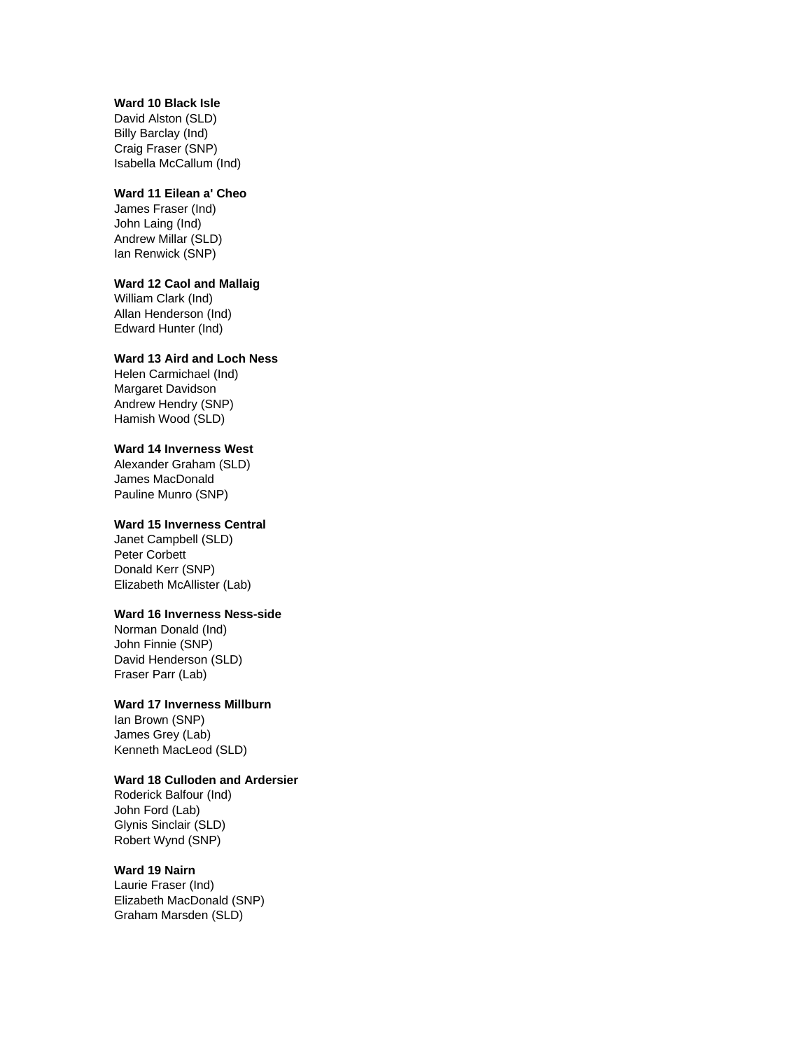**Ward 10 Black Isle**
David Alston (SLD)
Billy Barclay (Ind)
Craig Fraser (SNP)
Isabella McCallum (Ind)

**Ward 11 Eilean a' Cheo**
James Fraser (Ind)
John Laing (Ind)
Andrew Millar (SLD)
Ian Renwick (SNP)

**Ward 12 Caol and Mallaig**
William Clark (Ind)
Allan Henderson (Ind)
Edward Hunter (Ind)

**Ward 13 Aird and Loch Ness**
Helen Carmichael (Ind)
Margaret Davidson
Andrew Hendry (SNP)
Hamish Wood (SLD)

**Ward 14 Inverness West**
Alexander Graham (SLD)
James MacDonald
Pauline Munro (SNP)

**Ward 15 Inverness Central**
Janet Campbell (SLD)
Peter Corbett
Donald Kerr (SNP)
Elizabeth McAllister (Lab)

**Ward 16 Inverness Ness-side**
Norman Donald (Ind)
John Finnie (SNP)
David Henderson (SLD)
Fraser Parr (Lab)

**Ward 17 Inverness Millburn**
Ian Brown (SNP)
James Grey (Lab)
Kenneth MacLeod (SLD)

**Ward 18 Culloden and Ardersier**
Roderick Balfour (Ind)
John Ford (Lab)
Glynis Sinclair (SLD)
Robert Wynd (SNP)

**Ward 19 Nairn**
Laurie Fraser (Ind)
Elizabeth MacDonald (SNP)
Graham Marsden (SLD)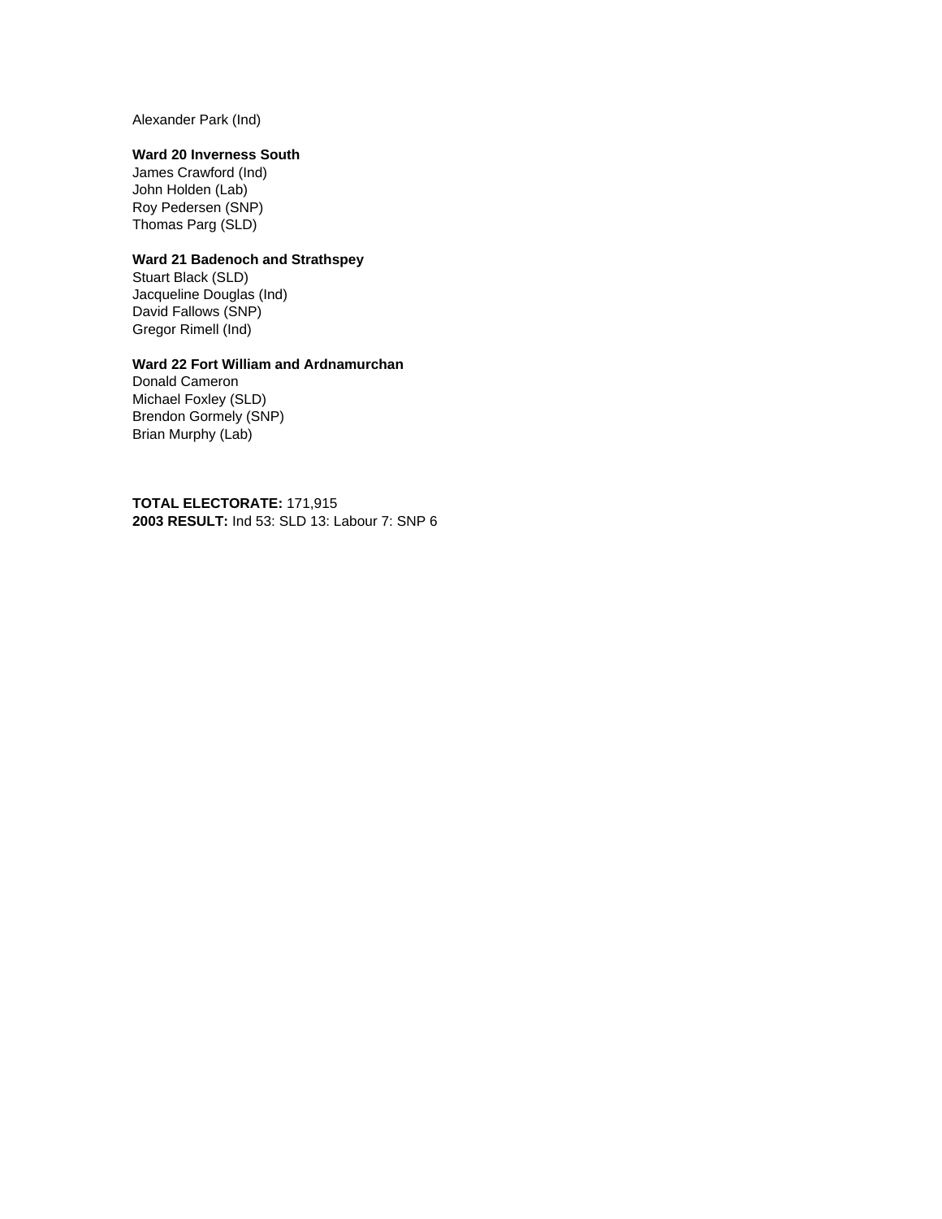Alexander Park (Ind)

**Ward 20 Inverness South**
James Crawford (Ind)
John Holden (Lab)
Roy Pedersen (SNP)
Thomas Parg (SLD)

**Ward 21 Badenoch and Strathspey**
Stuart Black (SLD)
Jacqueline Douglas (Ind)
David Fallows (SNP)
Gregor Rimell (Ind)

**Ward 22 Fort William and Ardnamurchan**
Donald Cameron
Michael Foxley (SLD)
Brendon Gormely (SNP)
Brian Murphy (Lab)

**TOTAL ELECTORATE:** 171,915
**2003 RESULT:** Ind 53: SLD 13: Labour 7: SNP 6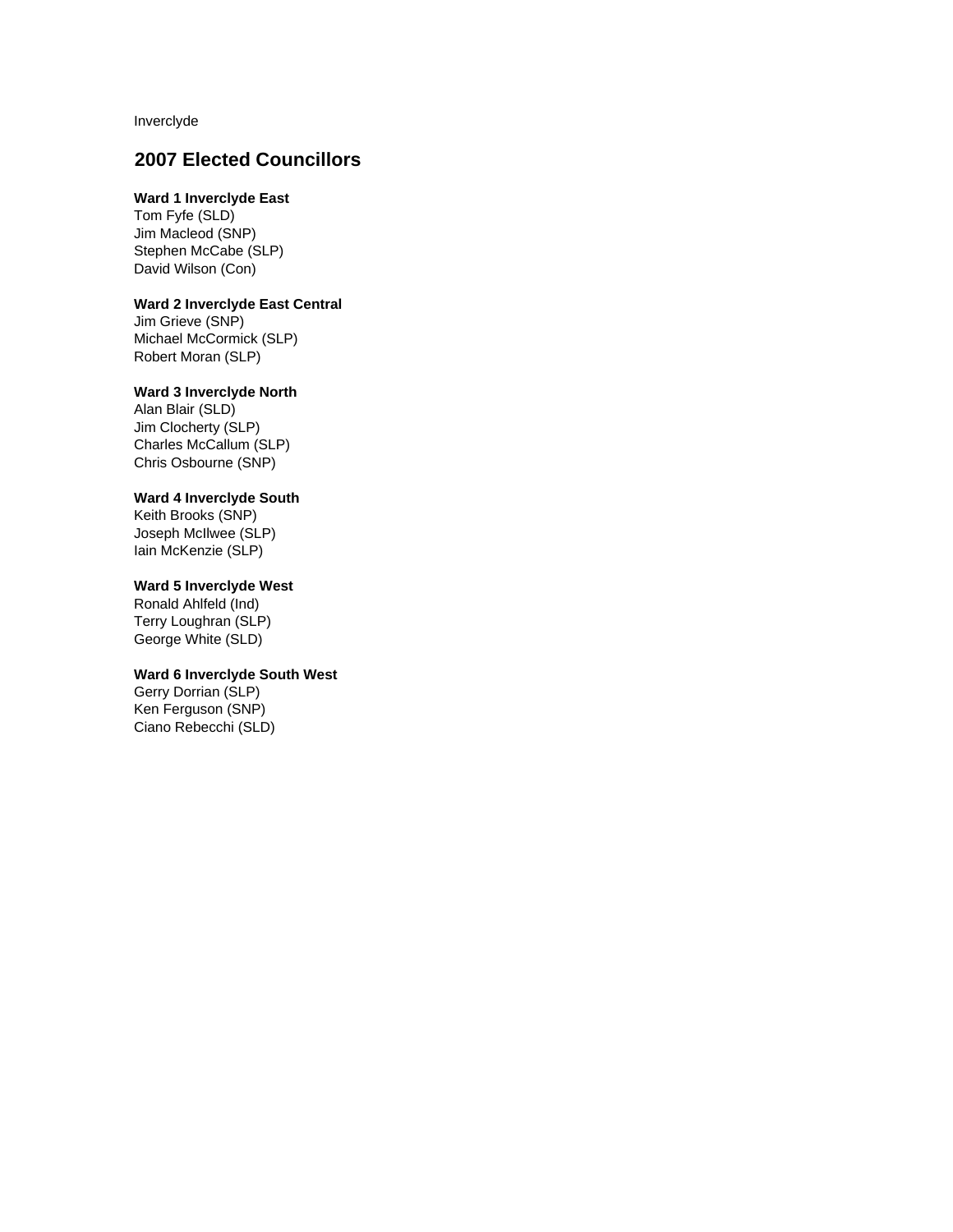Inverclyde

## 2007 Elected Councillors

**Ward 1 Inverclyde East**
Tom Fyfe (SLD)
Jim Macleod (SNP)
Stephen McCabe (SLP)
David Wilson (Con)

**Ward 2 Inverclyde East Central**
Jim Grieve (SNP)
Michael McCormick (SLP)
Robert Moran (SLP)

**Ward 3 Inverclyde North**
Alan Blair (SLD)
Jim Clocherty (SLP)
Charles McCallum (SLP)
Chris Osbourne (SNP)

**Ward 4 Inverclyde South**
Keith Brooks (SNP)
Joseph McIlwee (SLP)
Iain McKenzie (SLP)

**Ward 5 Inverclyde West**
Ronald Ahlfeld (Ind)
Terry Loughran (SLP)
George White (SLD)

**Ward 6 Inverclyde South West**
Gerry Dorrian (SLP)
Ken Ferguson (SNP)
Ciano Rebecchi (SLD)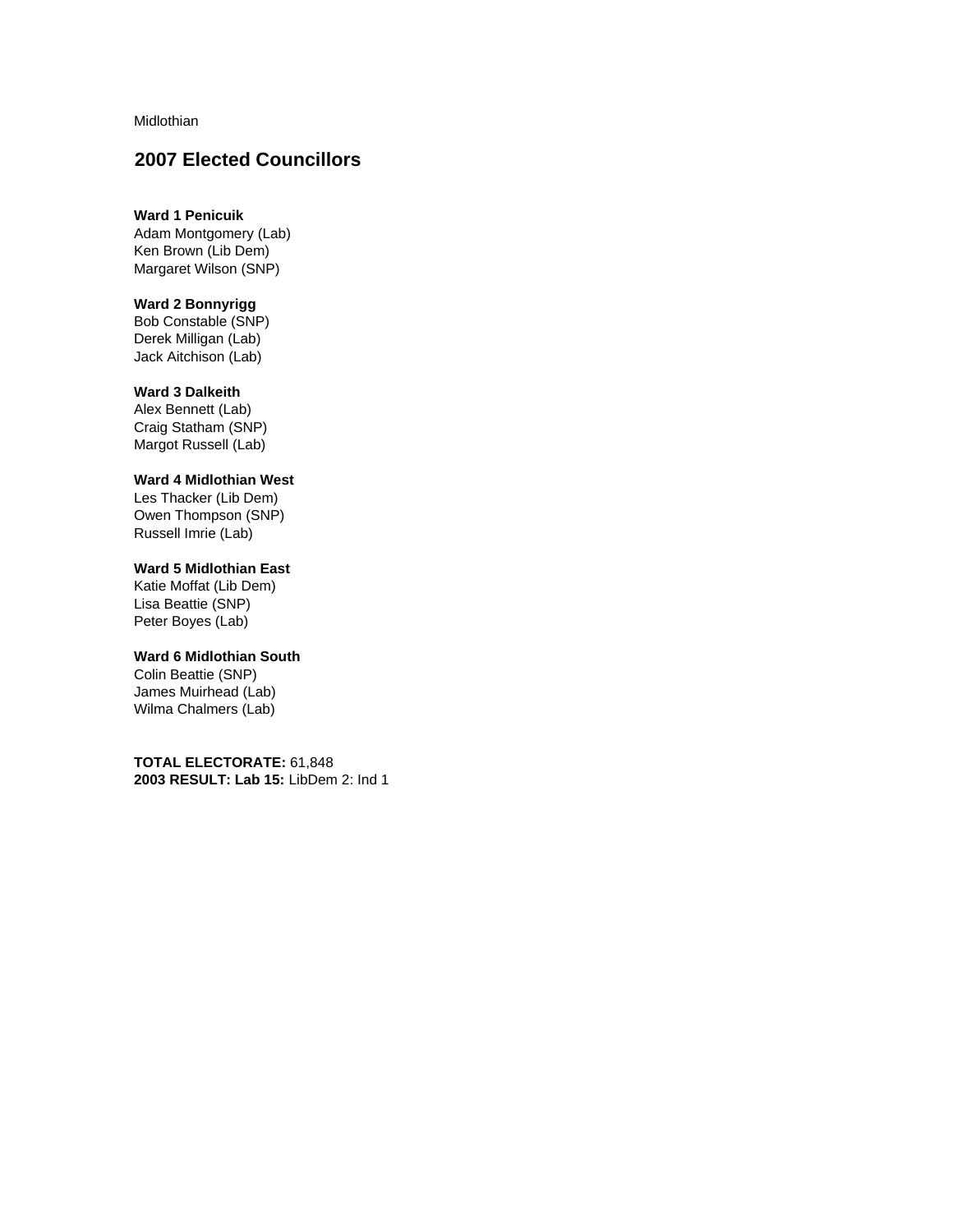Midlothian

## 2007 Elected Councillors

**Ward 1 Penicuik**
Adam Montgomery (Lab)
Ken Brown (Lib Dem)
Margaret Wilson (SNP)

**Ward 2 Bonnyrigg**
Bob Constable (SNP)
Derek Milligan (Lab)
Jack Aitchison (Lab)

**Ward 3 Dalkeith**
Alex Bennett (Lab)
Craig Statham (SNP)
Margot Russell (Lab)

**Ward 4 Midlothian West**
Les Thacker (Lib Dem)
Owen Thompson (SNP)
Russell Imrie (Lab)

**Ward 5 Midlothian East**
Katie Moffat (Lib Dem)
Lisa Beattie (SNP)
Peter Boyes (Lab)

**Ward 6 Midlothian South**
Colin Beattie (SNP)
James Muirhead (Lab)
Wilma Chalmers (Lab)

**TOTAL ELECTORATE:** 61,848
**2003 RESULT: Lab 15:** LibDem 2: Ind 1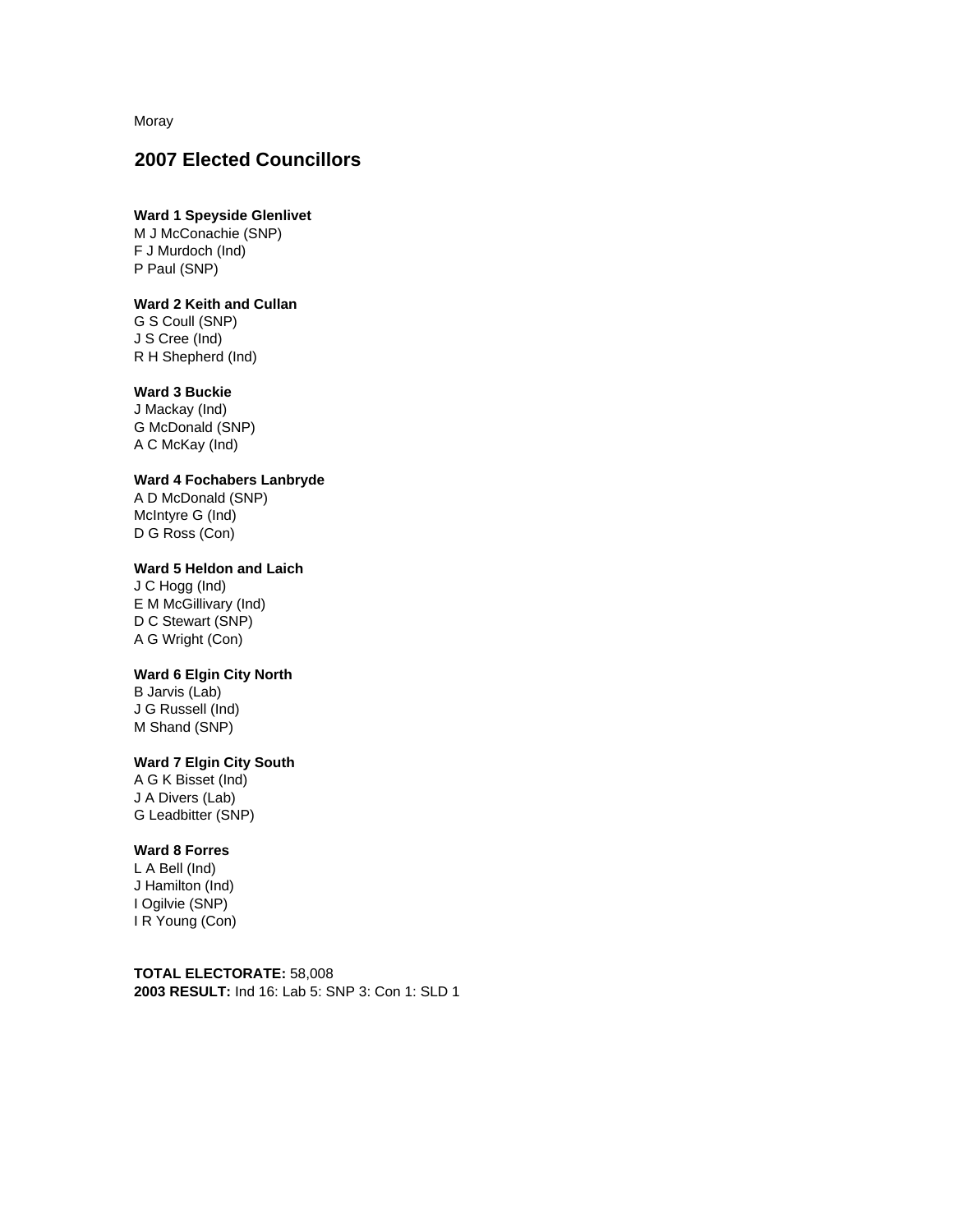Moray

## 2007 Elected Councillors

**Ward 1 Speyside Glenlivet**
M J McConachie (SNP)
F J Murdoch (Ind)
P Paul (SNP)

**Ward 2 Keith and Cullan**
G S Coull (SNP)
J S Cree (Ind)
R H Shepherd (Ind)

**Ward 3 Buckie**
J Mackay (Ind)
G McDonald (SNP)
A C McKay (Ind)

**Ward 4 Fochabers Lanbryde**
A D McDonald (SNP)
McIntyre G (Ind)
D G Ross (Con)

**Ward 5 Heldon and Laich**
J C Hogg (Ind)
E M McGillivary (Ind)
D C Stewart (SNP)
A G Wright (Con)

**Ward 6 Elgin City North**
B Jarvis (Lab)
J G Russell (Ind)
M Shand (SNP)

**Ward 7 Elgin City South**
A G K Bisset (Ind)
J A Divers (Lab)
G Leadbitter (SNP)

**Ward 8 Forres**
L A Bell (Ind)
J Hamilton (Ind)
I Ogilvie (SNP)
I R Young (Con)

**TOTAL ELECTORATE:** 58,008
**2003 RESULT:** Ind 16: Lab 5: SNP 3: Con 1: SLD 1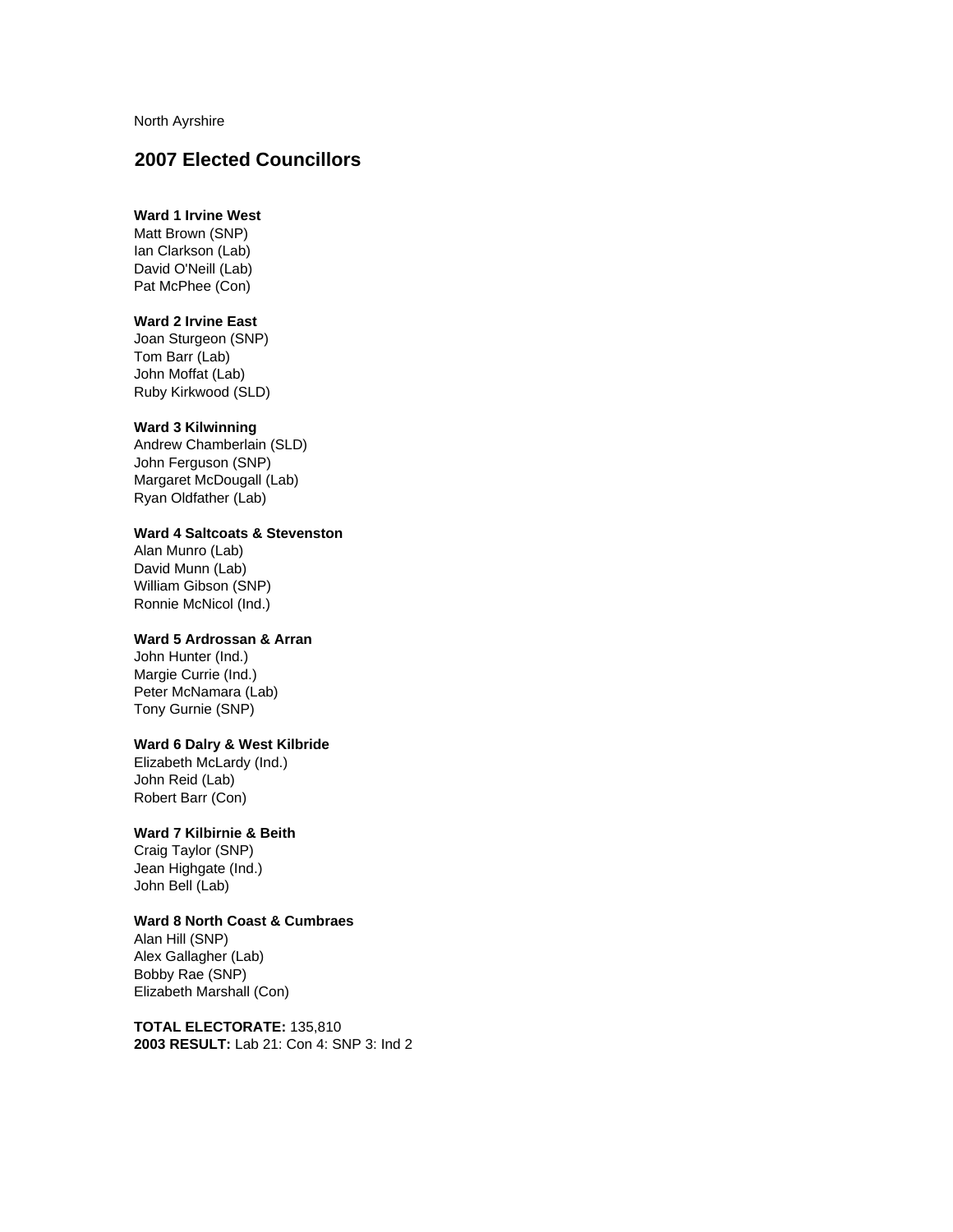North Ayrshire

## 2007 Elected Councillors

**Ward 1 Irvine West**
Matt Brown (SNP)
Ian Clarkson (Lab)
David O'Neill (Lab)
Pat McPhee (Con)

**Ward 2 Irvine East**
Joan Sturgeon (SNP)
Tom Barr (Lab)
John Moffat (Lab)
Ruby Kirkwood (SLD)

**Ward 3 Kilwinning**
Andrew Chamberlain (SLD)
John Ferguson (SNP)
Margaret McDougall (Lab)
Ryan Oldfather (Lab)

**Ward 4 Saltcoats & Stevenston**
Alan Munro (Lab)
David Munn (Lab)
William Gibson (SNP)
Ronnie McNicol (Ind.)

**Ward 5 Ardrossan & Arran**
John Hunter (Ind.)
Margie Currie (Ind.)
Peter McNamara (Lab)
Tony Gurnie (SNP)

**Ward 6 Dalry & West Kilbride**
Elizabeth McLardy (Ind.)
John Reid (Lab)
Robert Barr (Con)

**Ward 7 Kilbirnie & Beith**
Craig Taylor (SNP)
Jean Highgate (Ind.)
John Bell (Lab)

**Ward 8 North Coast & Cumbraes**
Alan Hill (SNP)
Alex Gallagher (Lab)
Bobby Rae (SNP)
Elizabeth Marshall (Con)

**TOTAL ELECTORATE:** 135,810
**2003 RESULT:** Lab 21: Con 4: SNP 3: Ind 2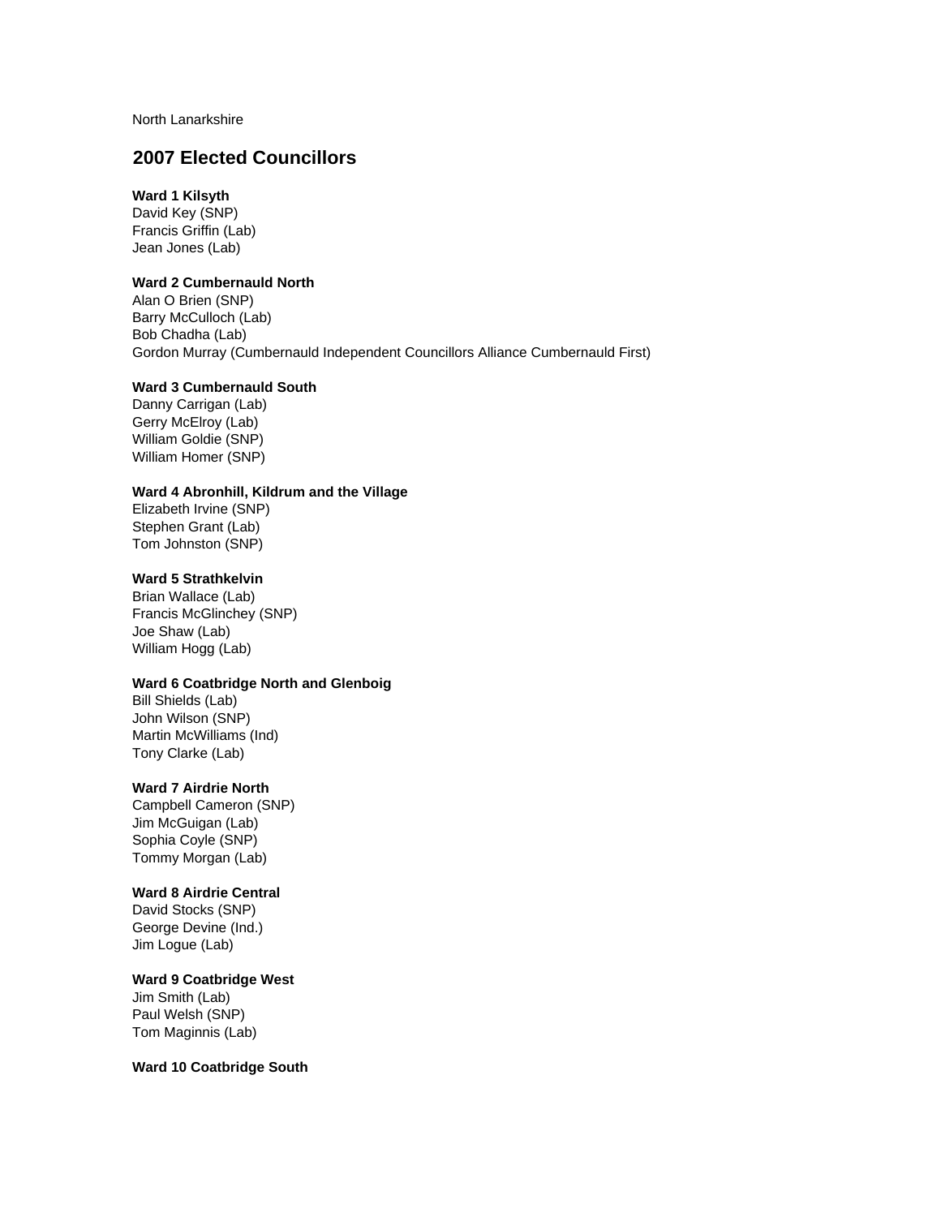North Lanarkshire

## 2007 Elected Councillors

**Ward 1 Kilsyth**
David Key (SNP)
Francis Griffin (Lab)
Jean Jones (Lab)

**Ward 2 Cumbernauld North**
Alan O Brien (SNP)
Barry McCulloch (Lab)
Bob Chadha (Lab)
Gordon Murray (Cumbernauld Independent Councillors Alliance Cumbernauld First)

**Ward 3 Cumbernauld South**
Danny Carrigan (Lab)
Gerry McElroy (Lab)
William Goldie (SNP)
William Homer (SNP)

**Ward 4 Abronhill, Kildrum and the Village**
Elizabeth Irvine (SNP)
Stephen Grant (Lab)
Tom Johnston (SNP)

**Ward 5 Strathkelvin**
Brian Wallace (Lab)
Francis McGlinchey (SNP)
Joe Shaw (Lab)
William Hogg (Lab)

**Ward 6 Coatbridge North and Glenboig**
Bill Shields (Lab)
John Wilson (SNP)
Martin McWilliams (Ind)
Tony Clarke (Lab)

**Ward 7 Airdrie North**
Campbell Cameron (SNP)
Jim McGuigan (Lab)
Sophia Coyle (SNP)
Tommy Morgan (Lab)

**Ward 8 Airdrie Central**
David Stocks (SNP)
George Devine (Ind.)
Jim Logue (Lab)

**Ward 9 Coatbridge West**
Jim Smith (Lab)
Paul Welsh (SNP)
Tom Maginnis (Lab)

**Ward 10 Coatbridge South**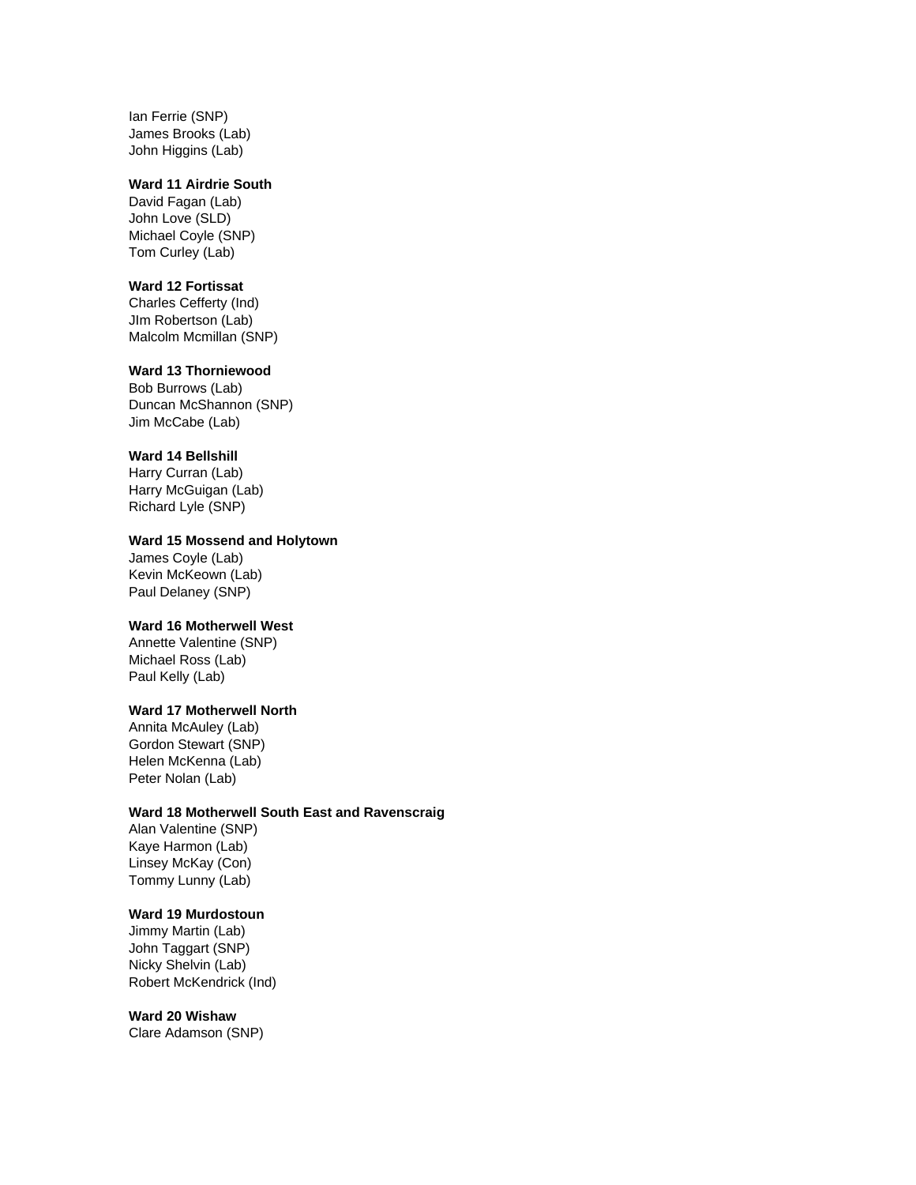Ian Ferrie (SNP)
James Brooks (Lab)
John Higgins (Lab)

**Ward 11 Airdrie South**
David Fagan (Lab)
John Love (SLD)
Michael Coyle (SNP)
Tom Curley (Lab)

**Ward 12 Fortissat**
Charles Cefferty (Ind)
JIm Robertson (Lab)
Malcolm Mcmillan (SNP)

**Ward 13 Thorniewood**
Bob Burrows (Lab)
Duncan McShannon (SNP)
Jim McCabe (Lab)

**Ward 14 Bellshill**
Harry Curran (Lab)
Harry McGuigan (Lab)
Richard Lyle (SNP)

**Ward 15 Mossend and Holytown**
James Coyle (Lab)
Kevin McKeown (Lab)
Paul Delaney (SNP)

**Ward 16 Motherwell West**
Annette Valentine (SNP)
Michael Ross (Lab)
Paul Kelly (Lab)

**Ward 17 Motherwell North**
Annita McAuley (Lab)
Gordon Stewart (SNP)
Helen McKenna (Lab)
Peter Nolan (Lab)

**Ward 18 Motherwell South East and Ravenscraig**
Alan Valentine (SNP)
Kaye Harmon (Lab)
Linsey McKay (Con)
Tommy Lunny (Lab)

**Ward 19 Murdostoun**
Jimmy Martin (Lab)
John Taggart (SNP)
Nicky Shelvin (Lab)
Robert McKendrick (Ind)

**Ward 20 Wishaw**
Clare Adamson (SNP)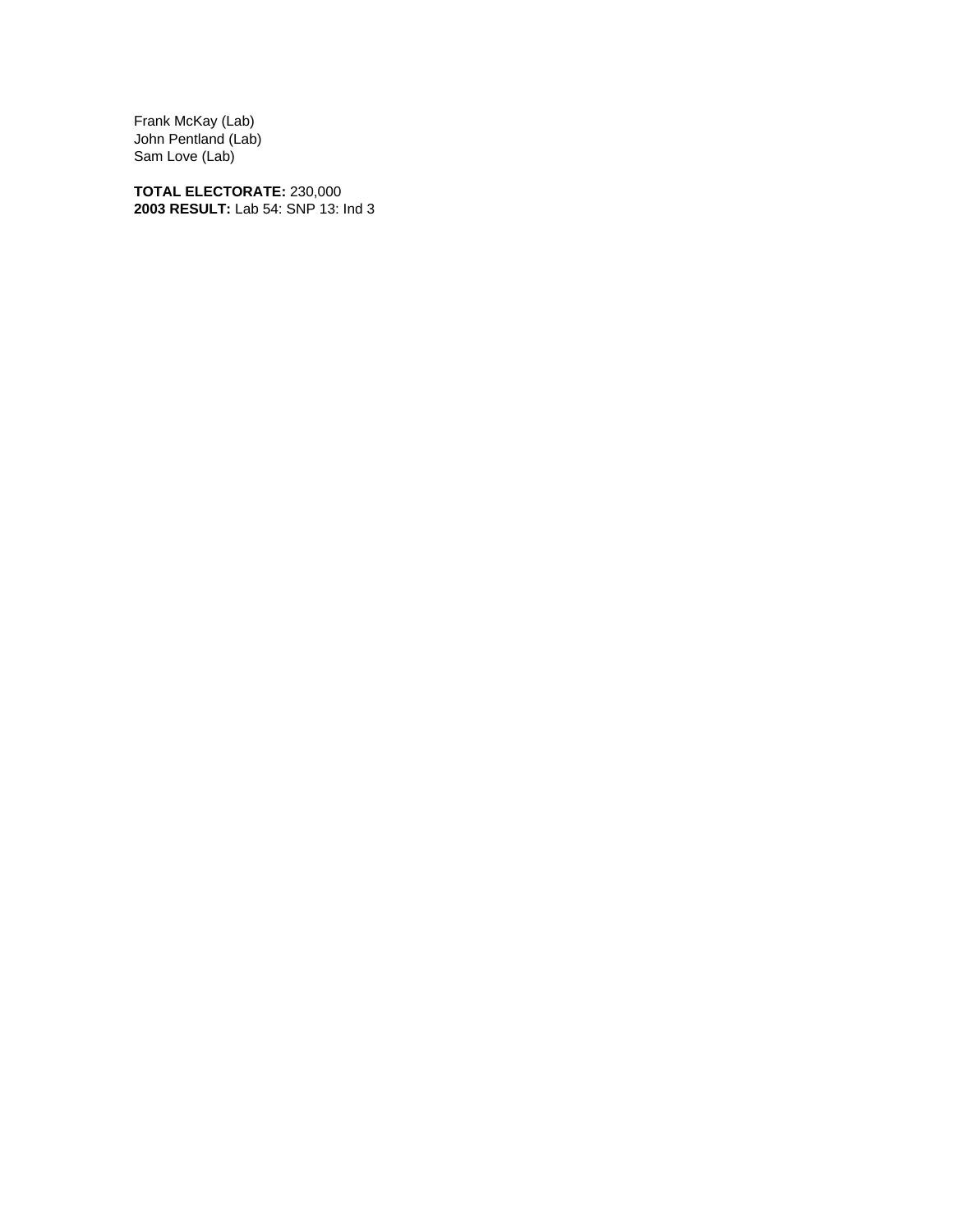Frank McKay (Lab)
John Pentland (Lab)
Sam Love (Lab)

**TOTAL ELECTORATE:** 230,000
**2003 RESULT:** Lab 54: SNP 13: Ind 3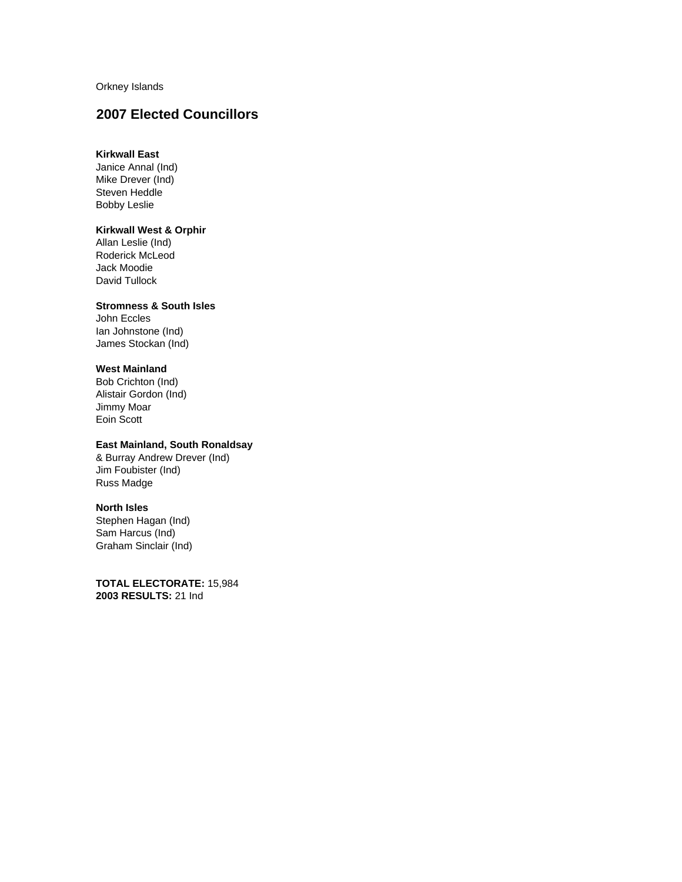Orkney Islands

## 2007 Elected Councillors

**Kirkwall East**
Janice Annal (Ind)
Mike Drever (Ind)
Steven Heddle
Bobby Leslie

**Kirkwall West & Orphir**
Allan Leslie (Ind)
Roderick McLeod
Jack Moodie
David Tullock

**Stromness & South Isles**
John Eccles
Ian Johnstone (Ind)
James Stockan (Ind)

**West Mainland**
Bob Crichton (Ind)
Alistair Gordon (Ind)
Jimmy Moar
Eoin Scott

**East Mainland, South Ronaldsay**
& Burray Andrew Drever (Ind)
Jim Foubister (Ind)
Russ Madge

**North Isles**
Stephen Hagan (Ind)
Sam Harcus (Ind)
Graham Sinclair (Ind)

**TOTAL ELECTORATE:** 15,984
**2003 RESULTS:** 21 Ind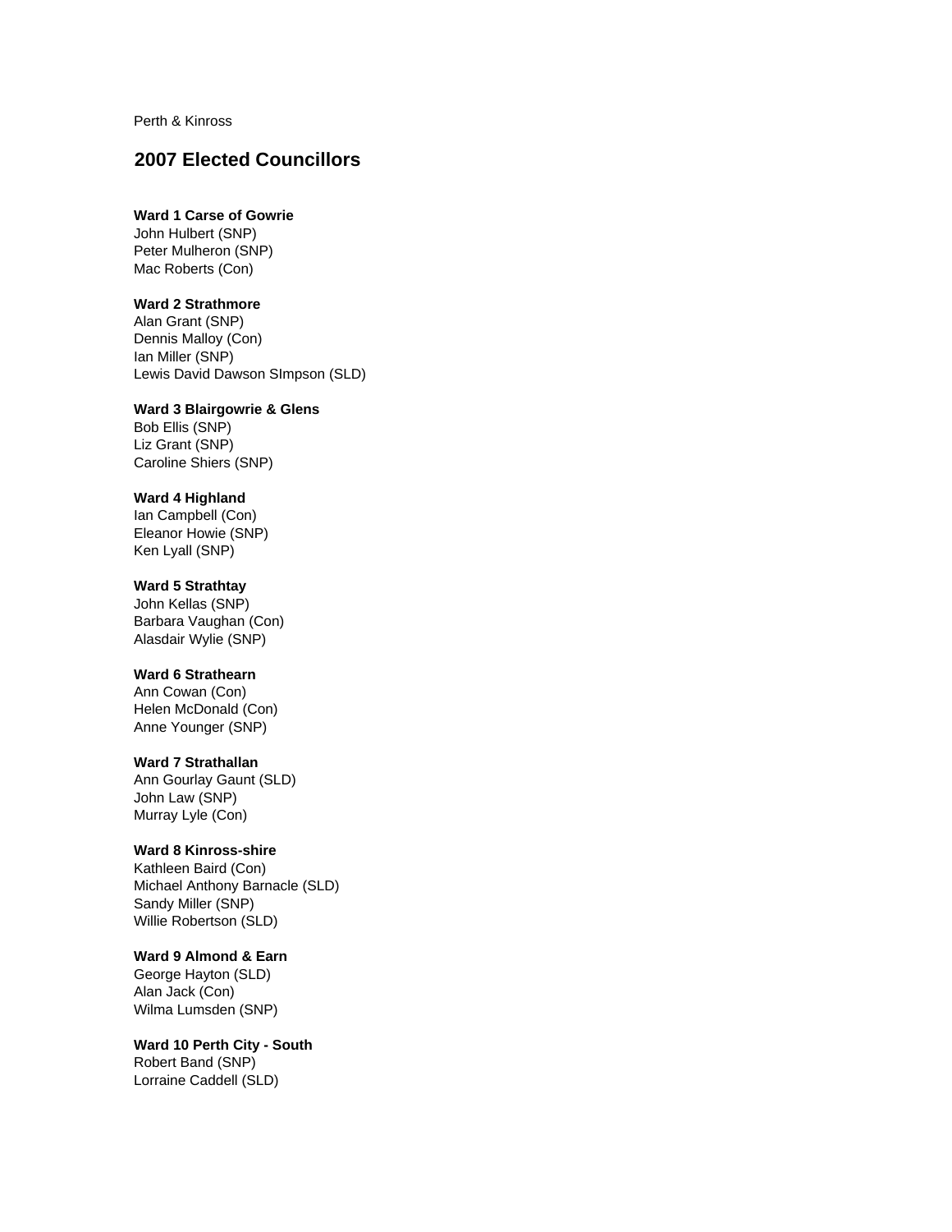Perth & Kinross

## 2007 Elected Councillors

**Ward 1 Carse of Gowrie**
John Hulbert (SNP)
Peter Mulheron (SNP)
Mac Roberts (Con)

**Ward 2 Strathmore**
Alan Grant (SNP)
Dennis Malloy (Con)
Ian Miller (SNP)
Lewis David Dawson SImpson (SLD)

**Ward 3 Blairgowrie & Glens**
Bob Ellis (SNP)
Liz Grant (SNP)
Caroline Shiers (SNP)

**Ward 4 Highland**
Ian Campbell (Con)
Eleanor Howie (SNP)
Ken Lyall (SNP)

**Ward 5 Strathtay**
John Kellas (SNP)
Barbara Vaughan (Con)
Alasdair Wylie (SNP)

**Ward 6 Strathearn**
Ann Cowan (Con)
Helen McDonald (Con)
Anne Younger (SNP)

**Ward 7 Strathallan**
Ann Gourlay Gaunt (SLD)
John Law (SNP)
Murray Lyle (Con)

**Ward 8 Kinross-shire**
Kathleen Baird (Con)
Michael Anthony Barnacle (SLD)
Sandy Miller (SNP)
Willie Robertson (SLD)

**Ward 9 Almond & Earn**
George Hayton (SLD)
Alan Jack (Con)
Wilma Lumsden (SNP)

**Ward 10 Perth City - South**
Robert Band (SNP)
Lorraine Caddell (SLD)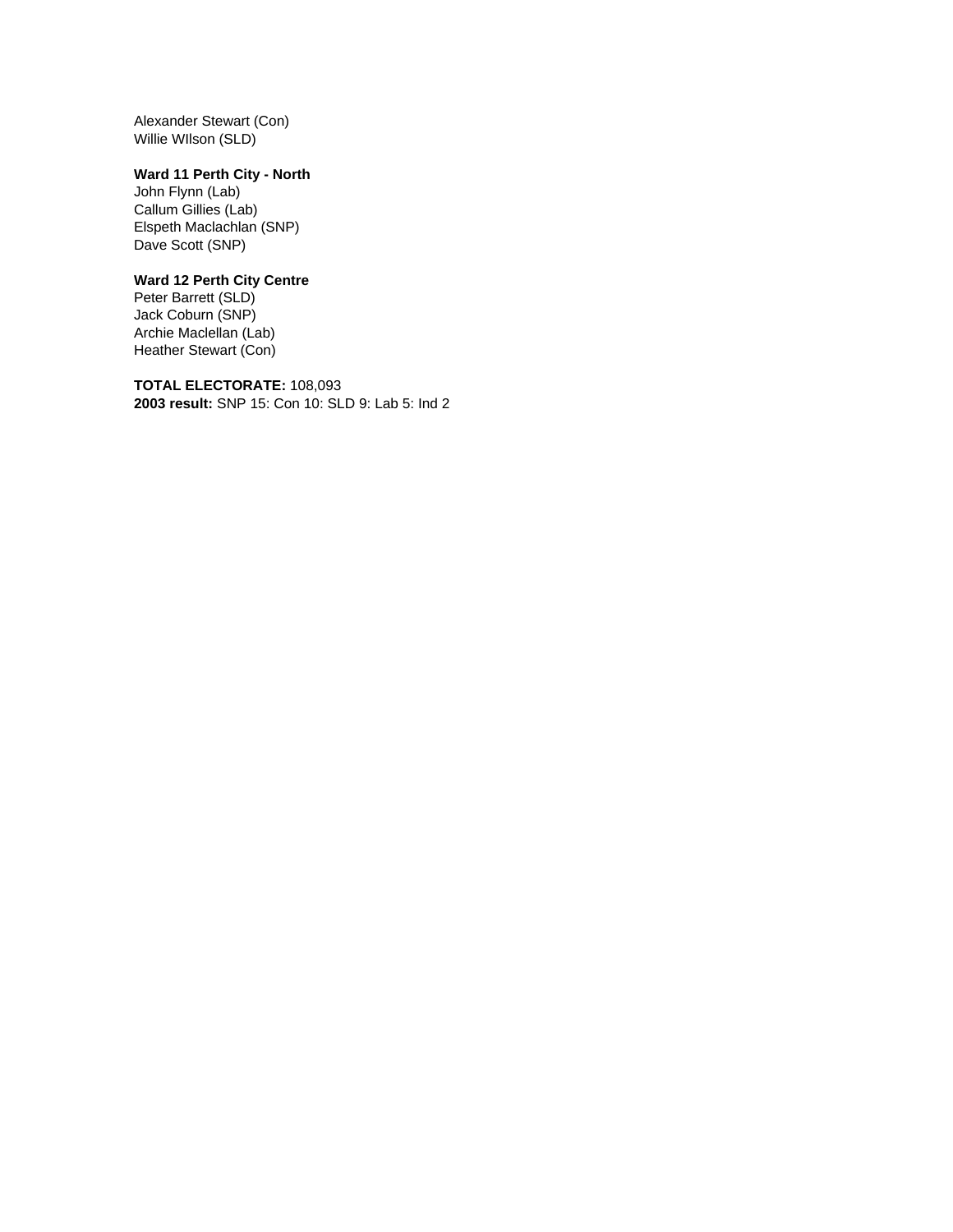Alexander Stewart (Con)
Willie WIlson (SLD)

**Ward 11 Perth City - North**
John Flynn (Lab)
Callum Gillies (Lab)
Elspeth Maclachlan (SNP)
Dave Scott (SNP)

**Ward 12 Perth City Centre**
Peter Barrett (SLD)
Jack Coburn (SNP)
Archie Maclellan (Lab)
Heather Stewart (Con)

**TOTAL ELECTORATE:** 108,093
**2003 result:** SNP 15: Con 10: SLD 9: Lab 5: Ind 2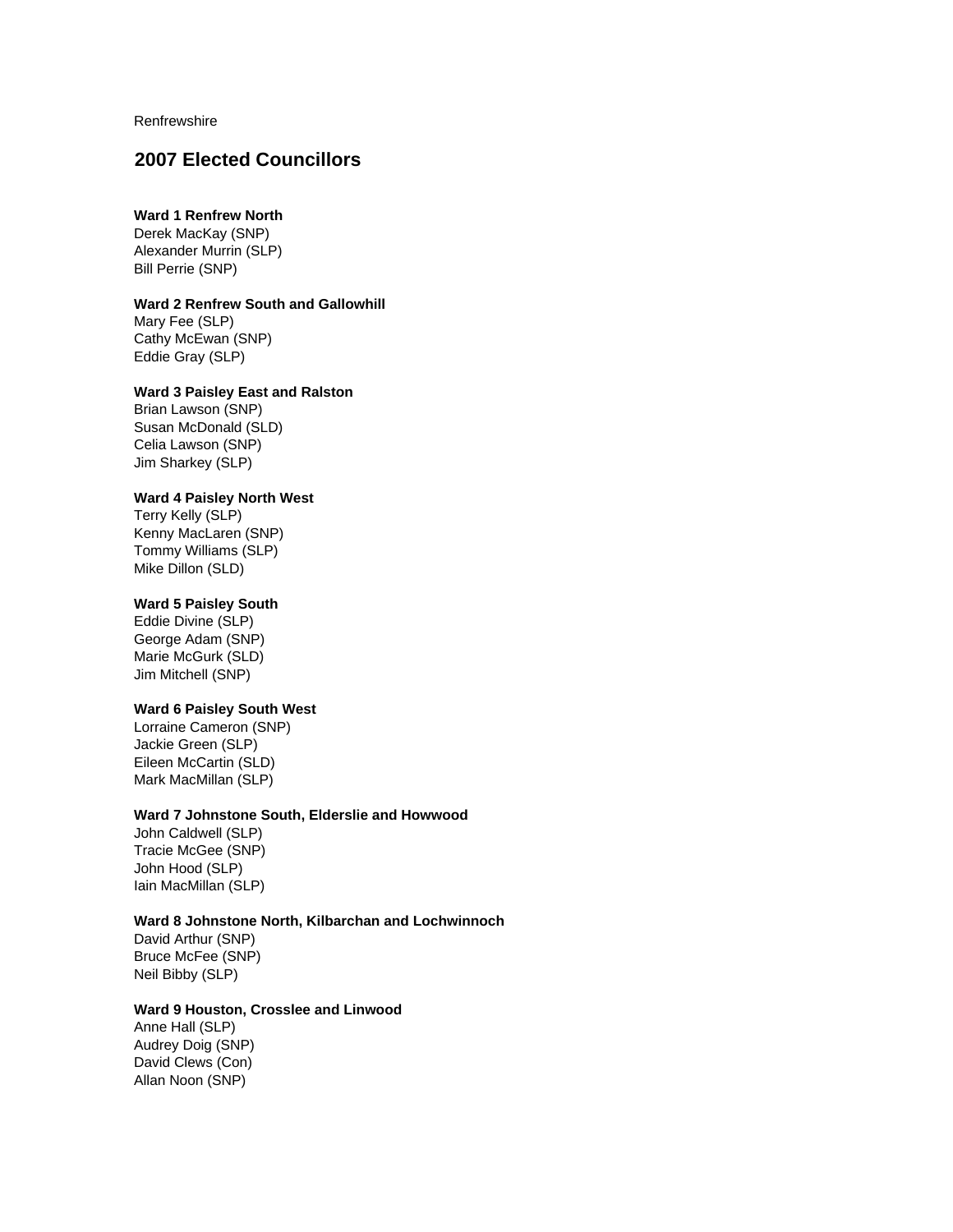Renfrewshire

## 2007 Elected Councillors

**Ward 1 Renfrew North**
Derek MacKay (SNP)
Alexander Murrin (SLP)
Bill Perrie (SNP)

**Ward 2 Renfrew South and Gallowhill**
Mary Fee (SLP)
Cathy McEwan (SNP)
Eddie Gray (SLP)

**Ward 3 Paisley East and Ralston**
Brian Lawson (SNP)
Susan McDonald (SLD)
Celia Lawson (SNP)
Jim Sharkey (SLP)

**Ward 4 Paisley North West**
Terry Kelly (SLP)
Kenny MacLaren (SNP)
Tommy Williams (SLP)
Mike Dillon (SLD)

**Ward 5 Paisley South**
Eddie Divine (SLP)
George Adam (SNP)
Marie McGurk (SLD)
Jim Mitchell (SNP)

**Ward 6 Paisley South West**
Lorraine Cameron (SNP)
Jackie Green (SLP)
Eileen McCartin (SLD)
Mark MacMillan (SLP)

**Ward 7 Johnstone South, Elderslie and Howwood**
John Caldwell (SLP)
Tracie McGee (SNP)
John Hood (SLP)
Iain MacMillan (SLP)

**Ward 8 Johnstone North, Kilbarchan and Lochwinnoch**
David Arthur (SNP)
Bruce McFee (SNP)
Neil Bibby (SLP)

**Ward 9 Houston, Crosslee and Linwood**
Anne Hall (SLP)
Audrey Doig (SNP)
David Clews (Con)
Allan Noon (SNP)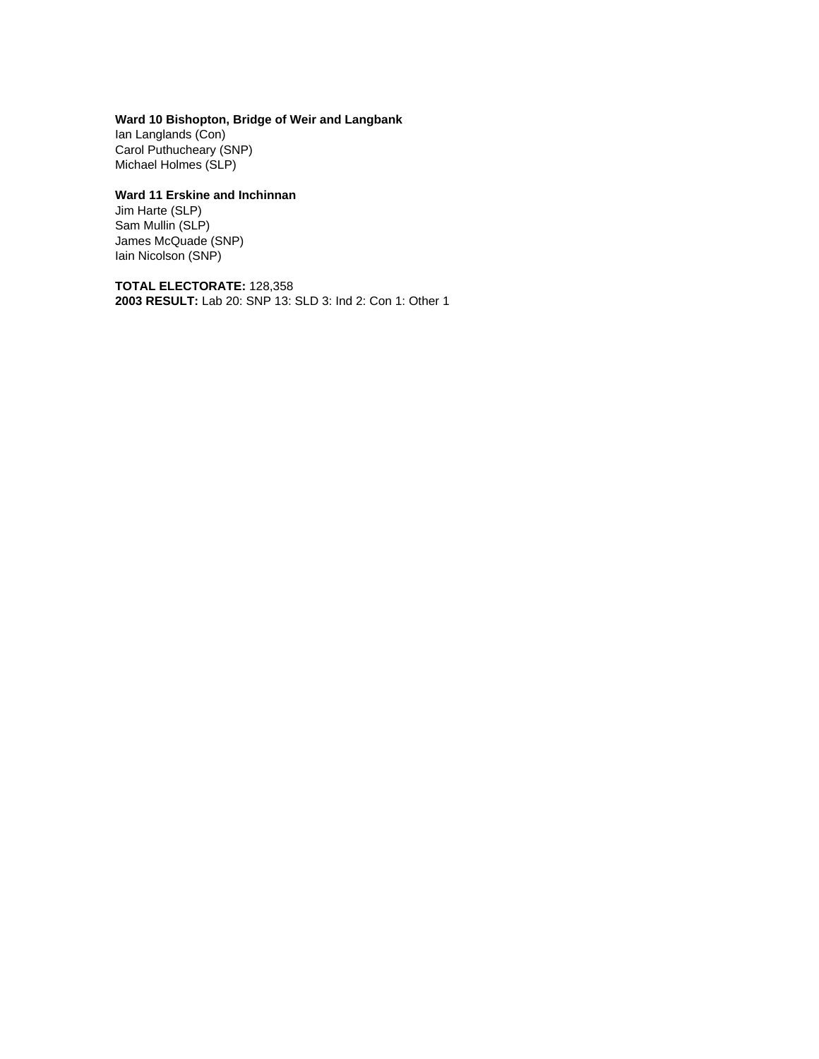**Ward 10 Bishopton, Bridge of Weir and Langbank**
Ian Langlands (Con)
Carol Puthucheary (SNP)
Michael Holmes (SLP)

**Ward 11 Erskine and Inchinnan**
Jim Harte (SLP)
Sam Mullin (SLP)
James McQuade (SNP)
Iain Nicolson (SNP)

**TOTAL ELECTORATE:** 128,358
**2003 RESULT:** Lab 20: SNP 13: SLD 3: Ind 2: Con 1: Other 1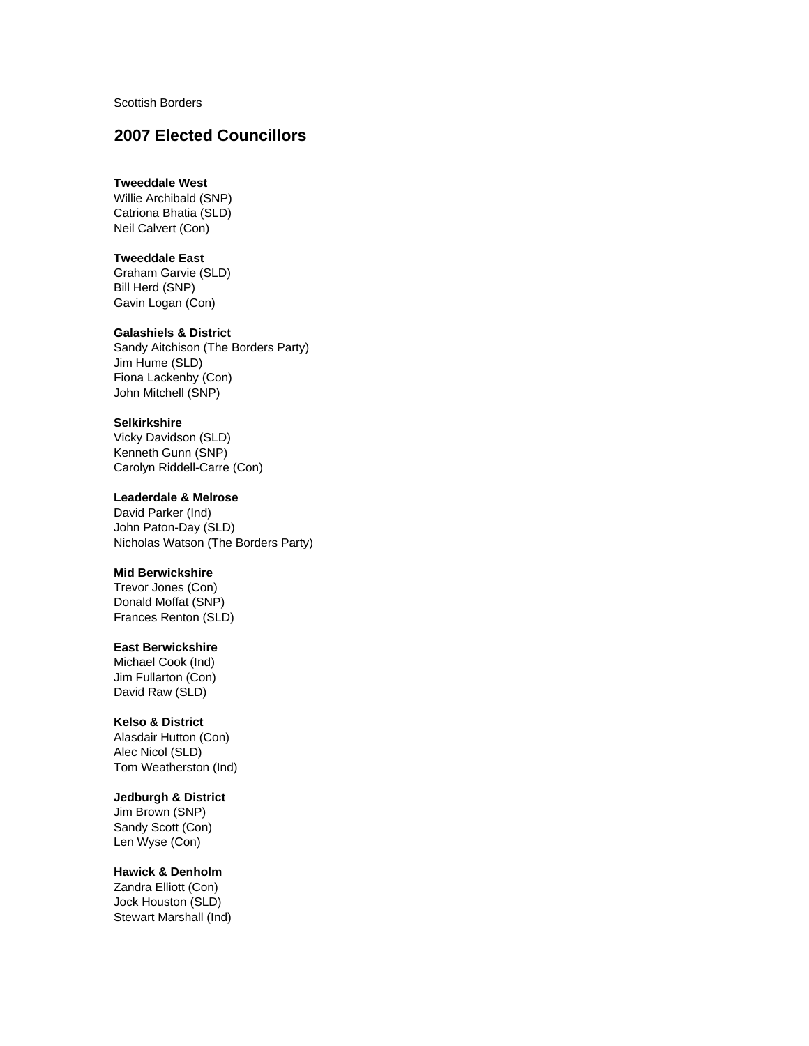Scottish Borders

## 2007 Elected Councillors

**Tweeddale West**
Willie Archibald (SNP)
Catriona Bhatia (SLD)
Neil Calvert (Con)

**Tweeddale East**
Graham Garvie (SLD)
Bill Herd (SNP)
Gavin Logan (Con)

**Galashiels & District**
Sandy Aitchison (The Borders Party)
Jim Hume (SLD)
Fiona Lackenby (Con)
John Mitchell (SNP)

**Selkirkshire**
Vicky Davidson (SLD)
Kenneth Gunn (SNP)
Carolyn Riddell-Carre (Con)

**Leaderdale & Melrose**
David Parker (Ind)
John Paton-Day (SLD)
Nicholas Watson (The Borders Party)

**Mid Berwickshire**
Trevor Jones (Con)
Donald Moffat (SNP)
Frances Renton (SLD)

**East Berwickshire**
Michael Cook (Ind)
Jim Fullarton (Con)
David Raw (SLD)

**Kelso & District**
Alasdair Hutton (Con)
Alec Nicol (SLD)
Tom Weatherston (Ind)

**Jedburgh & District**
Jim Brown (SNP)
Sandy Scott (Con)
Len Wyse (Con)

**Hawick & Denholm**
Zandra Elliott (Con)
Jock Houston (SLD)
Stewart Marshall (Ind)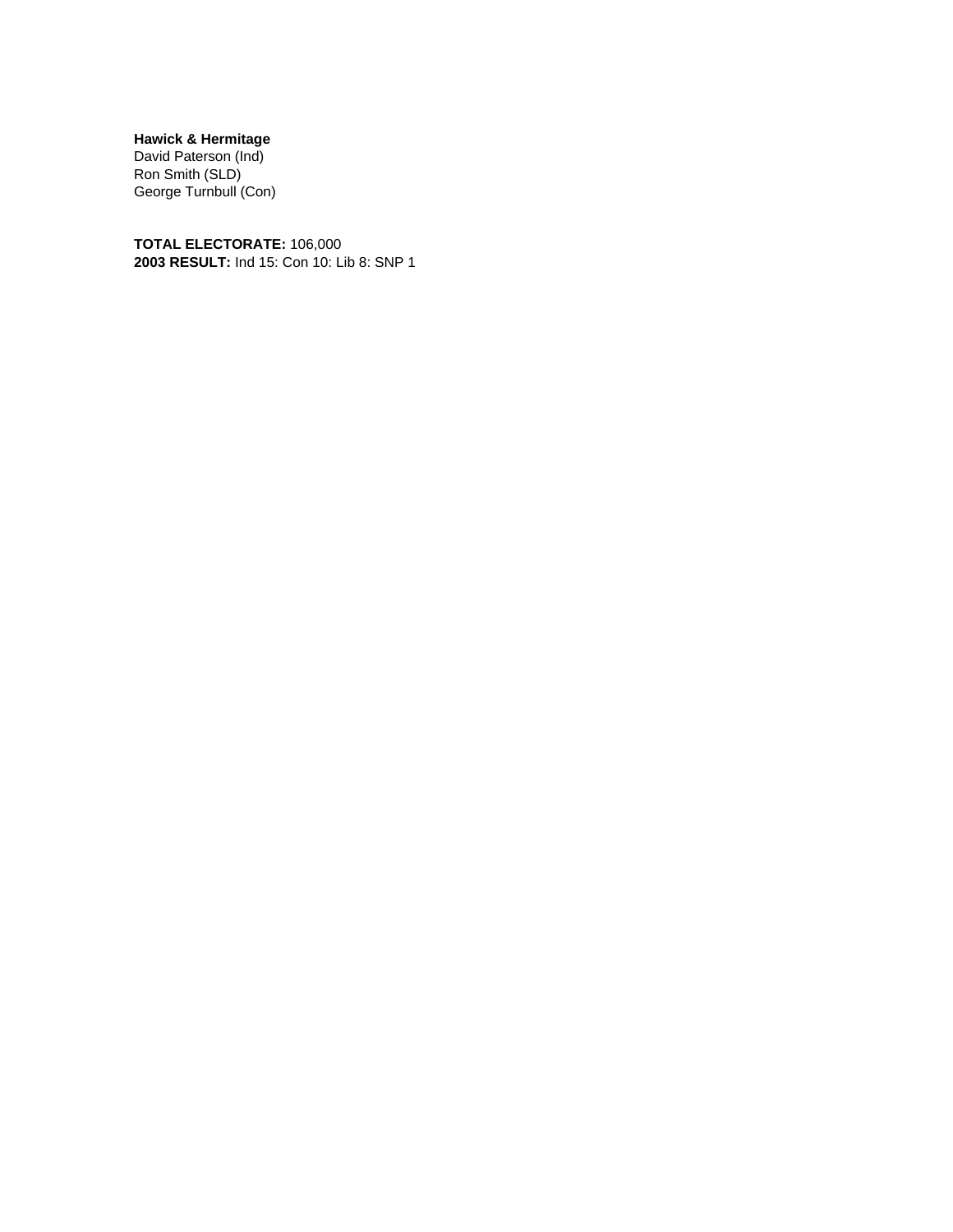**Hawick & Hermitage**
David Paterson (Ind)
Ron Smith (SLD)
George Turnbull (Con)

**TOTAL ELECTORATE:** 106,000
**2003 RESULT:** Ind 15: Con 10: Lib 8: SNP 1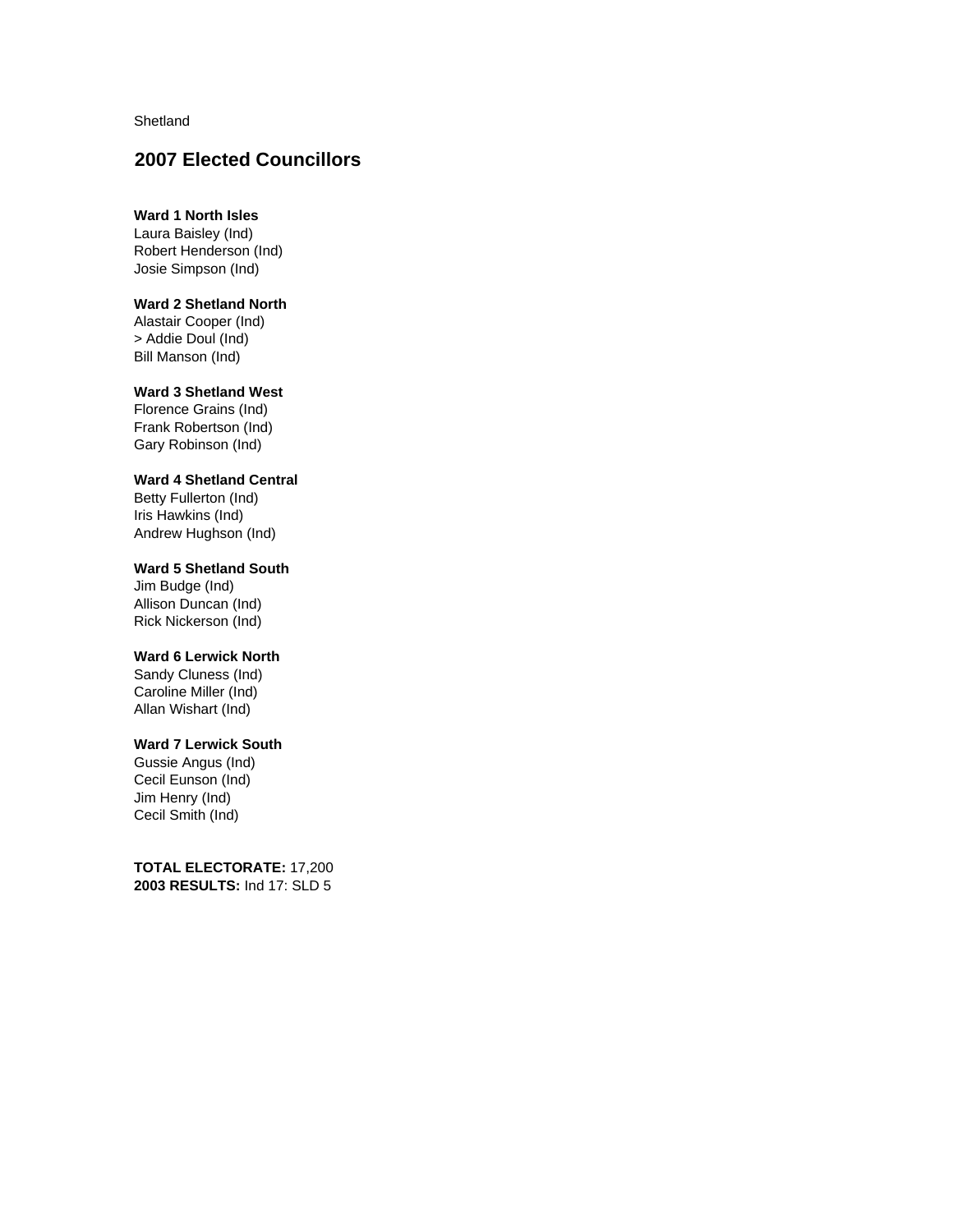Shetland

## 2007 Elected Councillors

**Ward 1 North Isles**
Laura Baisley (Ind)
Robert Henderson (Ind)
Josie Simpson (Ind)

**Ward 2 Shetland North**
Alastair Cooper (Ind)
> Addie Doul (Ind)
Bill Manson (Ind)

**Ward 3 Shetland West**
Florence Grains (Ind)
Frank Robertson (Ind)
Gary Robinson (Ind)

**Ward 4 Shetland Central**
Betty Fullerton (Ind)
Iris Hawkins (Ind)
Andrew Hughson (Ind)

**Ward 5 Shetland South**
Jim Budge (Ind)
Allison Duncan (Ind)
Rick Nickerson (Ind)

**Ward 6 Lerwick North**
Sandy Cluness (Ind)
Caroline Miller (Ind)
Allan Wishart (Ind)

**Ward 7 Lerwick South**
Gussie Angus (Ind)
Cecil Eunson (Ind)
Jim Henry (Ind)
Cecil Smith (Ind)

**TOTAL ELECTORATE:** 17,200
**2003 RESULTS:** Ind 17: SLD 5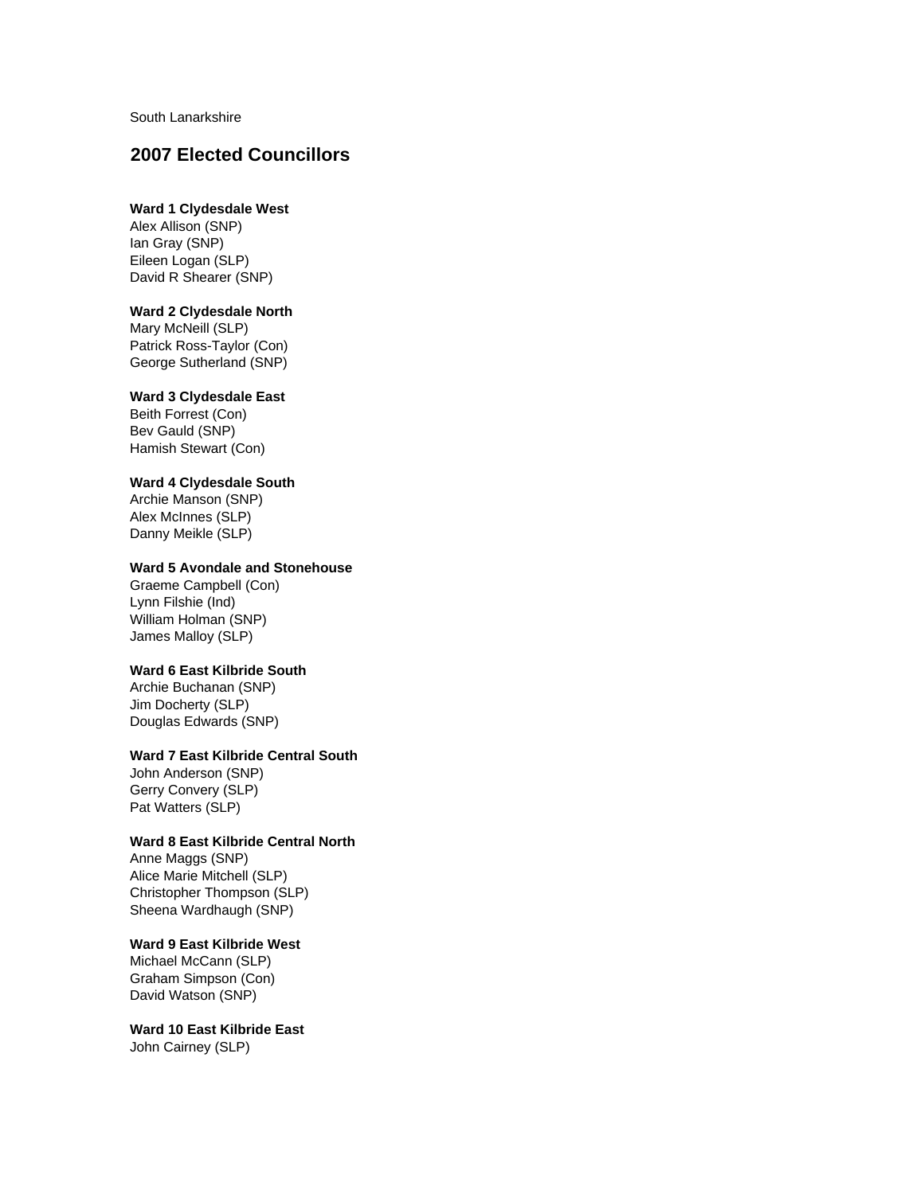South Lanarkshire

## 2007 Elected Councillors

**Ward 1 Clydesdale West**
Alex Allison (SNP)
Ian Gray (SNP)
Eileen Logan (SLP)
David R Shearer (SNP)

**Ward 2 Clydesdale North**
Mary McNeill (SLP)
Patrick Ross-Taylor (Con)
George Sutherland (SNP)

**Ward 3 Clydesdale East**
Beith Forrest (Con)
Bev Gauld (SNP)
Hamish Stewart (Con)

**Ward 4 Clydesdale South**
Archie Manson (SNP)
Alex McInnes (SLP)
Danny Meikle (SLP)

**Ward 5 Avondale and Stonehouse**
Graeme Campbell (Con)
Lynn Filshie (Ind)
William Holman (SNP)
James Malloy (SLP)

**Ward 6 East Kilbride South**
Archie Buchanan (SNP)
Jim Docherty (SLP)
Douglas Edwards (SNP)

**Ward 7 East Kilbride Central South**
John Anderson (SNP)
Gerry Convery (SLP)
Pat Watters (SLP)

**Ward 8 East Kilbride Central North**
Anne Maggs (SNP)
Alice Marie Mitchell (SLP)
Christopher Thompson (SLP)
Sheena Wardhaugh (SNP)

**Ward 9 East Kilbride West**
Michael McCann (SLP)
Graham Simpson (Con)
David Watson (SNP)

**Ward 10 East Kilbride East**
John Cairney (SLP)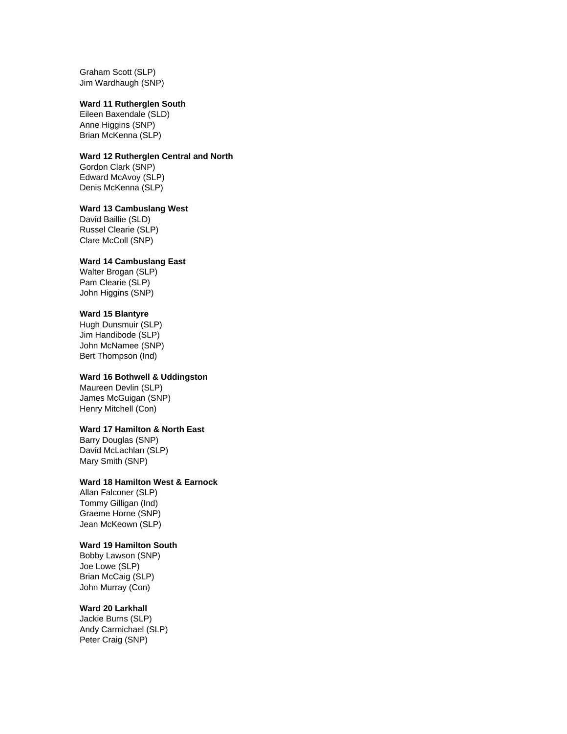Graham Scott (SLP)
Jim Wardhaugh (SNP)

**Ward 11 Rutherglen South**
Eileen Baxendale (SLD)
Anne Higgins (SNP)
Brian McKenna (SLP)

**Ward 12 Rutherglen Central and North**
Gordon Clark (SNP)
Edward McAvoy (SLP)
Denis McKenna (SLP)

**Ward 13 Cambuslang West**
David Baillie (SLD)
Russel Clearie (SLP)
Clare McColl (SNP)

**Ward 14 Cambuslang East**
Walter Brogan (SLP)
Pam Clearie (SLP)
John Higgins (SNP)

**Ward 15 Blantyre**
Hugh Dunsmuir (SLP)
Jim Handibode (SLP)
John McNamee (SNP)
Bert Thompson (Ind)

**Ward 16 Bothwell & Uddingston**
Maureen Devlin (SLP)
James McGuigan (SNP)
Henry Mitchell (Con)

**Ward 17 Hamilton & North East**
Barry Douglas (SNP)
David McLachlan (SLP)
Mary Smith (SNP)

**Ward 18 Hamilton West & Earnock**
Allan Falconer (SLP)
Tommy Gilligan (Ind)
Graeme Horne (SNP)
Jean McKeown (SLP)

**Ward 19 Hamilton South**
Bobby Lawson (SNP)
Joe Lowe (SLP)
Brian McCaig (SLP)
John Murray (Con)

**Ward 20 Larkhall**
Jackie Burns (SLP)
Andy Carmichael (SLP)
Peter Craig (SNP)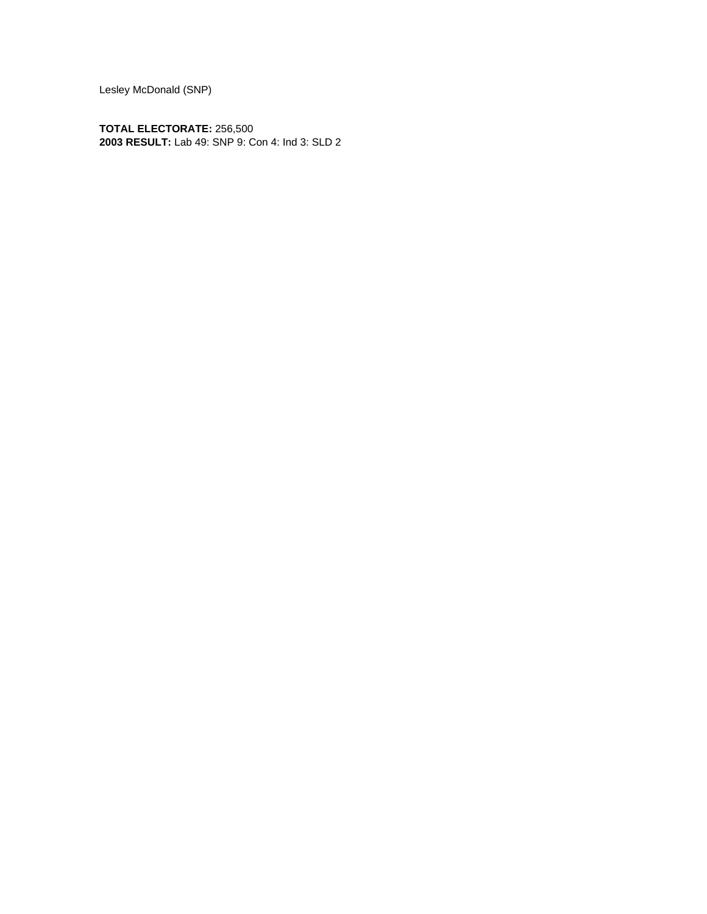Lesley McDonald (SNP)

**TOTAL ELECTORATE:** 256,500
**2003 RESULT:** Lab 49: SNP 9: Con 4: Ind 3: SLD 2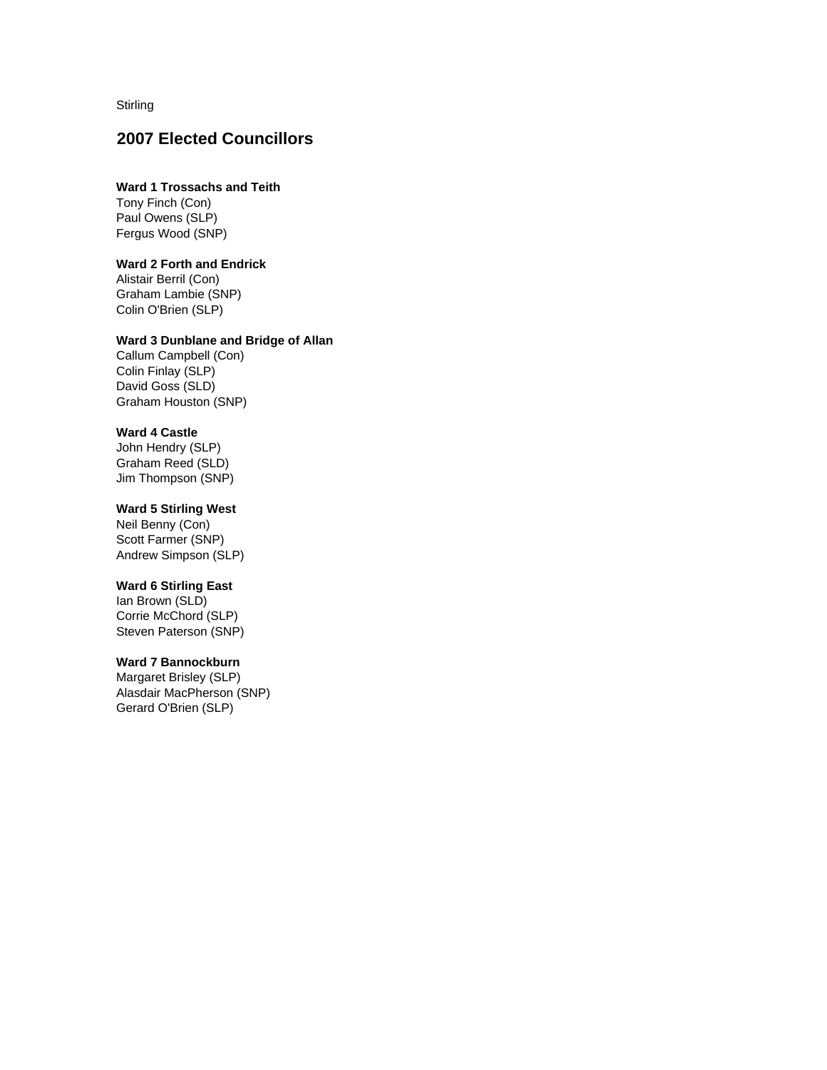Stirling

## 2007 Elected Councillors

**Ward 1 Trossachs and Teith**
Tony Finch (Con)
Paul Owens (SLP)
Fergus Wood (SNP)

**Ward 2 Forth and Endrick**
Alistair Berril (Con)
Graham Lambie (SNP)
Colin O'Brien (SLP)

**Ward 3 Dunblane and Bridge of Allan**
Callum Campbell (Con)
Colin Finlay (SLP)
David Goss (SLD)
Graham Houston (SNP)

**Ward 4 Castle**
John Hendry (SLP)
Graham Reed (SLD)
Jim Thompson (SNP)

**Ward 5 Stirling West**
Neil Benny (Con)
Scott Farmer (SNP)
Andrew Simpson (SLP)

**Ward 6 Stirling East**
Ian Brown (SLD)
Corrie McChord (SLP)
Steven Paterson (SNP)

**Ward 7 Bannockburn**
Margaret Brisley (SLP)
Alasdair MacPherson (SNP)
Gerard O'Brien (SLP)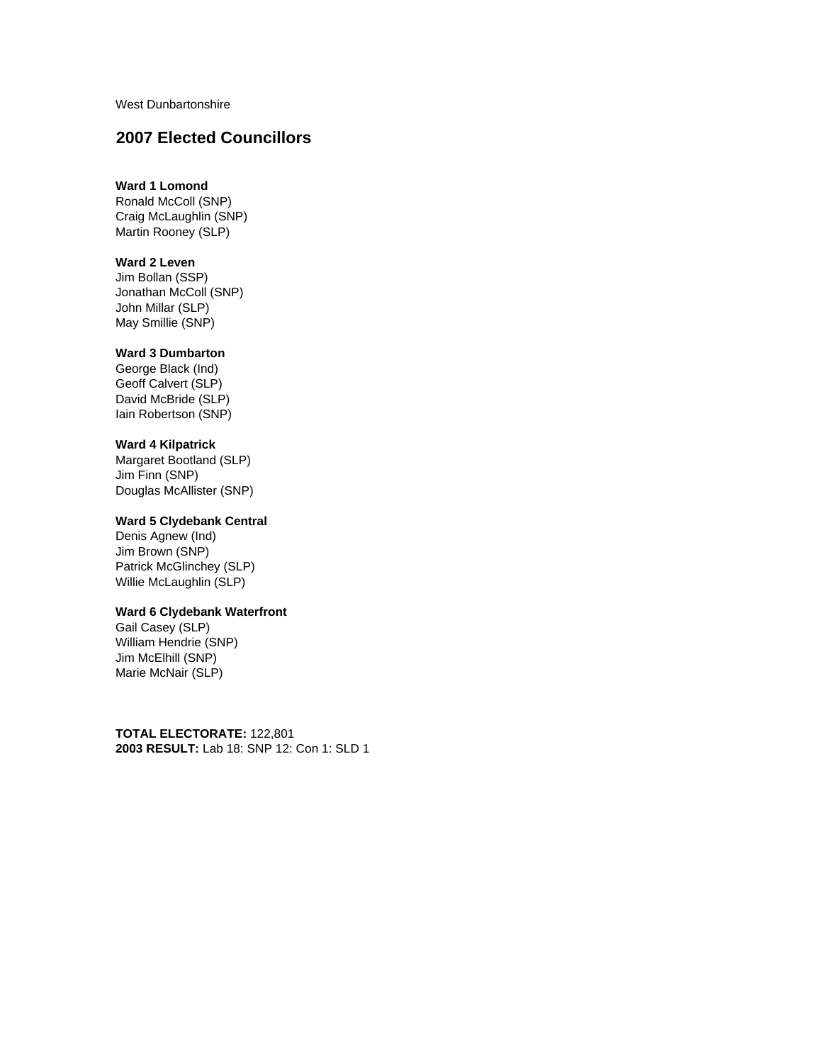West Dunbartonshire

## 2007 Elected Councillors

**Ward 1 Lomond**
Ronald McColl (SNP)
Craig McLaughlin (SNP)
Martin Rooney (SLP)

**Ward 2 Leven**
Jim Bollan (SSP)
Jonathan McColl (SNP)
John Millar (SLP)
May Smillie (SNP)

**Ward 3 Dumbarton**
George Black (Ind)
Geoff Calvert (SLP)
David McBride (SLP)
Iain Robertson (SNP)

**Ward 4 Kilpatrick**
Margaret Bootland (SLP)
Jim Finn (SNP)
Douglas McAllister (SNP)

**Ward 5 Clydebank Central**
Denis Agnew (Ind)
Jim Brown (SNP)
Patrick McGlinchey (SLP)
Willie McLaughlin (SLP)

**Ward 6 Clydebank Waterfront**
Gail Casey (SLP)
William Hendrie (SNP)
Jim McElhill (SNP)
Marie McNair (SLP)

**TOTAL ELECTORATE:** 122,801
**2003 RESULT:** Lab 18: SNP 12: Con 1: SLD 1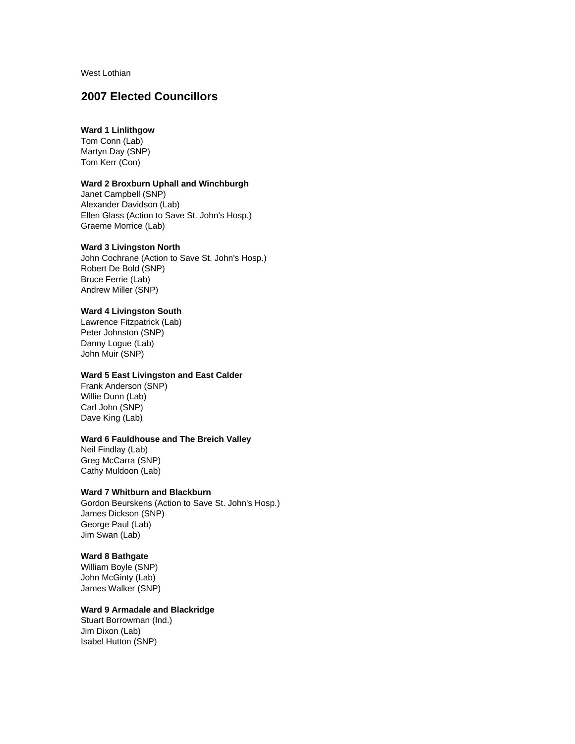West Lothian

## 2007 Elected Councillors

**Ward 1 Linlithgow**
Tom Conn (Lab)
Martyn Day (SNP)
Tom Kerr (Con)

**Ward 2 Broxburn Uphall and Winchburgh**
Janet Campbell (SNP)
Alexander Davidson (Lab)
Ellen Glass (Action to Save St. John's Hosp.)
Graeme Morrice (Lab)

**Ward 3 Livingston North**
John Cochrane (Action to Save St. John's Hosp.)
Robert De Bold (SNP)
Bruce Ferrie (Lab)
Andrew Miller (SNP)

**Ward 4 Livingston South**
Lawrence Fitzpatrick (Lab)
Peter Johnston (SNP)
Danny Logue (Lab)
John Muir (SNP)

**Ward 5 East Livingston and East Calder**
Frank Anderson (SNP)
Willie Dunn (Lab)
Carl John (SNP)
Dave King (Lab)

**Ward 6 Fauldhouse and The Breich Valley**
Neil Findlay (Lab)
Greg McCarra (SNP)
Cathy Muldoon (Lab)

**Ward 7 Whitburn and Blackburn**
Gordon Beurskens (Action to Save St. John's Hosp.)
James Dickson (SNP)
George Paul (Lab)
Jim Swan (Lab)

**Ward 8 Bathgate**
William Boyle (SNP)
John McGinty (Lab)
James Walker (SNP)

**Ward 9 Armadale and Blackridge**
Stuart Borrowman (Ind.)
Jim Dixon (Lab)
Isabel Hutton (SNP)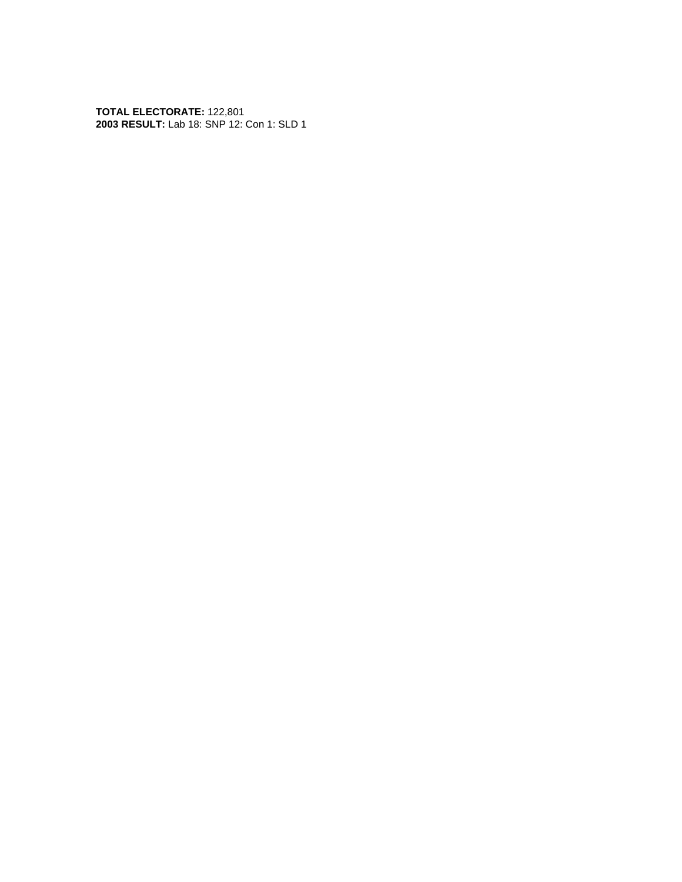**TOTAL ELECTORATE:** 122,801
**2003 RESULT:** Lab 18: SNP 12: Con 1: SLD 1